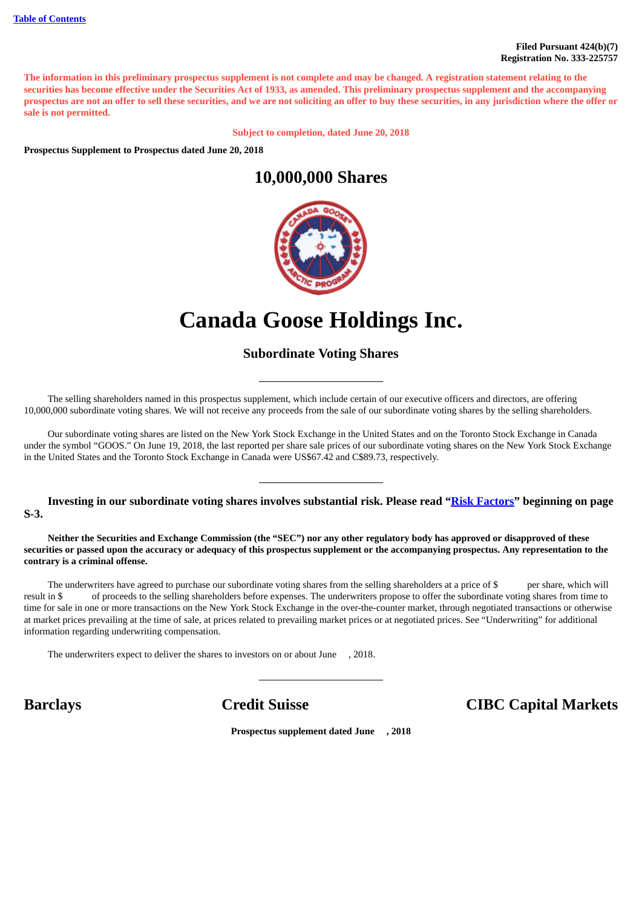Table of Contents

**Filed Pursuant 424(b)(7)**
**Registration No. 333-225757**

**The information in this preliminary prospectus supplement is not complete and may be changed. A registration statement relating to the securities has become effective under the Securities Act of 1933, as amended. This preliminary prospectus supplement and the accompanying prospectus are not an offer to sell these securities, and we are not soliciting an offer to buy these securities, in any jurisdiction where the offer or sale is not permitted.**

**Subject to completion, dated June 20, 2018**

**Prospectus Supplement to Prospectus dated June 20, 2018**

## 10,000,000 Shares

# Canada Goose Holdings Inc.

### Subordinate Voting Shares

---

The selling shareholders named in this prospectus supplement, which include certain of our executive officers and directors, are offering 10,000,000 subordinate voting shares. We will not receive any proceeds from the sale of our subordinate voting shares by the selling shareholders.

Our subordinate voting shares are listed on the New York Stock Exchange in the United States and on the Toronto Stock Exchange in Canada under the symbol "GOOS." On June 19, 2018, the last reported per share sale prices of our subordinate voting shares on the New York Stock Exchange in the United States and the Toronto Stock Exchange in Canada were US$67.42 and C$89.73, respectively.

---

**Investing in our subordinate voting shares involves substantial risk. Please read "Risk Factors" beginning on page S-3.**

**Neither the Securities and Exchange Commission (the "SEC") nor any other regulatory body has approved or disapproved of these securities or passed upon the accuracy or adequacy of this prospectus supplement or the accompanying prospectus. Any representation to the contrary is a criminal offense.**

The underwriters have agreed to purchase our subordinate voting shares from the selling shareholders at a price of $ per share, which will result in $ of proceeds to the selling shareholders before expenses. The underwriters propose to offer the subordinate voting shares from time to time for sale in one or more transactions on the New York Stock Exchange in the over-the-counter market, through negotiated transactions or otherwise at market prices prevailing at the time of sale, at prices related to prevailing market prices or at negotiated prices. See "Underwriting" for additional information regarding underwriting compensation.

The underwriters expect to deliver the shares to investors on or about June , 2018.

---

**Barclays** **Credit Suisse** **CIBC Capital Markets**

**Prospectus supplement dated June , 2018**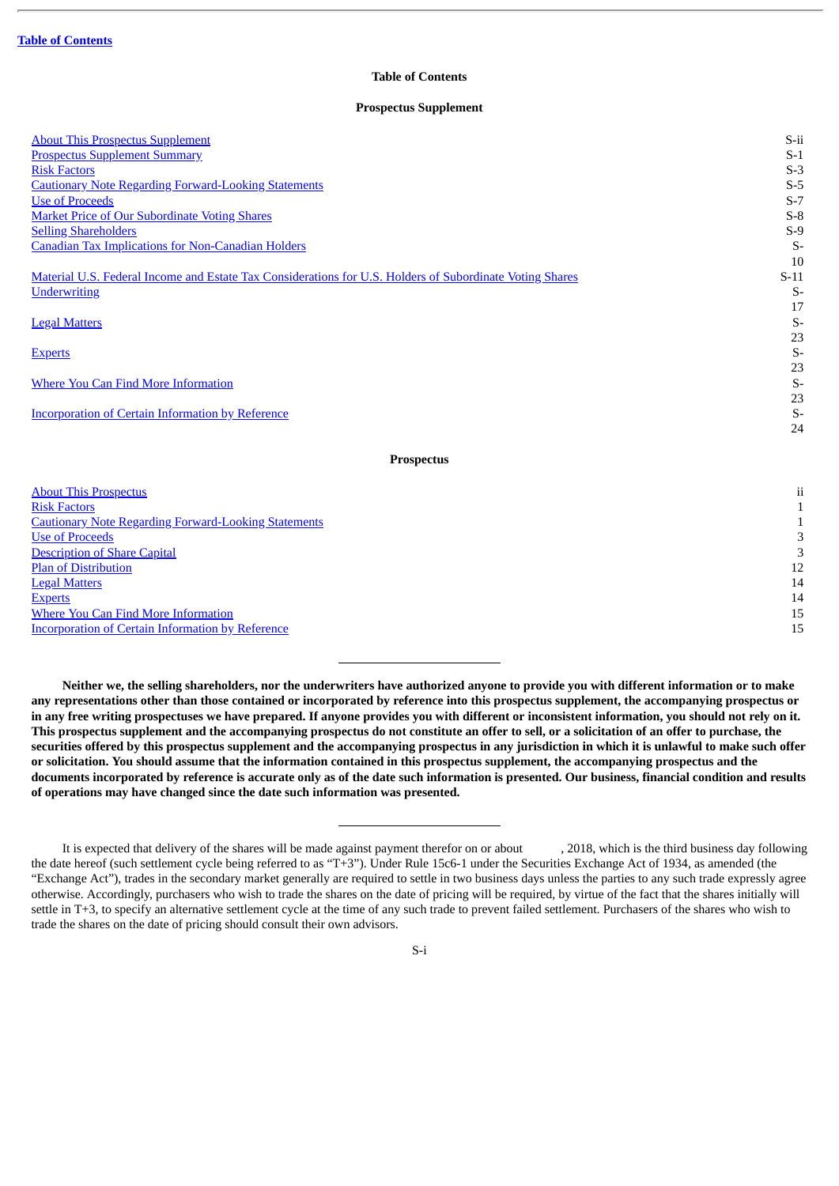## Table of Contents

### Prospectus Supplement

| | |
|---|---|
| About This Prospectus Supplement | S-ii |
| Prospectus Supplement Summary | S-1 |
| Risk Factors | S-3 |
| Cautionary Note Regarding Forward-Looking Statements | S-5 |
| Use of Proceeds | S-7 |
| Market Price of Our Subordinate Voting Shares | S-8 |
| Selling Shareholders | S-9 |
| Canadian Tax Implications for Non-Canadian Holders | S-10 |
| Material U.S. Federal Income and Estate Tax Considerations for U.S. Holders of Subordinate Voting Shares | S-11 |
| Underwriting | S-17 |
| Legal Matters | S-23 |
| Experts | S-23 |
| Where You Can Find More Information | S-23 |
| Incorporation of Certain Information by Reference | S-24 |

### Prospectus

| | |
|---|---|
| About This Prospectus | ii |
| Risk Factors | 1 |
| Cautionary Note Regarding Forward-Looking Statements | 1 |
| Use of Proceeds | 3 |
| Description of Share Capital | 3 |
| Plan of Distribution | 12 |
| Legal Matters | 14 |
| Experts | 14 |
| Where You Can Find More Information | 15 |
| Incorporation of Certain Information by Reference | 15 |

**Neither we, the selling shareholders, nor the underwriters have authorized anyone to provide you with different information or to make any representations other than those contained or incorporated by reference into this prospectus supplement, the accompanying prospectus or in any free writing prospectuses we have prepared. If anyone provides you with different or inconsistent information, you should not rely on it. This prospectus supplement and the accompanying prospectus do not constitute an offer to sell, or a solicitation of an offer to purchase, the securities offered by this prospectus supplement and the accompanying prospectus in any jurisdiction in which it is unlawful to make such offer or solicitation. You should assume that the information contained in this prospectus supplement, the accompanying prospectus and the documents incorporated by reference is accurate only as of the date such information is presented. Our business, financial condition and results of operations may have changed since the date such information was presented.**

It is expected that delivery of the shares will be made against payment therefor on or about , 2018, which is the third business day following the date hereof (such settlement cycle being referred to as "T+3"). Under Rule 15c6-1 under the Securities Exchange Act of 1934, as amended (the "Exchange Act"), trades in the secondary market generally are required to settle in two business days unless the parties to any such trade expressly agree otherwise. Accordingly, purchasers who wish to trade the shares on the date of pricing will be required, by virtue of the fact that the shares initially will settle in T+3, to specify an alternative settlement cycle at the time of any such trade to prevent failed settlement. Purchasers of the shares who wish to trade the shares on the date of pricing should consult their own advisors.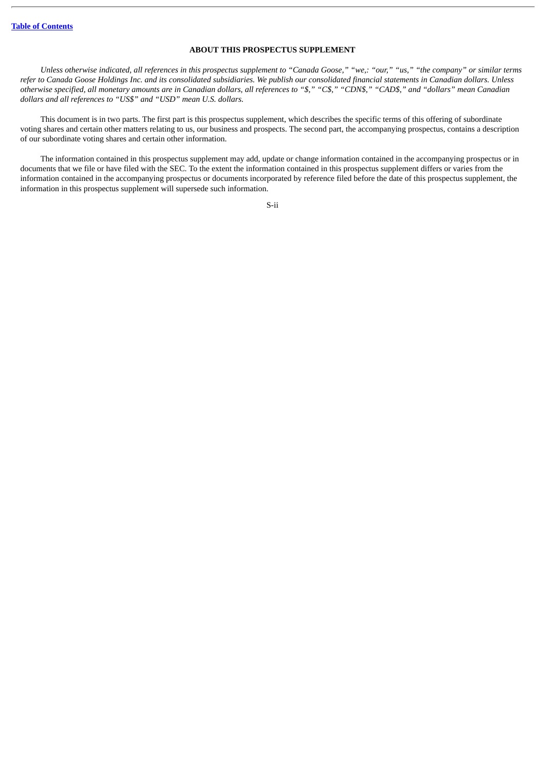## ABOUT THIS PROSPECTUS SUPPLEMENT

*Unless otherwise indicated, all references in this prospectus supplement to "Canada Goose," "we,: "our," "us," "the company" or similar terms refer to Canada Goose Holdings Inc. and its consolidated subsidiaries. We publish our consolidated financial statements in Canadian dollars. Unless otherwise specified, all monetary amounts are in Canadian dollars, all references to "$," "C$," "CDN$," "CAD$," and "dollars" mean Canadian dollars and all references to "US$" and "USD" mean U.S. dollars.*

This document is in two parts. The first part is this prospectus supplement, which describes the specific terms of this offering of subordinate voting shares and certain other matters relating to us, our business and prospects. The second part, the accompanying prospectus, contains a description of our subordinate voting shares and certain other information.

The information contained in this prospectus supplement may add, update or change information contained in the accompanying prospectus or in documents that we file or have filed with the SEC. To the extent the information contained in this prospectus supplement differs or varies from the information contained in the accompanying prospectus or documents incorporated by reference filed before the date of this prospectus supplement, the information in this prospectus supplement will supersede such information.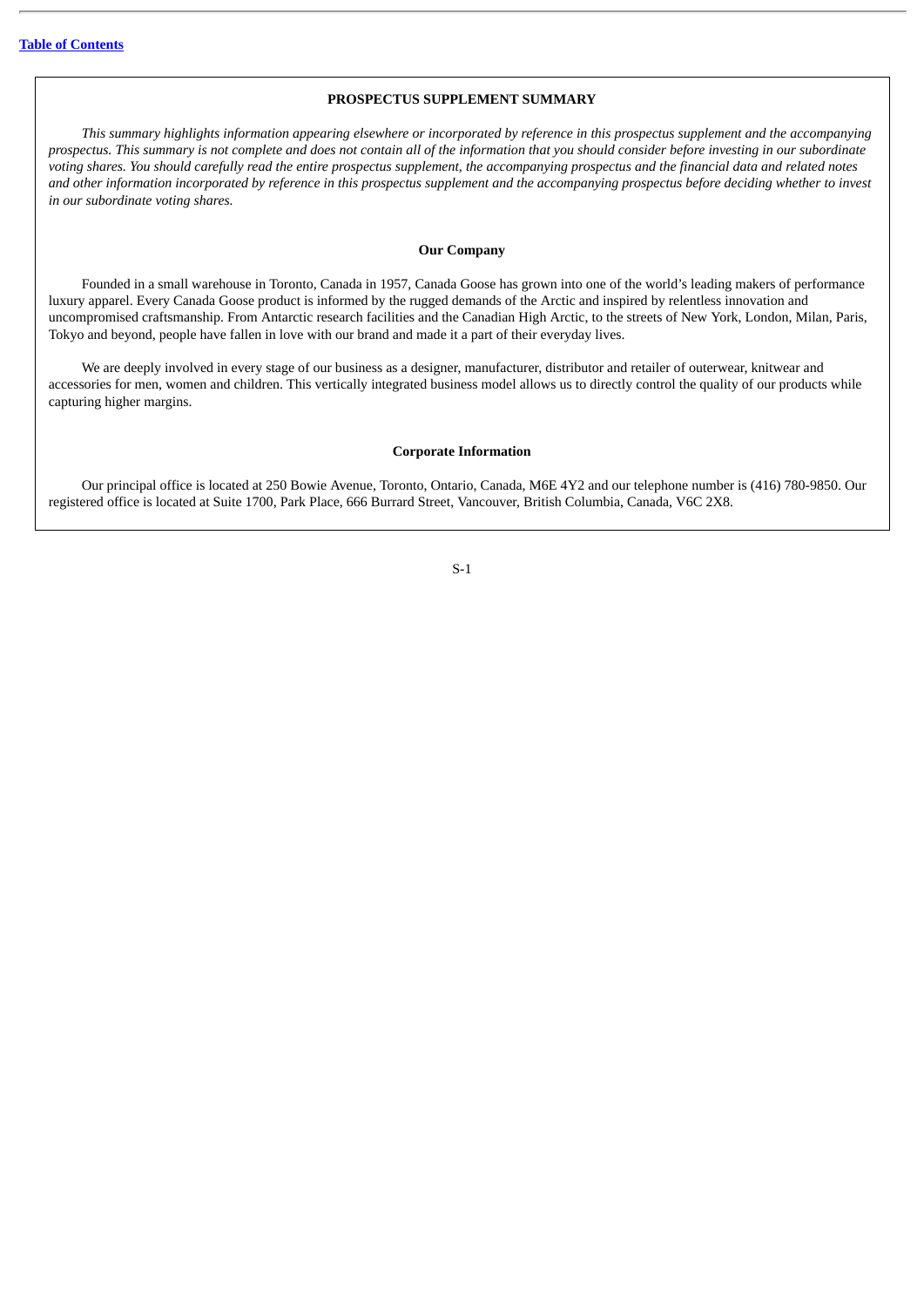## PROSPECTUS SUPPLEMENT SUMMARY

*This summary highlights information appearing elsewhere or incorporated by reference in this prospectus supplement and the accompanying prospectus. This summary is not complete and does not contain all of the information that you should consider before investing in our subordinate voting shares. You should carefully read the entire prospectus supplement, the accompanying prospectus and the financial data and related notes and other information incorporated by reference in this prospectus supplement and the accompanying prospectus before deciding whether to invest in our subordinate voting shares.*

### Our Company

Founded in a small warehouse in Toronto, Canada in 1957, Canada Goose has grown into one of the world's leading makers of performance luxury apparel. Every Canada Goose product is informed by the rugged demands of the Arctic and inspired by relentless innovation and uncompromised craftsmanship. From Antarctic research facilities and the Canadian High Arctic, to the streets of New York, London, Milan, Paris, Tokyo and beyond, people have fallen in love with our brand and made it a part of their everyday lives.

We are deeply involved in every stage of our business as a designer, manufacturer, distributor and retailer of outerwear, knitwear and accessories for men, women and children. This vertically integrated business model allows us to directly control the quality of our products while capturing higher margins.

### Corporate Information

Our principal office is located at 250 Bowie Avenue, Toronto, Ontario, Canada, M6E 4Y2 and our telephone number is (416) 780-9850. Our registered office is located at Suite 1700, Park Place, 666 Burrard Street, Vancouver, British Columbia, Canada, V6C 2X8.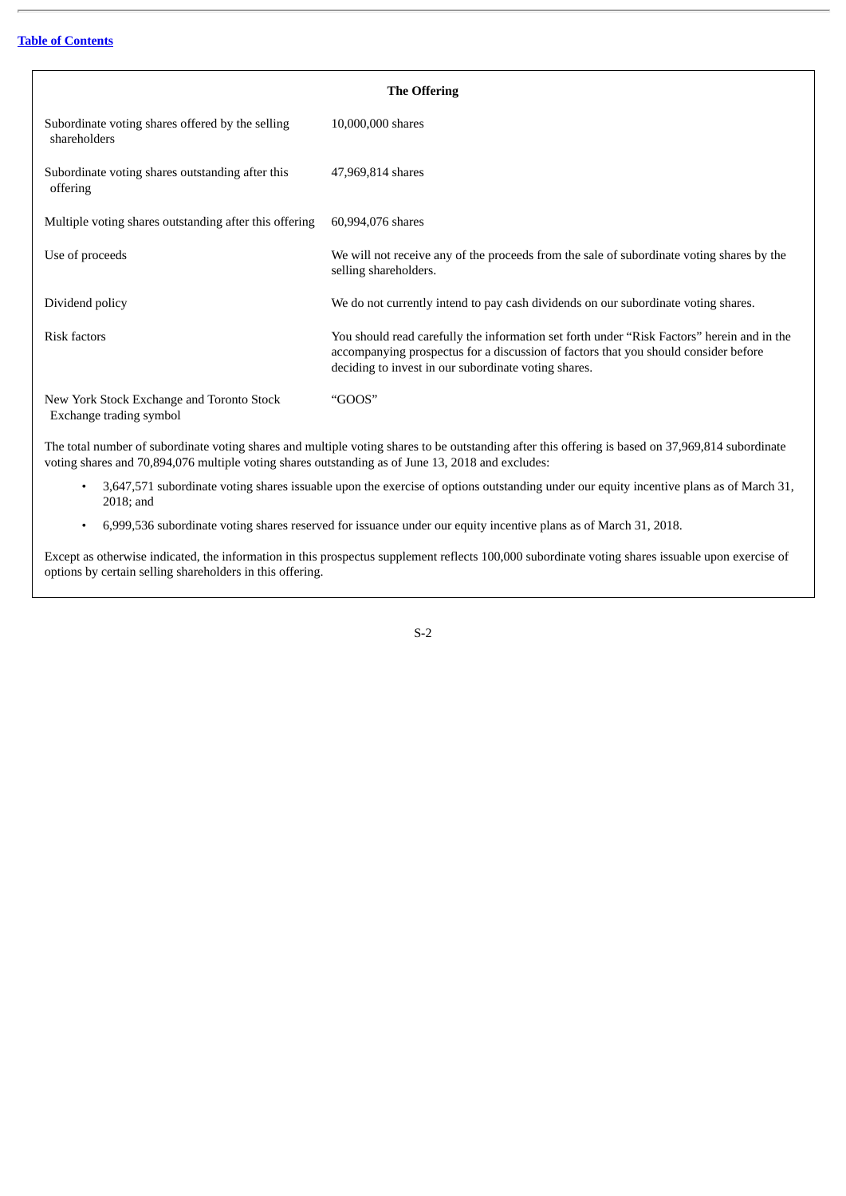## The Offering

| | |
|---|---|
| Subordinate voting shares offered by the selling shareholders | 10,000,000 shares |
| Subordinate voting shares outstanding after this offering | 47,969,814 shares |
| Multiple voting shares outstanding after this offering | 60,994,076 shares |
| Use of proceeds | We will not receive any of the proceeds from the sale of subordinate voting shares by the selling shareholders. |
| Dividend policy | We do not currently intend to pay cash dividends on our subordinate voting shares. |
| Risk factors | You should read carefully the information set forth under "Risk Factors" herein and in the accompanying prospectus for a discussion of factors that you should consider before deciding to invest in our subordinate voting shares. |
| New York Stock Exchange and Toronto Stock Exchange trading symbol | "GOOS" |

The total number of subordinate voting shares and multiple voting shares to be outstanding after this offering is based on 37,969,814 subordinate voting shares and 70,894,076 multiple voting shares outstanding as of June 13, 2018 and excludes:

- 3,647,571 subordinate voting shares issuable upon the exercise of options outstanding under our equity incentive plans as of March 31, 2018; and
- 6,999,536 subordinate voting shares reserved for issuance under our equity incentive plans as of March 31, 2018.

Except as otherwise indicated, the information in this prospectus supplement reflects 100,000 subordinate voting shares issuable upon exercise of options by certain selling shareholders in this offering.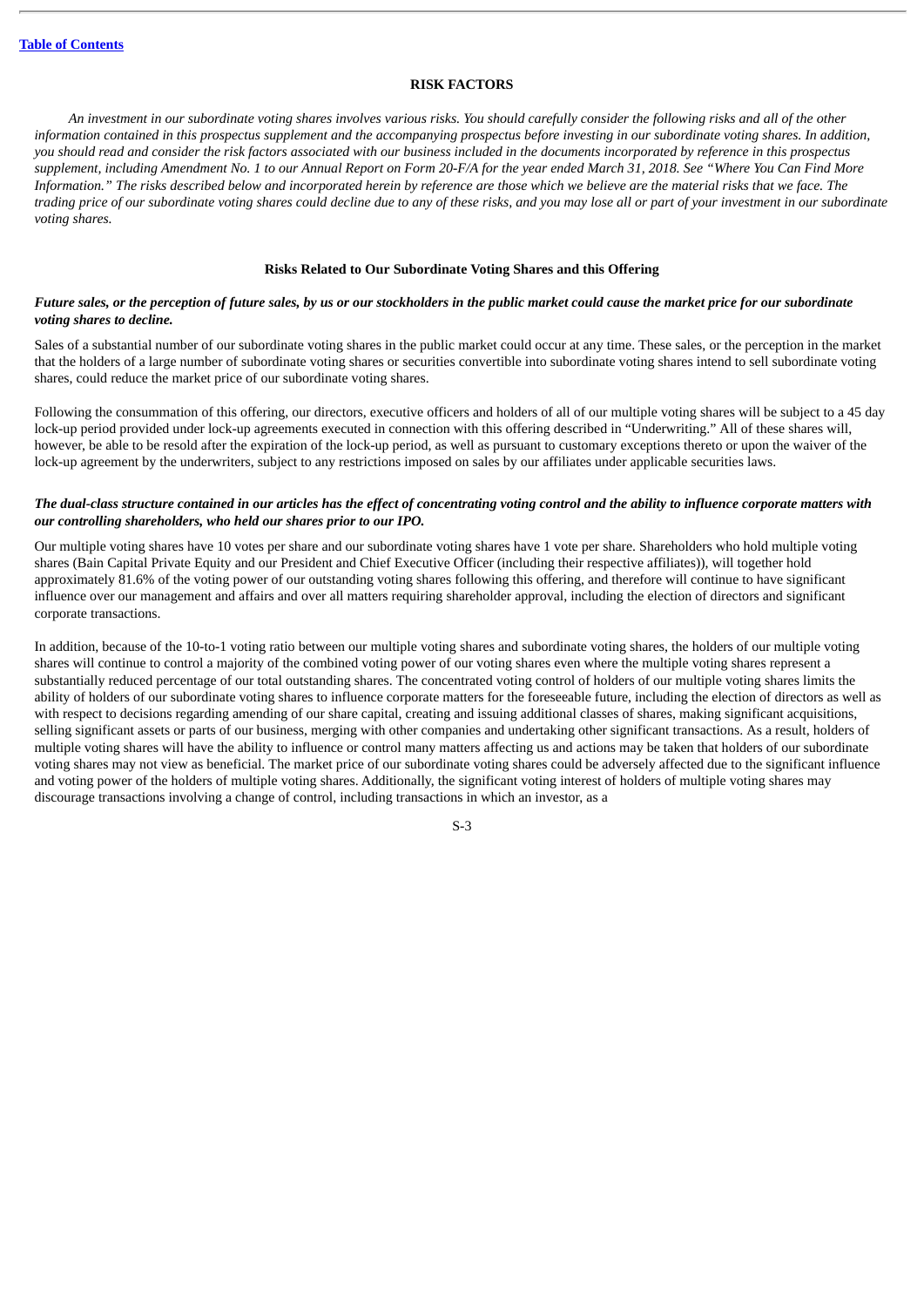## RISK FACTORS

*An investment in our subordinate voting shares involves various risks. You should carefully consider the following risks and all of the other information contained in this prospectus supplement and the accompanying prospectus before investing in our subordinate voting shares. In addition, you should read and consider the risk factors associated with our business included in the documents incorporated by reference in this prospectus supplement, including Amendment No. 1 to our Annual Report on Form 20-F/A for the year ended March 31, 2018. See "Where You Can Find More Information." The risks described below and incorporated herein by reference are those which we believe are the material risks that we face. The trading price of our subordinate voting shares could decline due to any of these risks, and you may lose all or part of your investment in our subordinate voting shares.*

### Risks Related to Our Subordinate Voting Shares and this Offering

***Future sales, or the perception of future sales, by us or our stockholders in the public market could cause the market price for our subordinate voting shares to decline.***

Sales of a substantial number of our subordinate voting shares in the public market could occur at any time. These sales, or the perception in the market that the holders of a large number of subordinate voting shares or securities convertible into subordinate voting shares intend to sell subordinate voting shares, could reduce the market price of our subordinate voting shares.

Following the consummation of this offering, our directors, executive officers and holders of all of our multiple voting shares will be subject to a 45 day lock-up period provided under lock-up agreements executed in connection with this offering described in "Underwriting." All of these shares will, however, be able to be resold after the expiration of the lock-up period, as well as pursuant to customary exceptions thereto or upon the waiver of the lock-up agreement by the underwriters, subject to any restrictions imposed on sales by our affiliates under applicable securities laws.

***The dual-class structure contained in our articles has the effect of concentrating voting control and the ability to influence corporate matters with our controlling shareholders, who held our shares prior to our IPO.***

Our multiple voting shares have 10 votes per share and our subordinate voting shares have 1 vote per share. Shareholders who hold multiple voting shares (Bain Capital Private Equity and our President and Chief Executive Officer (including their respective affiliates)), will together hold approximately 81.6% of the voting power of our outstanding voting shares following this offering, and therefore will continue to have significant influence over our management and affairs and over all matters requiring shareholder approval, including the election of directors and significant corporate transactions.

In addition, because of the 10-to-1 voting ratio between our multiple voting shares and subordinate voting shares, the holders of our multiple voting shares will continue to control a majority of the combined voting power of our voting shares even where the multiple voting shares represent a substantially reduced percentage of our total outstanding shares. The concentrated voting control of holders of our multiple voting shares limits the ability of holders of our subordinate voting shares to influence corporate matters for the foreseeable future, including the election of directors as well as with respect to decisions regarding amending of our share capital, creating and issuing additional classes of shares, making significant acquisitions, selling significant assets or parts of our business, merging with other companies and undertaking other significant transactions. As a result, holders of multiple voting shares will have the ability to influence or control many matters affecting us and actions may be taken that holders of our subordinate voting shares may not view as beneficial. The market price of our subordinate voting shares could be adversely affected due to the significant influence and voting power of the holders of multiple voting shares. Additionally, the significant voting interest of holders of multiple voting shares may discourage transactions involving a change of control, including transactions in which an investor, as a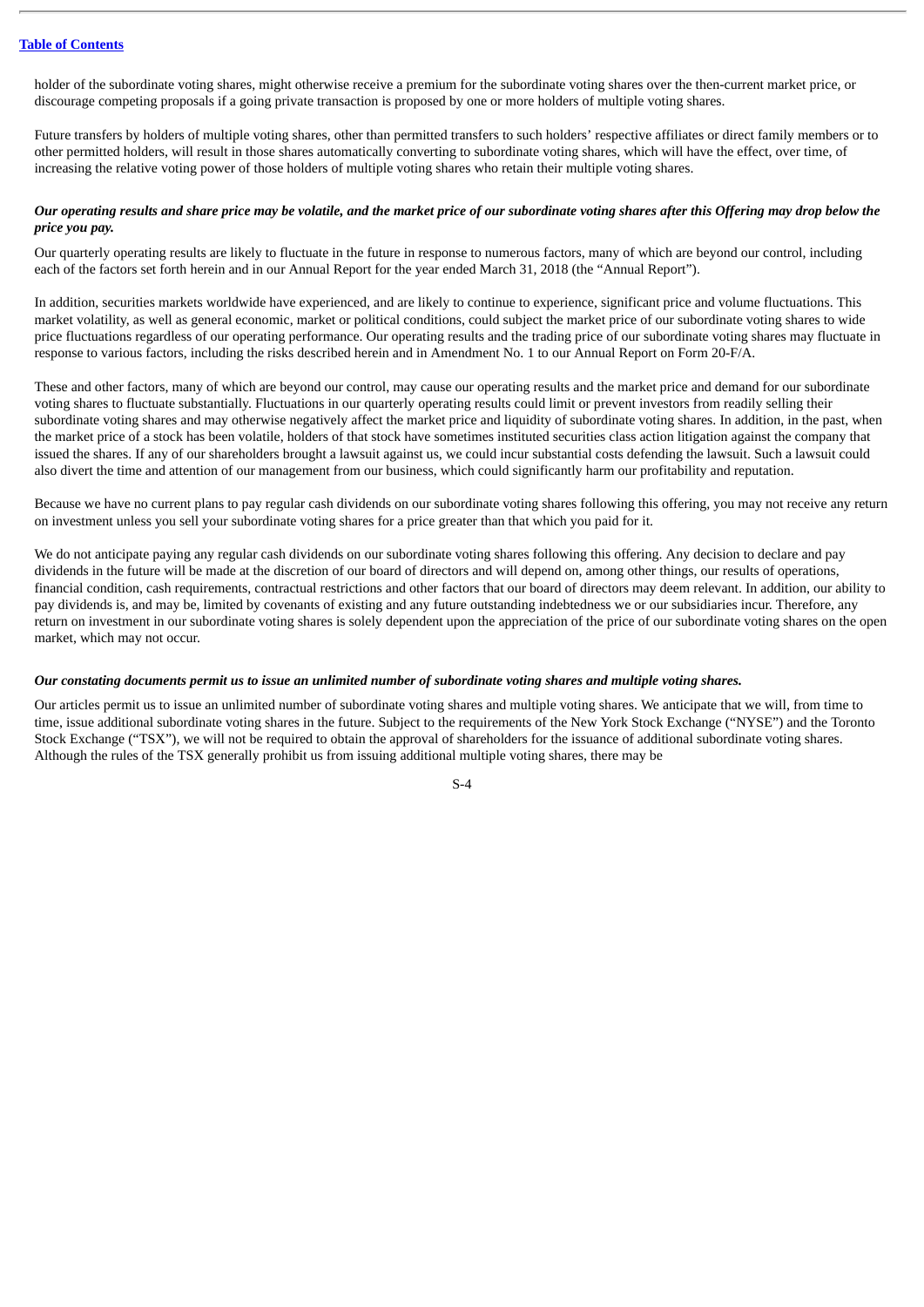holder of the subordinate voting shares, might otherwise receive a premium for the subordinate voting shares over the then-current market price, or discourage competing proposals if a going private transaction is proposed by one or more holders of multiple voting shares.

Future transfers by holders of multiple voting shares, other than permitted transfers to such holders' respective affiliates or direct family members or to other permitted holders, will result in those shares automatically converting to subordinate voting shares, which will have the effect, over time, of increasing the relative voting power of those holders of multiple voting shares who retain their multiple voting shares.

***Our operating results and share price may be volatile, and the market price of our subordinate voting shares after this Offering may drop below the price you pay.***

Our quarterly operating results are likely to fluctuate in the future in response to numerous factors, many of which are beyond our control, including each of the factors set forth herein and in our Annual Report for the year ended March 31, 2018 (the "Annual Report").

In addition, securities markets worldwide have experienced, and are likely to continue to experience, significant price and volume fluctuations. This market volatility, as well as general economic, market or political conditions, could subject the market price of our subordinate voting shares to wide price fluctuations regardless of our operating performance. Our operating results and the trading price of our subordinate voting shares may fluctuate in response to various factors, including the risks described herein and in Amendment No. 1 to our Annual Report on Form 20-F/A.

These and other factors, many of which are beyond our control, may cause our operating results and the market price and demand for our subordinate voting shares to fluctuate substantially. Fluctuations in our quarterly operating results could limit or prevent investors from readily selling their subordinate voting shares and may otherwise negatively affect the market price and liquidity of subordinate voting shares. In addition, in the past, when the market price of a stock has been volatile, holders of that stock have sometimes instituted securities class action litigation against the company that issued the shares. If any of our shareholders brought a lawsuit against us, we could incur substantial costs defending the lawsuit. Such a lawsuit could also divert the time and attention of our management from our business, which could significantly harm our profitability and reputation.

Because we have no current plans to pay regular cash dividends on our subordinate voting shares following this offering, you may not receive any return on investment unless you sell your subordinate voting shares for a price greater than that which you paid for it.

We do not anticipate paying any regular cash dividends on our subordinate voting shares following this offering. Any decision to declare and pay dividends in the future will be made at the discretion of our board of directors and will depend on, among other things, our results of operations, financial condition, cash requirements, contractual restrictions and other factors that our board of directors may deem relevant. In addition, our ability to pay dividends is, and may be, limited by covenants of existing and any future outstanding indebtedness we or our subsidiaries incur. Therefore, any return on investment in our subordinate voting shares is solely dependent upon the appreciation of the price of our subordinate voting shares on the open market, which may not occur.

***Our constating documents permit us to issue an unlimited number of subordinate voting shares and multiple voting shares.***

Our articles permit us to issue an unlimited number of subordinate voting shares and multiple voting shares. We anticipate that we will, from time to time, issue additional subordinate voting shares in the future. Subject to the requirements of the New York Stock Exchange ("NYSE") and the Toronto Stock Exchange ("TSX"), we will not be required to obtain the approval of shareholders for the issuance of additional subordinate voting shares. Although the rules of the TSX generally prohibit us from issuing additional multiple voting shares, there may be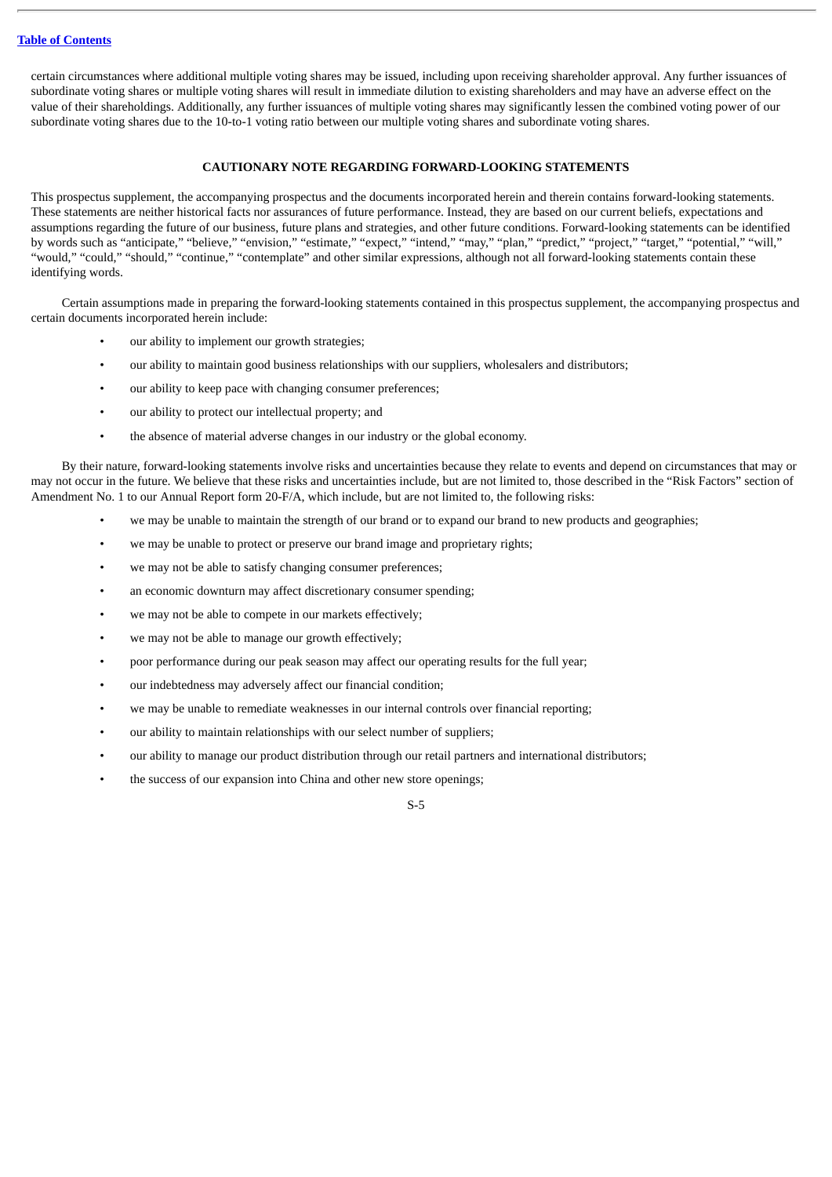certain circumstances where additional multiple voting shares may be issued, including upon receiving shareholder approval. Any further issuances of subordinate voting shares or multiple voting shares will result in immediate dilution to existing shareholders and may have an adverse effect on the value of their shareholdings. Additionally, any further issuances of multiple voting shares may significantly lessen the combined voting power of our subordinate voting shares due to the 10-to-1 voting ratio between our multiple voting shares and subordinate voting shares.

## CAUTIONARY NOTE REGARDING FORWARD-LOOKING STATEMENTS

This prospectus supplement, the accompanying prospectus and the documents incorporated herein and therein contains forward-looking statements. These statements are neither historical facts nor assurances of future performance. Instead, they are based on our current beliefs, expectations and assumptions regarding the future of our business, future plans and strategies, and other future conditions. Forward-looking statements can be identified by words such as "anticipate," "believe," "envision," "estimate," "expect," "intend," "may," "plan," "predict," "project," "target," "potential," "will," "would," "could," "should," "continue," "contemplate" and other similar expressions, although not all forward-looking statements contain these identifying words.

Certain assumptions made in preparing the forward-looking statements contained in this prospectus supplement, the accompanying prospectus and certain documents incorporated herein include:

- our ability to implement our growth strategies;
- our ability to maintain good business relationships with our suppliers, wholesalers and distributors;
- our ability to keep pace with changing consumer preferences;
- our ability to protect our intellectual property; and
- the absence of material adverse changes in our industry or the global economy.

By their nature, forward-looking statements involve risks and uncertainties because they relate to events and depend on circumstances that may or may not occur in the future. We believe that these risks and uncertainties include, but are not limited to, those described in the "Risk Factors" section of Amendment No. 1 to our Annual Report form 20-F/A, which include, but are not limited to, the following risks:

- we may be unable to maintain the strength of our brand or to expand our brand to new products and geographies;
- we may be unable to protect or preserve our brand image and proprietary rights;
- we may not be able to satisfy changing consumer preferences;
- an economic downturn may affect discretionary consumer spending;
- we may not be able to compete in our markets effectively;
- we may not be able to manage our growth effectively;
- poor performance during our peak season may affect our operating results for the full year;
- our indebtedness may adversely affect our financial condition;
- we may be unable to remediate weaknesses in our internal controls over financial reporting;
- our ability to maintain relationships with our select number of suppliers;
- our ability to manage our product distribution through our retail partners and international distributors;
- the success of our expansion into China and other new store openings;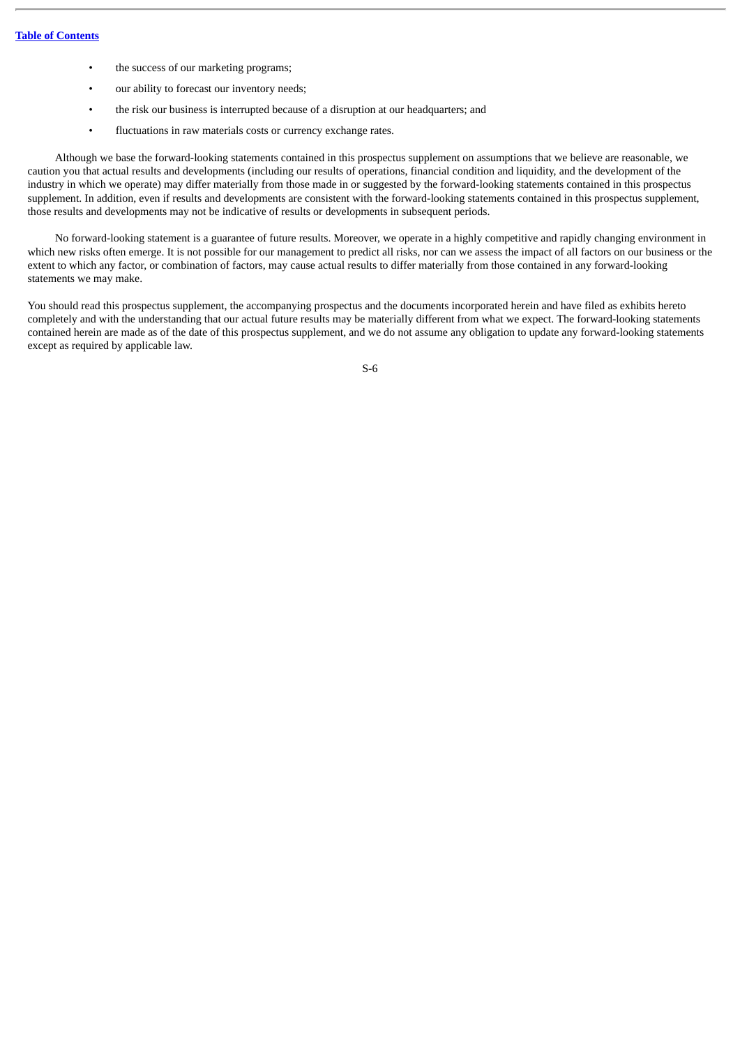- the success of our marketing programs;
- our ability to forecast our inventory needs;
- the risk our business is interrupted because of a disruption at our headquarters; and
- fluctuations in raw materials costs or currency exchange rates.

Although we base the forward-looking statements contained in this prospectus supplement on assumptions that we believe are reasonable, we caution you that actual results and developments (including our results of operations, financial condition and liquidity, and the development of the industry in which we operate) may differ materially from those made in or suggested by the forward-looking statements contained in this prospectus supplement. In addition, even if results and developments are consistent with the forward-looking statements contained in this prospectus supplement, those results and developments may not be indicative of results or developments in subsequent periods.

No forward-looking statement is a guarantee of future results. Moreover, we operate in a highly competitive and rapidly changing environment in which new risks often emerge. It is not possible for our management to predict all risks, nor can we assess the impact of all factors on our business or the extent to which any factor, or combination of factors, may cause actual results to differ materially from those contained in any forward-looking statements we may make.

You should read this prospectus supplement, the accompanying prospectus and the documents incorporated herein and have filed as exhibits hereto completely and with the understanding that our actual future results may be materially different from what we expect. The forward-looking statements contained herein are made as of the date of this prospectus supplement, and we do not assume any obligation to update any forward-looking statements except as required by applicable law.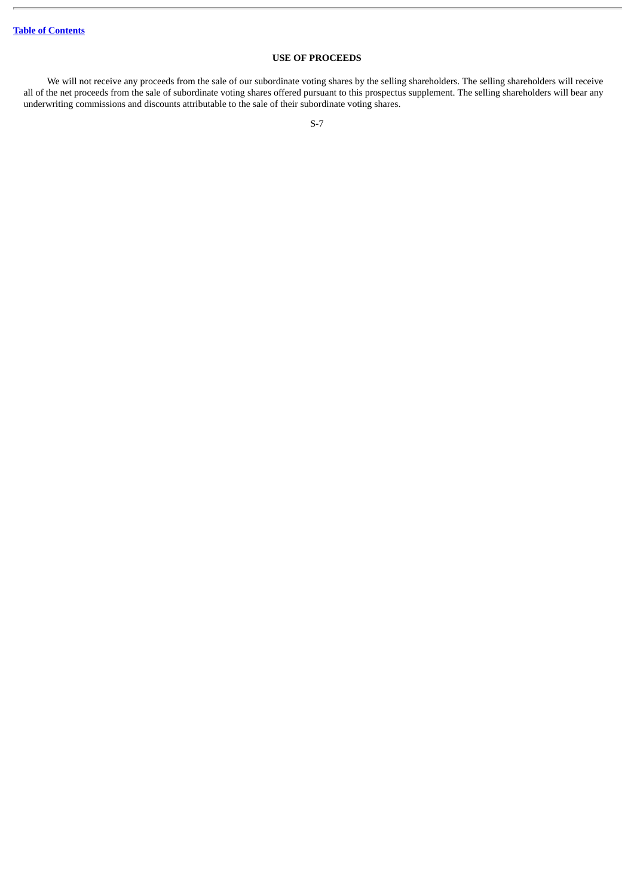## USE OF PROCEEDS

We will not receive any proceeds from the sale of our subordinate voting shares by the selling shareholders. The selling shareholders will receive all of the net proceeds from the sale of subordinate voting shares offered pursuant to this prospectus supplement. The selling shareholders will bear any underwriting commissions and discounts attributable to the sale of their subordinate voting shares.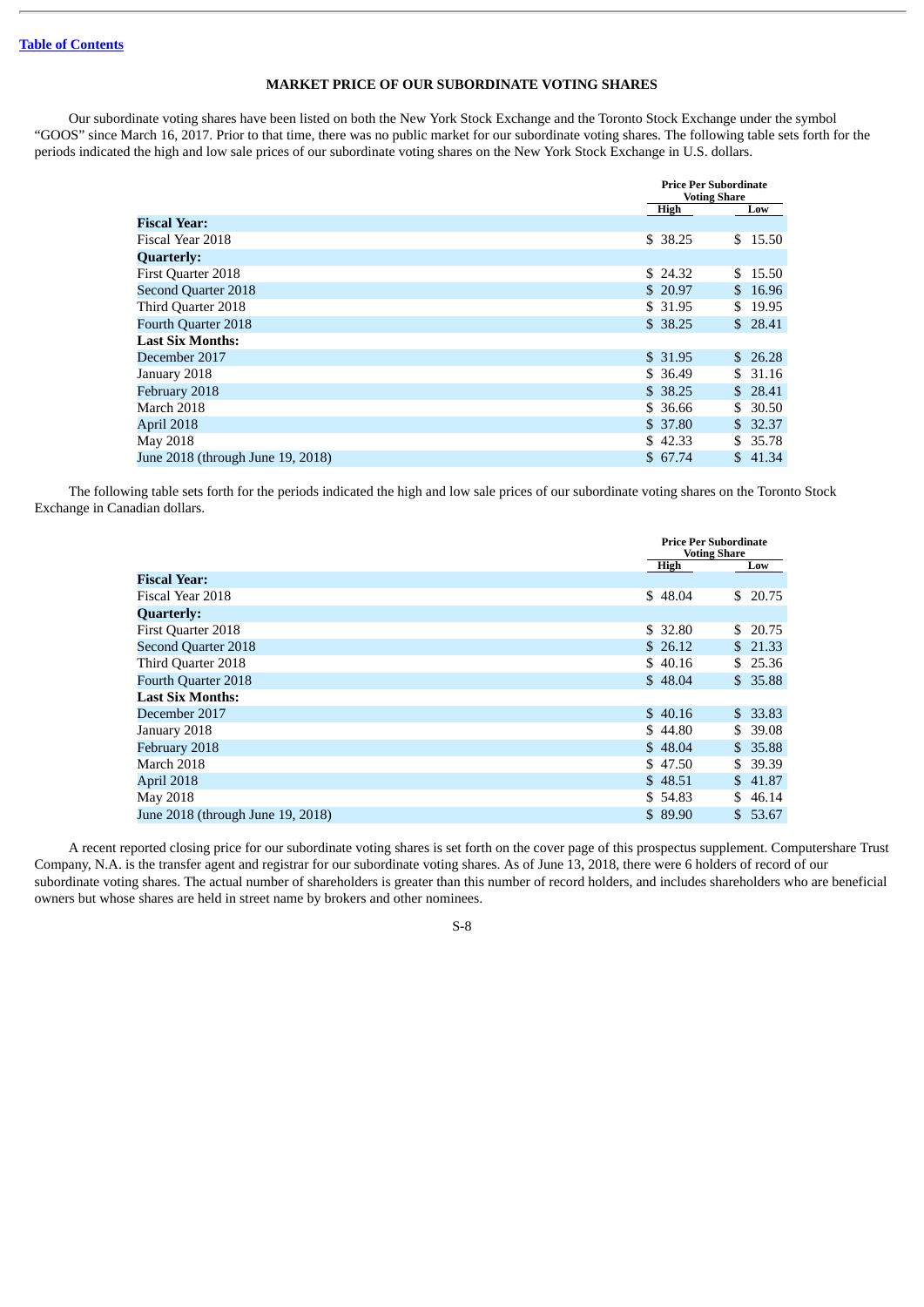## MARKET PRICE OF OUR SUBORDINATE VOTING SHARES

Our subordinate voting shares have been listed on both the New York Stock Exchange and the Toronto Stock Exchange under the symbol "GOOS" since March 16, 2017. Prior to that time, there was no public market for our subordinate voting shares. The following table sets forth for the periods indicated the high and low sale prices of our subordinate voting shares on the New York Stock Exchange in U.S. dollars.

| | Price Per Subordinate Voting Share | |
|---|---|---|
| | **High** | **Low** |
| **Fiscal Year:** | | |
| Fiscal Year 2018 | $ 38.25 | $ 15.50 |
| **Quarterly:** | | |
| First Quarter 2018 | $ 24.32 | $ 15.50 |
| Second Quarter 2018 | $ 20.97 | $ 16.96 |
| Third Quarter 2018 | $ 31.95 | $ 19.95 |
| Fourth Quarter 2018 | $ 38.25 | $ 28.41 |
| **Last Six Months:** | | |
| December 2017 | $ 31.95 | $ 26.28 |
| January 2018 | $ 36.49 | $ 31.16 |
| February 2018 | $ 38.25 | $ 28.41 |
| March 2018 | $ 36.66 | $ 30.50 |
| April 2018 | $ 37.80 | $ 32.37 |
| May 2018 | $ 42.33 | $ 35.78 |
| June 2018 (through June 19, 2018) | $ 67.74 | $ 41.34 |

The following table sets forth for the periods indicated the high and low sale prices of our subordinate voting shares on the Toronto Stock Exchange in Canadian dollars.

| | Price Per Subordinate Voting Share | |
|---|---|---|
| | **High** | **Low** |
| **Fiscal Year:** | | |
| Fiscal Year 2018 | $ 48.04 | $ 20.75 |
| **Quarterly:** | | |
| First Quarter 2018 | $ 32.80 | $ 20.75 |
| Second Quarter 2018 | $ 26.12 | $ 21.33 |
| Third Quarter 2018 | $ 40.16 | $ 25.36 |
| Fourth Quarter 2018 | $ 48.04 | $ 35.88 |
| **Last Six Months:** | | |
| December 2017 | $ 40.16 | $ 33.83 |
| January 2018 | $ 44.80 | $ 39.08 |
| February 2018 | $ 48.04 | $ 35.88 |
| March 2018 | $ 47.50 | $ 39.39 |
| April 2018 | $ 48.51 | $ 41.87 |
| May 2018 | $ 54.83 | $ 46.14 |
| June 2018 (through June 19, 2018) | $ 89.90 | $ 53.67 |

A recent reported closing price for our subordinate voting shares is set forth on the cover page of this prospectus supplement. Computershare Trust Company, N.A. is the transfer agent and registrar for our subordinate voting shares. As of June 13, 2018, there were 6 holders of record of our subordinate voting shares. The actual number of shareholders is greater than this number of record holders, and includes shareholders who are beneficial owners but whose shares are held in street name by brokers and other nominees.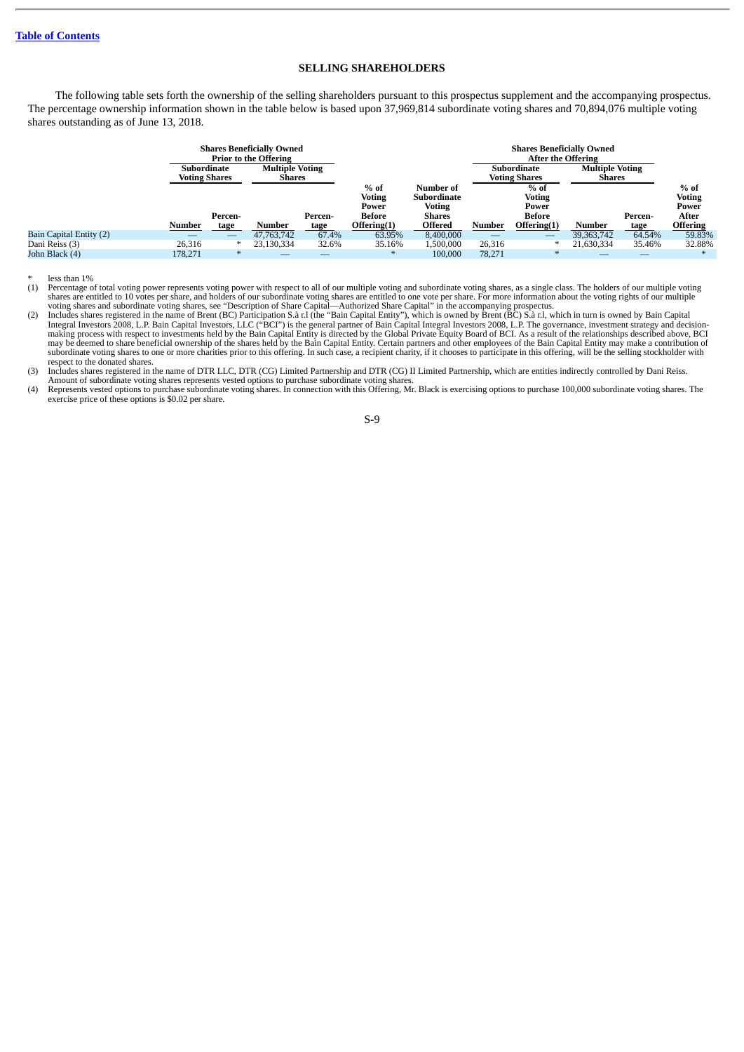## SELLING SHAREHOLDERS

The following table sets forth the ownership of the selling shareholders pursuant to this prospectus supplement and the accompanying prospectus. The percentage ownership information shown in the table below is based upon 37,969,814 subordinate voting shares and 70,894,076 multiple voting shares outstanding as of June 13, 2018.

| | Shares Beneficially Owned Prior to the Offering | | | | | | Shares Beneficially Owned After the Offering | | | | |
|---|---|---|---|---|---|---|---|---|---|---|---|
| | Subordinate Voting Shares | | Multiple Voting Shares | | | | Subordinate Voting Shares | | Multiple Voting Shares | | |
| | Number | Percen-tage | Number | Percen-tage | % of Voting Power Before Offering(1) | Number of Subordinate Voting Shares Offered | Number | % of Voting Power Before Offering(1) | Number | Percen-tage | % of Voting Power After Offering |
| Bain Capital Entity (2) | — | — | 47,763,742 | 67.4% | 63.95% | 8,400,000 | — | — | 39,363,742 | 64.54% | 59.83% |
| Dani Reiss (3) | 26,316 | * | 23,130,334 | 32.6% | 35.16% | 1,500,000 | 26,316 | * | 21,630,334 | 35.46% | 32.88% |
| John Black (4) | 178,271 | * | — | — | * | 100,000 | 78,271 | * | — | — | * |

\* less than 1%

(1) Percentage of total voting power represents voting power with respect to all of our multiple voting and subordinate voting shares, as a single class. The holders of our multiple voting shares are entitled to 10 votes per share, and holders of our subordinate voting shares are entitled to one vote per share. For more information about the voting rights of our multiple voting shares and subordinate voting shares, see "Description of Share Capital—Authorized Share Capital" in the accompanying prospectus.

(2) Includes shares registered in the name of Brent (BC) Participation S.à r.l (the "Bain Capital Entity"), which is owned by Brent (BC) S.à r.l, which in turn is owned by Bain Capital Integral Investors 2008, L.P. Bain Capital Investors, LLC ("BCI") is the general partner of Bain Capital Integral Investors 2008, L.P. The governance, investment strategy and decision-making process with respect to investments held by the Bain Capital Entity is directed by the Global Private Equity Board of BCI. As a result of the relationships described above, BCI may be deemed to share beneficial ownership of the shares held by the Bain Capital Entity. Certain partners and other employees of the Bain Capital Entity may make a contribution of subordinate voting shares to one or more charities prior to this offering. In such case, a recipient charity, if it chooses to participate in this offering, will be the selling stockholder with respect to the donated shares.

(3) Includes shares registered in the name of DTR LLC, DTR (CG) Limited Partnership and DTR (CG) II Limited Partnership, which are entities indirectly controlled by Dani Reiss. Amount of subordinate voting shares represents vested options to purchase subordinate voting shares.

(4) Represents vested options to purchase subordinate voting shares. In connection with this Offering, Mr. Black is exercising options to purchase 100,000 subordinate voting shares. The exercise price of these options is $0.02 per share.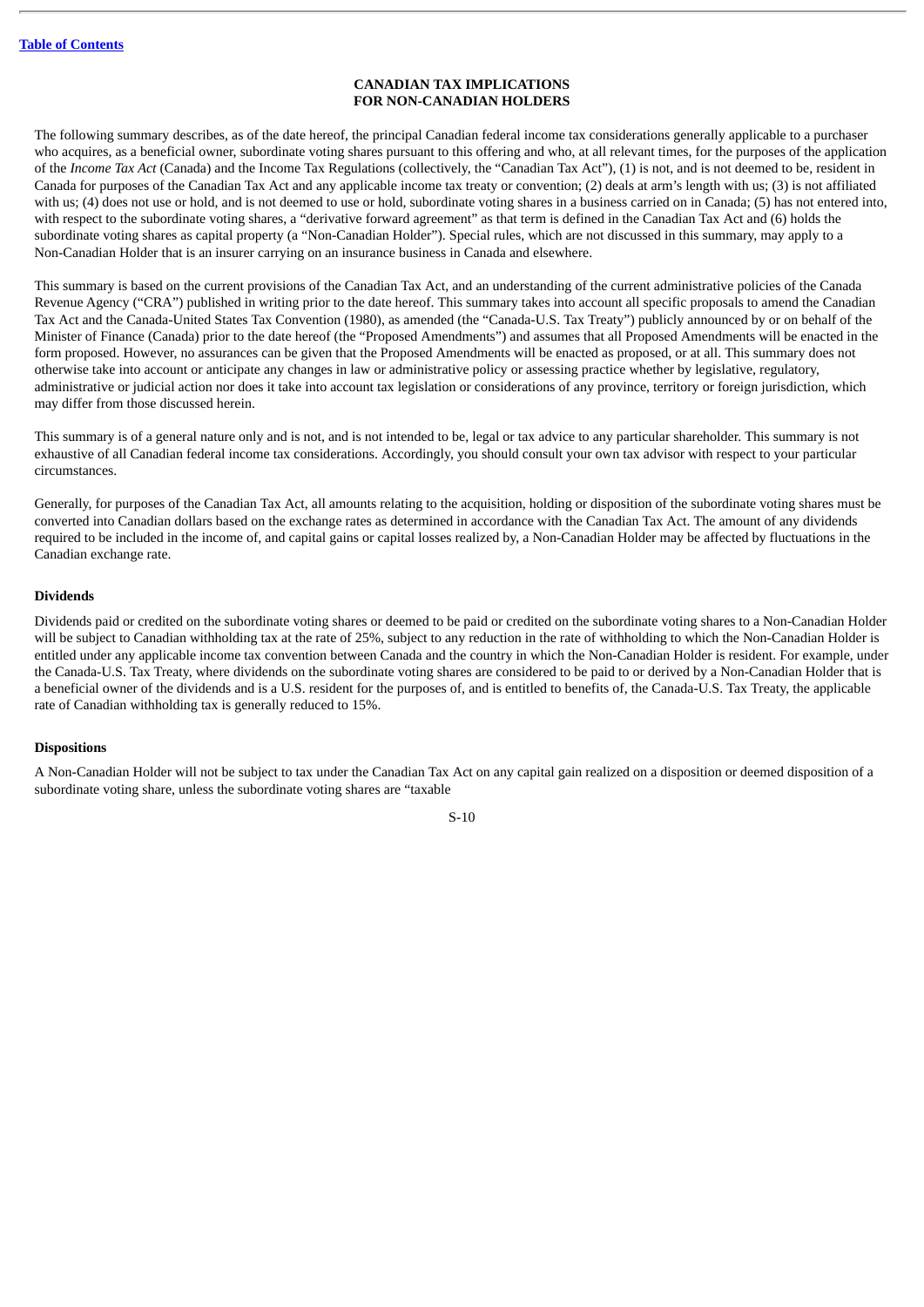# CANADIAN TAX IMPLICATIONS FOR NON-CANADIAN HOLDERS

The following summary describes, as of the date hereof, the principal Canadian federal income tax considerations generally applicable to a purchaser who acquires, as a beneficial owner, subordinate voting shares pursuant to this offering and who, at all relevant times, for the purposes of the application of the *Income Tax Act* (Canada) and the Income Tax Regulations (collectively, the "Canadian Tax Act"), (1) is not, and is not deemed to be, resident in Canada for purposes of the Canadian Tax Act and any applicable income tax treaty or convention; (2) deals at arm's length with us; (3) is not affiliated with us; (4) does not use or hold, and is not deemed to use or hold, subordinate voting shares in a business carried on in Canada; (5) has not entered into, with respect to the subordinate voting shares, a "derivative forward agreement" as that term is defined in the Canadian Tax Act and (6) holds the subordinate voting shares as capital property (a "Non-Canadian Holder"). Special rules, which are not discussed in this summary, may apply to a Non-Canadian Holder that is an insurer carrying on an insurance business in Canada and elsewhere.

This summary is based on the current provisions of the Canadian Tax Act, and an understanding of the current administrative policies of the Canada Revenue Agency ("CRA") published in writing prior to the date hereof. This summary takes into account all specific proposals to amend the Canadian Tax Act and the Canada-United States Tax Convention (1980), as amended (the "Canada-U.S. Tax Treaty") publicly announced by or on behalf of the Minister of Finance (Canada) prior to the date hereof (the "Proposed Amendments") and assumes that all Proposed Amendments will be enacted in the form proposed. However, no assurances can be given that the Proposed Amendments will be enacted as proposed, or at all. This summary does not otherwise take into account or anticipate any changes in law or administrative policy or assessing practice whether by legislative, regulatory, administrative or judicial action nor does it take into account tax legislation or considerations of any province, territory or foreign jurisdiction, which may differ from those discussed herein.

This summary is of a general nature only and is not, and is not intended to be, legal or tax advice to any particular shareholder. This summary is not exhaustive of all Canadian federal income tax considerations. Accordingly, you should consult your own tax advisor with respect to your particular circumstances.

Generally, for purposes of the Canadian Tax Act, all amounts relating to the acquisition, holding or disposition of the subordinate voting shares must be converted into Canadian dollars based on the exchange rates as determined in accordance with the Canadian Tax Act. The amount of any dividends required to be included in the income of, and capital gains or capital losses realized by, a Non-Canadian Holder may be affected by fluctuations in the Canadian exchange rate.

## Dividends

Dividends paid or credited on the subordinate voting shares or deemed to be paid or credited on the subordinate voting shares to a Non-Canadian Holder will be subject to Canadian withholding tax at the rate of 25%, subject to any reduction in the rate of withholding to which the Non-Canadian Holder is entitled under any applicable income tax convention between Canada and the country in which the Non-Canadian Holder is resident. For example, under the Canada-U.S. Tax Treaty, where dividends on the subordinate voting shares are considered to be paid to or derived by a Non-Canadian Holder that is a beneficial owner of the dividends and is a U.S. resident for the purposes of, and is entitled to benefits of, the Canada-U.S. Tax Treaty, the applicable rate of Canadian withholding tax is generally reduced to 15%.

## Dispositions

A Non-Canadian Holder will not be subject to tax under the Canadian Tax Act on any capital gain realized on a disposition or deemed disposition of a subordinate voting share, unless the subordinate voting shares are "taxable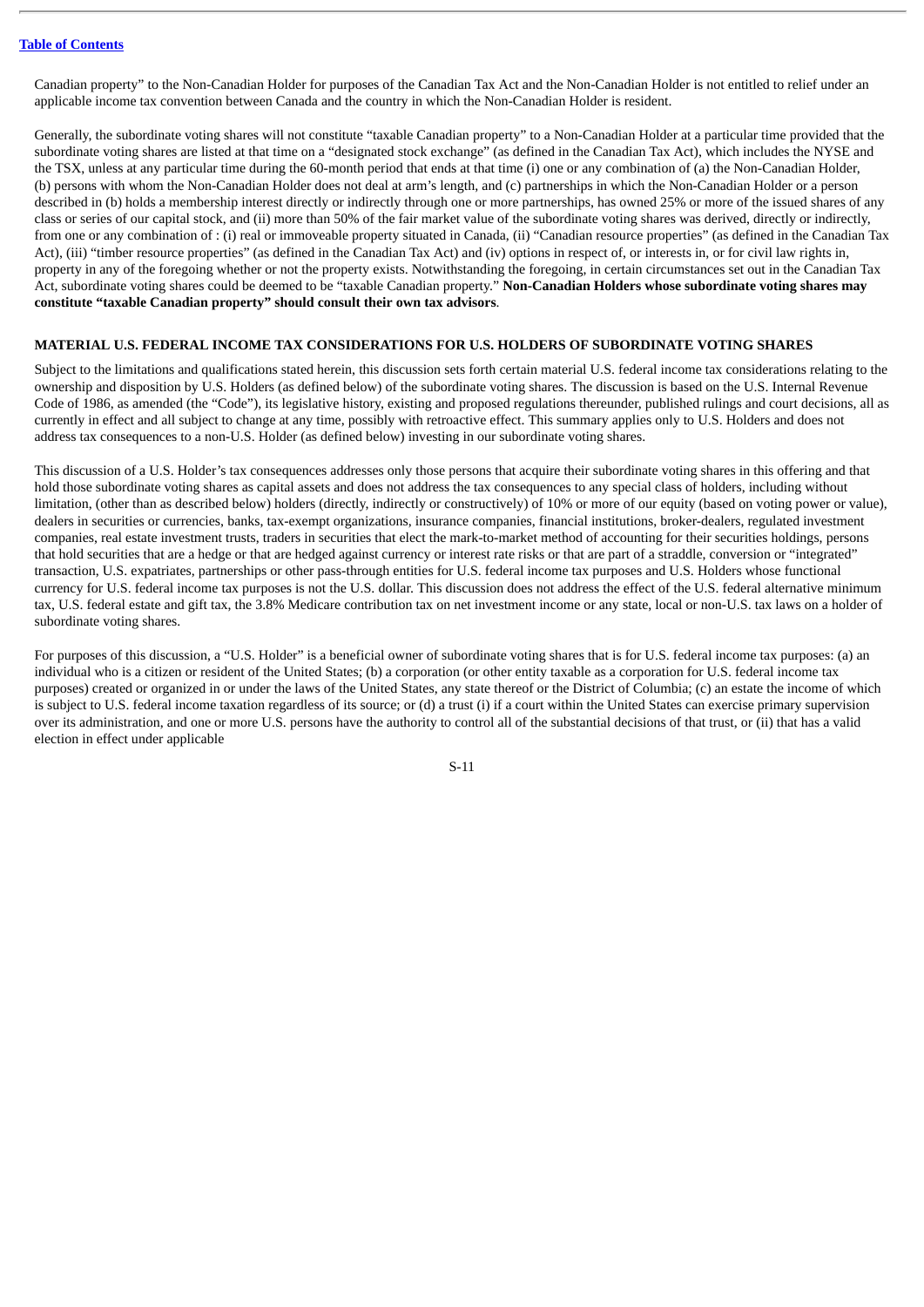Canadian property" to the Non-Canadian Holder for purposes of the Canadian Tax Act and the Non-Canadian Holder is not entitled to relief under an applicable income tax convention between Canada and the country in which the Non-Canadian Holder is resident.

Generally, the subordinate voting shares will not constitute "taxable Canadian property" to a Non-Canadian Holder at a particular time provided that the subordinate voting shares are listed at that time on a "designated stock exchange" (as defined in the Canadian Tax Act), which includes the NYSE and the TSX, unless at any particular time during the 60-month period that ends at that time (i) one or any combination of (a) the Non-Canadian Holder, (b) persons with whom the Non-Canadian Holder does not deal at arm's length, and (c) partnerships in which the Non-Canadian Holder or a person described in (b) holds a membership interest directly or indirectly through one or more partnerships, has owned 25% or more of the issued shares of any class or series of our capital stock, and (ii) more than 50% of the fair market value of the subordinate voting shares was derived, directly or indirectly, from one or any combination of : (i) real or immoveable property situated in Canada, (ii) "Canadian resource properties" (as defined in the Canadian Tax Act), (iii) "timber resource properties" (as defined in the Canadian Tax Act) and (iv) options in respect of, or interests in, or for civil law rights in, property in any of the foregoing whether or not the property exists. Notwithstanding the foregoing, in certain circumstances set out in the Canadian Tax Act, subordinate voting shares could be deemed to be "taxable Canadian property." **Non-Canadian Holders whose subordinate voting shares may constitute "taxable Canadian property" should consult their own tax advisors**.

## MATERIAL U.S. FEDERAL INCOME TAX CONSIDERATIONS FOR U.S. HOLDERS OF SUBORDINATE VOTING SHARES

Subject to the limitations and qualifications stated herein, this discussion sets forth certain material U.S. federal income tax considerations relating to the ownership and disposition by U.S. Holders (as defined below) of the subordinate voting shares. The discussion is based on the U.S. Internal Revenue Code of 1986, as amended (the "Code"), its legislative history, existing and proposed regulations thereunder, published rulings and court decisions, all as currently in effect and all subject to change at any time, possibly with retroactive effect. This summary applies only to U.S. Holders and does not address tax consequences to a non-U.S. Holder (as defined below) investing in our subordinate voting shares.

This discussion of a U.S. Holder's tax consequences addresses only those persons that acquire their subordinate voting shares in this offering and that hold those subordinate voting shares as capital assets and does not address the tax consequences to any special class of holders, including without limitation, (other than as described below) holders (directly, indirectly or constructively) of 10% or more of our equity (based on voting power or value), dealers in securities or currencies, banks, tax-exempt organizations, insurance companies, financial institutions, broker-dealers, regulated investment companies, real estate investment trusts, traders in securities that elect the mark-to-market method of accounting for their securities holdings, persons that hold securities that are a hedge or that are hedged against currency or interest rate risks or that are part of a straddle, conversion or "integrated" transaction, U.S. expatriates, partnerships or other pass-through entities for U.S. federal income tax purposes and U.S. Holders whose functional currency for U.S. federal income tax purposes is not the U.S. dollar. This discussion does not address the effect of the U.S. federal alternative minimum tax, U.S. federal estate and gift tax, the 3.8% Medicare contribution tax on net investment income or any state, local or non-U.S. tax laws on a holder of subordinate voting shares.

For purposes of this discussion, a "U.S. Holder" is a beneficial owner of subordinate voting shares that is for U.S. federal income tax purposes: (a) an individual who is a citizen or resident of the United States; (b) a corporation (or other entity taxable as a corporation for U.S. federal income tax purposes) created or organized in or under the laws of the United States, any state thereof or the District of Columbia; (c) an estate the income of which is subject to U.S. federal income taxation regardless of its source; or (d) a trust (i) if a court within the United States can exercise primary supervision over its administration, and one or more U.S. persons have the authority to control all of the substantial decisions of that trust, or (ii) that has a valid election in effect under applicable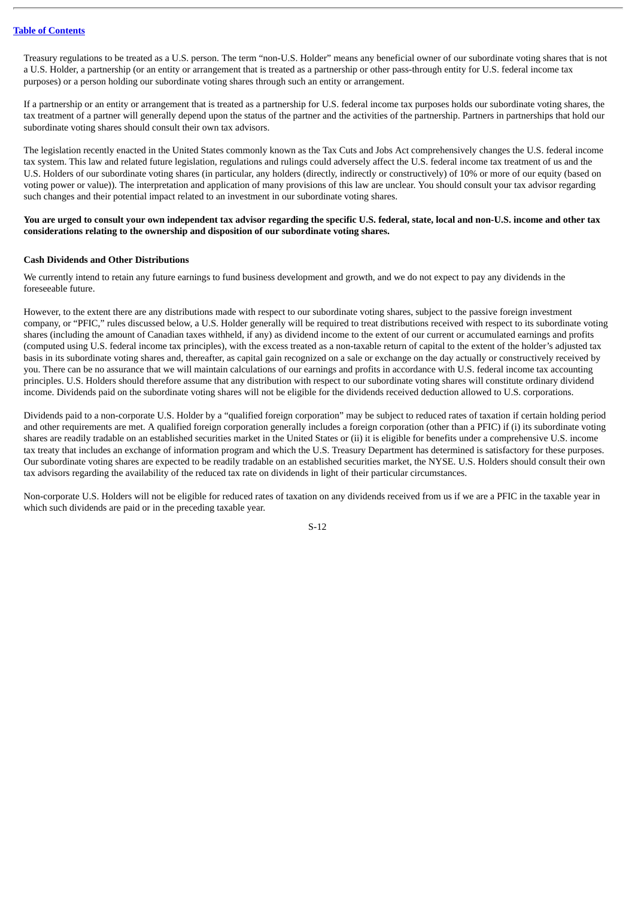Treasury regulations to be treated as a U.S. person. The term "non-U.S. Holder" means any beneficial owner of our subordinate voting shares that is not a U.S. Holder, a partnership (or an entity or arrangement that is treated as a partnership or other pass-through entity for U.S. federal income tax purposes) or a person holding our subordinate voting shares through such an entity or arrangement.

If a partnership or an entity or arrangement that is treated as a partnership for U.S. federal income tax purposes holds our subordinate voting shares, the tax treatment of a partner will generally depend upon the status of the partner and the activities of the partnership. Partners in partnerships that hold our subordinate voting shares should consult their own tax advisors.

The legislation recently enacted in the United States commonly known as the Tax Cuts and Jobs Act comprehensively changes the U.S. federal income tax system. This law and related future legislation, regulations and rulings could adversely affect the U.S. federal income tax treatment of us and the U.S. Holders of our subordinate voting shares (in particular, any holders (directly, indirectly or constructively) of 10% or more of our equity (based on voting power or value)). The interpretation and application of many provisions of this law are unclear. You should consult your tax advisor regarding such changes and their potential impact related to an investment in our subordinate voting shares.

**You are urged to consult your own independent tax advisor regarding the specific U.S. federal, state, local and non-U.S. income and other tax considerations relating to the ownership and disposition of our subordinate voting shares.**

**Cash Dividends and Other Distributions**

We currently intend to retain any future earnings to fund business development and growth, and we do not expect to pay any dividends in the foreseeable future.

However, to the extent there are any distributions made with respect to our subordinate voting shares, subject to the passive foreign investment company, or "PFIC," rules discussed below, a U.S. Holder generally will be required to treat distributions received with respect to its subordinate voting shares (including the amount of Canadian taxes withheld, if any) as dividend income to the extent of our current or accumulated earnings and profits (computed using U.S. federal income tax principles), with the excess treated as a non-taxable return of capital to the extent of the holder's adjusted tax basis in its subordinate voting shares and, thereafter, as capital gain recognized on a sale or exchange on the day actually or constructively received by you. There can be no assurance that we will maintain calculations of our earnings and profits in accordance with U.S. federal income tax accounting principles. U.S. Holders should therefore assume that any distribution with respect to our subordinate voting shares will constitute ordinary dividend income. Dividends paid on the subordinate voting shares will not be eligible for the dividends received deduction allowed to U.S. corporations.

Dividends paid to a non-corporate U.S. Holder by a "qualified foreign corporation" may be subject to reduced rates of taxation if certain holding period and other requirements are met. A qualified foreign corporation generally includes a foreign corporation (other than a PFIC) if (i) its subordinate voting shares are readily tradable on an established securities market in the United States or (ii) it is eligible for benefits under a comprehensive U.S. income tax treaty that includes an exchange of information program and which the U.S. Treasury Department has determined is satisfactory for these purposes. Our subordinate voting shares are expected to be readily tradable on an established securities market, the NYSE. U.S. Holders should consult their own tax advisors regarding the availability of the reduced tax rate on dividends in light of their particular circumstances.

Non-corporate U.S. Holders will not be eligible for reduced rates of taxation on any dividends received from us if we are a PFIC in the taxable year in which such dividends are paid or in the preceding taxable year.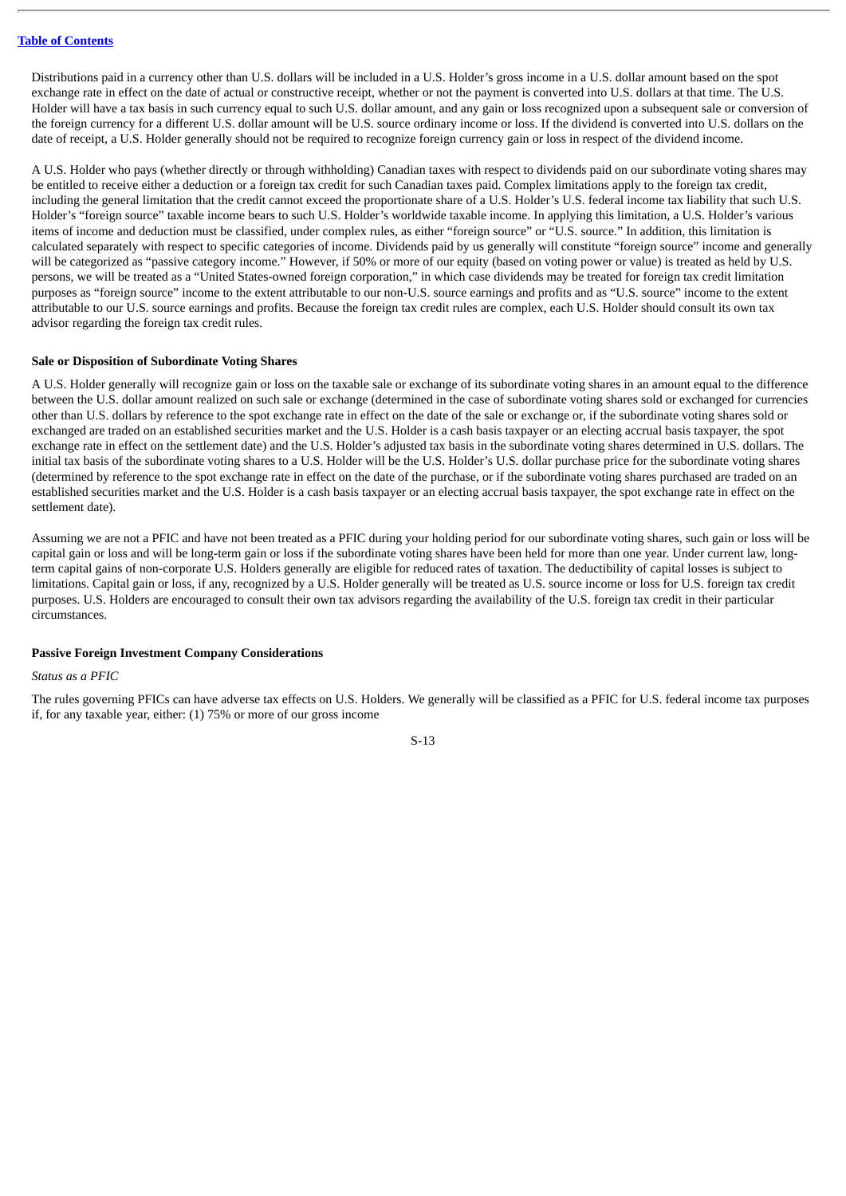Distributions paid in a currency other than U.S. dollars will be included in a U.S. Holder's gross income in a U.S. dollar amount based on the spot exchange rate in effect on the date of actual or constructive receipt, whether or not the payment is converted into U.S. dollars at that time. The U.S. Holder will have a tax basis in such currency equal to such U.S. dollar amount, and any gain or loss recognized upon a subsequent sale or conversion of the foreign currency for a different U.S. dollar amount will be U.S. source ordinary income or loss. If the dividend is converted into U.S. dollars on the date of receipt, a U.S. Holder generally should not be required to recognize foreign currency gain or loss in respect of the dividend income.

A U.S. Holder who pays (whether directly or through withholding) Canadian taxes with respect to dividends paid on our subordinate voting shares may be entitled to receive either a deduction or a foreign tax credit for such Canadian taxes paid. Complex limitations apply to the foreign tax credit, including the general limitation that the credit cannot exceed the proportionate share of a U.S. Holder's U.S. federal income tax liability that such U.S. Holder's "foreign source" taxable income bears to such U.S. Holder's worldwide taxable income. In applying this limitation, a U.S. Holder's various items of income and deduction must be classified, under complex rules, as either "foreign source" or "U.S. source." In addition, this limitation is calculated separately with respect to specific categories of income. Dividends paid by us generally will constitute "foreign source" income and generally will be categorized as "passive category income." However, if 50% or more of our equity (based on voting power or value) is treated as held by U.S. persons, we will be treated as a "United States-owned foreign corporation," in which case dividends may be treated for foreign tax credit limitation purposes as "foreign source" income to the extent attributable to our non-U.S. source earnings and profits and as "U.S. source" income to the extent attributable to our U.S. source earnings and profits. Because the foreign tax credit rules are complex, each U.S. Holder should consult its own tax advisor regarding the foreign tax credit rules.

**Sale or Disposition of Subordinate Voting Shares**

A U.S. Holder generally will recognize gain or loss on the taxable sale or exchange of its subordinate voting shares in an amount equal to the difference between the U.S. dollar amount realized on such sale or exchange (determined in the case of subordinate voting shares sold or exchanged for currencies other than U.S. dollars by reference to the spot exchange rate in effect on the date of the sale or exchange or, if the subordinate voting shares sold or exchanged are traded on an established securities market and the U.S. Holder is a cash basis taxpayer or an electing accrual basis taxpayer, the spot exchange rate in effect on the settlement date) and the U.S. Holder's adjusted tax basis in the subordinate voting shares determined in U.S. dollars. The initial tax basis of the subordinate voting shares to a U.S. Holder will be the U.S. Holder's U.S. dollar purchase price for the subordinate voting shares (determined by reference to the spot exchange rate in effect on the date of the purchase, or if the subordinate voting shares purchased are traded on an established securities market and the U.S. Holder is a cash basis taxpayer or an electing accrual basis taxpayer, the spot exchange rate in effect on the settlement date).

Assuming we are not a PFIC and have not been treated as a PFIC during your holding period for our subordinate voting shares, such gain or loss will be capital gain or loss and will be long-term gain or loss if the subordinate voting shares have been held for more than one year. Under current law, long-term capital gains of non-corporate U.S. Holders generally are eligible for reduced rates of taxation. The deductibility of capital losses is subject to limitations. Capital gain or loss, if any, recognized by a U.S. Holder generally will be treated as U.S. source income or loss for U.S. foreign tax credit purposes. U.S. Holders are encouraged to consult their own tax advisors regarding the availability of the U.S. foreign tax credit in their particular circumstances.

**Passive Foreign Investment Company Considerations**

*Status as a PFIC*

The rules governing PFICs can have adverse tax effects on U.S. Holders. We generally will be classified as a PFIC for U.S. federal income tax purposes if, for any taxable year, either: (1) 75% or more of our gross income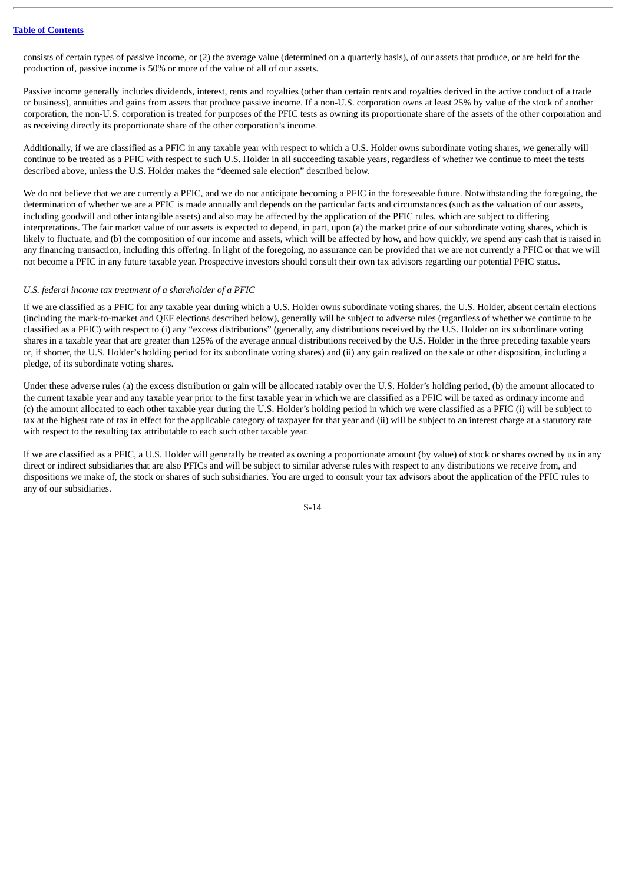consists of certain types of passive income, or (2) the average value (determined on a quarterly basis), of our assets that produce, or are held for the production of, passive income is 50% or more of the value of all of our assets.

Passive income generally includes dividends, interest, rents and royalties (other than certain rents and royalties derived in the active conduct of a trade or business), annuities and gains from assets that produce passive income. If a non-U.S. corporation owns at least 25% by value of the stock of another corporation, the non-U.S. corporation is treated for purposes of the PFIC tests as owning its proportionate share of the assets of the other corporation and as receiving directly its proportionate share of the other corporation's income.

Additionally, if we are classified as a PFIC in any taxable year with respect to which a U.S. Holder owns subordinate voting shares, we generally will continue to be treated as a PFIC with respect to such U.S. Holder in all succeeding taxable years, regardless of whether we continue to meet the tests described above, unless the U.S. Holder makes the "deemed sale election" described below.

We do not believe that we are currently a PFIC, and we do not anticipate becoming a PFIC in the foreseeable future. Notwithstanding the foregoing, the determination of whether we are a PFIC is made annually and depends on the particular facts and circumstances (such as the valuation of our assets, including goodwill and other intangible assets) and also may be affected by the application of the PFIC rules, which are subject to differing interpretations. The fair market value of our assets is expected to depend, in part, upon (a) the market price of our subordinate voting shares, which is likely to fluctuate, and (b) the composition of our income and assets, which will be affected by how, and how quickly, we spend any cash that is raised in any financing transaction, including this offering. In light of the foregoing, no assurance can be provided that we are not currently a PFIC or that we will not become a PFIC in any future taxable year. Prospective investors should consult their own tax advisors regarding our potential PFIC status.

*U.S. federal income tax treatment of a shareholder of a PFIC*

If we are classified as a PFIC for any taxable year during which a U.S. Holder owns subordinate voting shares, the U.S. Holder, absent certain elections (including the mark-to-market and QEF elections described below), generally will be subject to adverse rules (regardless of whether we continue to be classified as a PFIC) with respect to (i) any "excess distributions" (generally, any distributions received by the U.S. Holder on its subordinate voting shares in a taxable year that are greater than 125% of the average annual distributions received by the U.S. Holder in the three preceding taxable years or, if shorter, the U.S. Holder's holding period for its subordinate voting shares) and (ii) any gain realized on the sale or other disposition, including a pledge, of its subordinate voting shares.

Under these adverse rules (a) the excess distribution or gain will be allocated ratably over the U.S. Holder's holding period, (b) the amount allocated to the current taxable year and any taxable year prior to the first taxable year in which we are classified as a PFIC will be taxed as ordinary income and (c) the amount allocated to each other taxable year during the U.S. Holder's holding period in which we were classified as a PFIC (i) will be subject to tax at the highest rate of tax in effect for the applicable category of taxpayer for that year and (ii) will be subject to an interest charge at a statutory rate with respect to the resulting tax attributable to each such other taxable year.

If we are classified as a PFIC, a U.S. Holder will generally be treated as owning a proportionate amount (by value) of stock or shares owned by us in any direct or indirect subsidiaries that are also PFICs and will be subject to similar adverse rules with respect to any distributions we receive from, and dispositions we make of, the stock or shares of such subsidiaries. You are urged to consult your tax advisors about the application of the PFIC rules to any of our subsidiaries.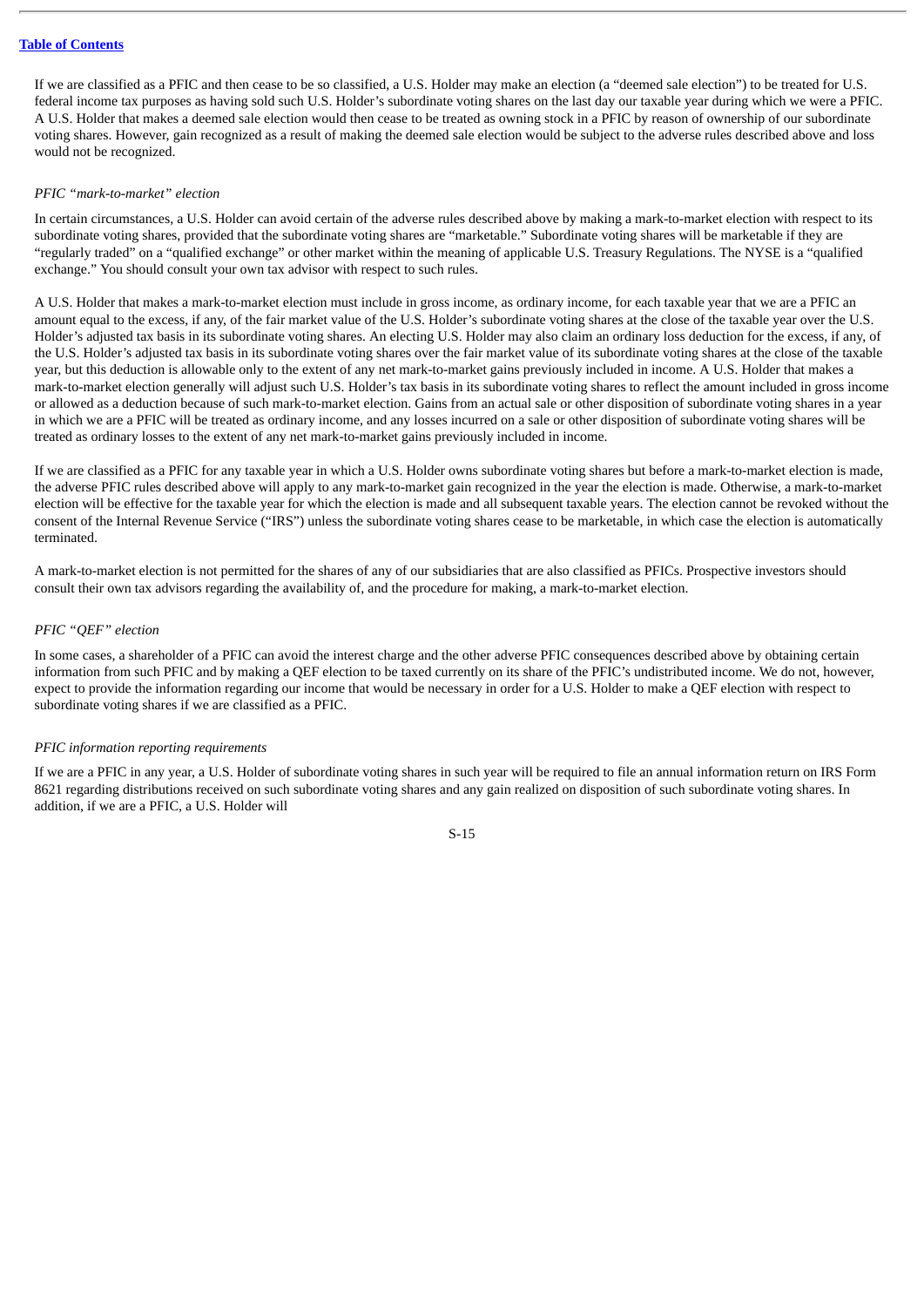If we are classified as a PFIC and then cease to be so classified, a U.S. Holder may make an election (a "deemed sale election") to be treated for U.S. federal income tax purposes as having sold such U.S. Holder's subordinate voting shares on the last day our taxable year during which we were a PFIC. A U.S. Holder that makes a deemed sale election would then cease to be treated as owning stock in a PFIC by reason of ownership of our subordinate voting shares. However, gain recognized as a result of making the deemed sale election would be subject to the adverse rules described above and loss would not be recognized.

*PFIC "mark-to-market" election*

In certain circumstances, a U.S. Holder can avoid certain of the adverse rules described above by making a mark-to-market election with respect to its subordinate voting shares, provided that the subordinate voting shares are "marketable." Subordinate voting shares will be marketable if they are "regularly traded" on a "qualified exchange" or other market within the meaning of applicable U.S. Treasury Regulations. The NYSE is a "qualified exchange." You should consult your own tax advisor with respect to such rules.

A U.S. Holder that makes a mark-to-market election must include in gross income, as ordinary income, for each taxable year that we are a PFIC an amount equal to the excess, if any, of the fair market value of the U.S. Holder's subordinate voting shares at the close of the taxable year over the U.S. Holder's adjusted tax basis in its subordinate voting shares. An electing U.S. Holder may also claim an ordinary loss deduction for the excess, if any, of the U.S. Holder's adjusted tax basis in its subordinate voting shares over the fair market value of its subordinate voting shares at the close of the taxable year, but this deduction is allowable only to the extent of any net mark-to-market gains previously included in income. A U.S. Holder that makes a mark-to-market election generally will adjust such U.S. Holder's tax basis in its subordinate voting shares to reflect the amount included in gross income or allowed as a deduction because of such mark-to-market election. Gains from an actual sale or other disposition of subordinate voting shares in a year in which we are a PFIC will be treated as ordinary income, and any losses incurred on a sale or other disposition of subordinate voting shares will be treated as ordinary losses to the extent of any net mark-to-market gains previously included in income.

If we are classified as a PFIC for any taxable year in which a U.S. Holder owns subordinate voting shares but before a mark-to-market election is made, the adverse PFIC rules described above will apply to any mark-to-market gain recognized in the year the election is made. Otherwise, a mark-to-market election will be effective for the taxable year for which the election is made and all subsequent taxable years. The election cannot be revoked without the consent of the Internal Revenue Service ("IRS") unless the subordinate voting shares cease to be marketable, in which case the election is automatically terminated.

A mark-to-market election is not permitted for the shares of any of our subsidiaries that are also classified as PFICs. Prospective investors should consult their own tax advisors regarding the availability of, and the procedure for making, a mark-to-market election.

*PFIC "QEF" election*

In some cases, a shareholder of a PFIC can avoid the interest charge and the other adverse PFIC consequences described above by obtaining certain information from such PFIC and by making a QEF election to be taxed currently on its share of the PFIC's undistributed income. We do not, however, expect to provide the information regarding our income that would be necessary in order for a U.S. Holder to make a QEF election with respect to subordinate voting shares if we are classified as a PFIC.

*PFIC information reporting requirements*

If we are a PFIC in any year, a U.S. Holder of subordinate voting shares in such year will be required to file an annual information return on IRS Form 8621 regarding distributions received on such subordinate voting shares and any gain realized on disposition of such subordinate voting shares. In addition, if we are a PFIC, a U.S. Holder will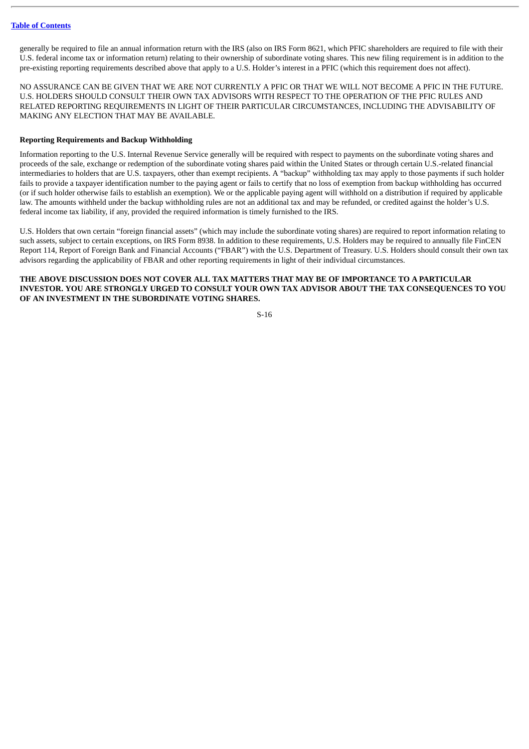generally be required to file an annual information return with the IRS (also on IRS Form 8621, which PFIC shareholders are required to file with their U.S. federal income tax or information return) relating to their ownership of subordinate voting shares. This new filing requirement is in addition to the pre-existing reporting requirements described above that apply to a U.S. Holder's interest in a PFIC (which this requirement does not affect).

NO ASSURANCE CAN BE GIVEN THAT WE ARE NOT CURRENTLY A PFIC OR THAT WE WILL NOT BECOME A PFIC IN THE FUTURE. U.S. HOLDERS SHOULD CONSULT THEIR OWN TAX ADVISORS WITH RESPECT TO THE OPERATION OF THE PFIC RULES AND RELATED REPORTING REQUIREMENTS IN LIGHT OF THEIR PARTICULAR CIRCUMSTANCES, INCLUDING THE ADVISABILITY OF MAKING ANY ELECTION THAT MAY BE AVAILABLE.

**Reporting Requirements and Backup Withholding**

Information reporting to the U.S. Internal Revenue Service generally will be required with respect to payments on the subordinate voting shares and proceeds of the sale, exchange or redemption of the subordinate voting shares paid within the United States or through certain U.S.-related financial intermediaries to holders that are U.S. taxpayers, other than exempt recipients. A "backup" withholding tax may apply to those payments if such holder fails to provide a taxpayer identification number to the paying agent or fails to certify that no loss of exemption from backup withholding has occurred (or if such holder otherwise fails to establish an exemption). We or the applicable paying agent will withhold on a distribution if required by applicable law. The amounts withheld under the backup withholding rules are not an additional tax and may be refunded, or credited against the holder's U.S. federal income tax liability, if any, provided the required information is timely furnished to the IRS.

U.S. Holders that own certain "foreign financial assets" (which may include the subordinate voting shares) are required to report information relating to such assets, subject to certain exceptions, on IRS Form 8938. In addition to these requirements, U.S. Holders may be required to annually file FinCEN Report 114, Report of Foreign Bank and Financial Accounts ("FBAR") with the U.S. Department of Treasury. U.S. Holders should consult their own tax advisors regarding the applicability of FBAR and other reporting requirements in light of their individual circumstances.

**THE ABOVE DISCUSSION DOES NOT COVER ALL TAX MATTERS THAT MAY BE OF IMPORTANCE TO A PARTICULAR INVESTOR. YOU ARE STRONGLY URGED TO CONSULT YOUR OWN TAX ADVISOR ABOUT THE TAX CONSEQUENCES TO YOU OF AN INVESTMENT IN THE SUBORDINATE VOTING SHARES.**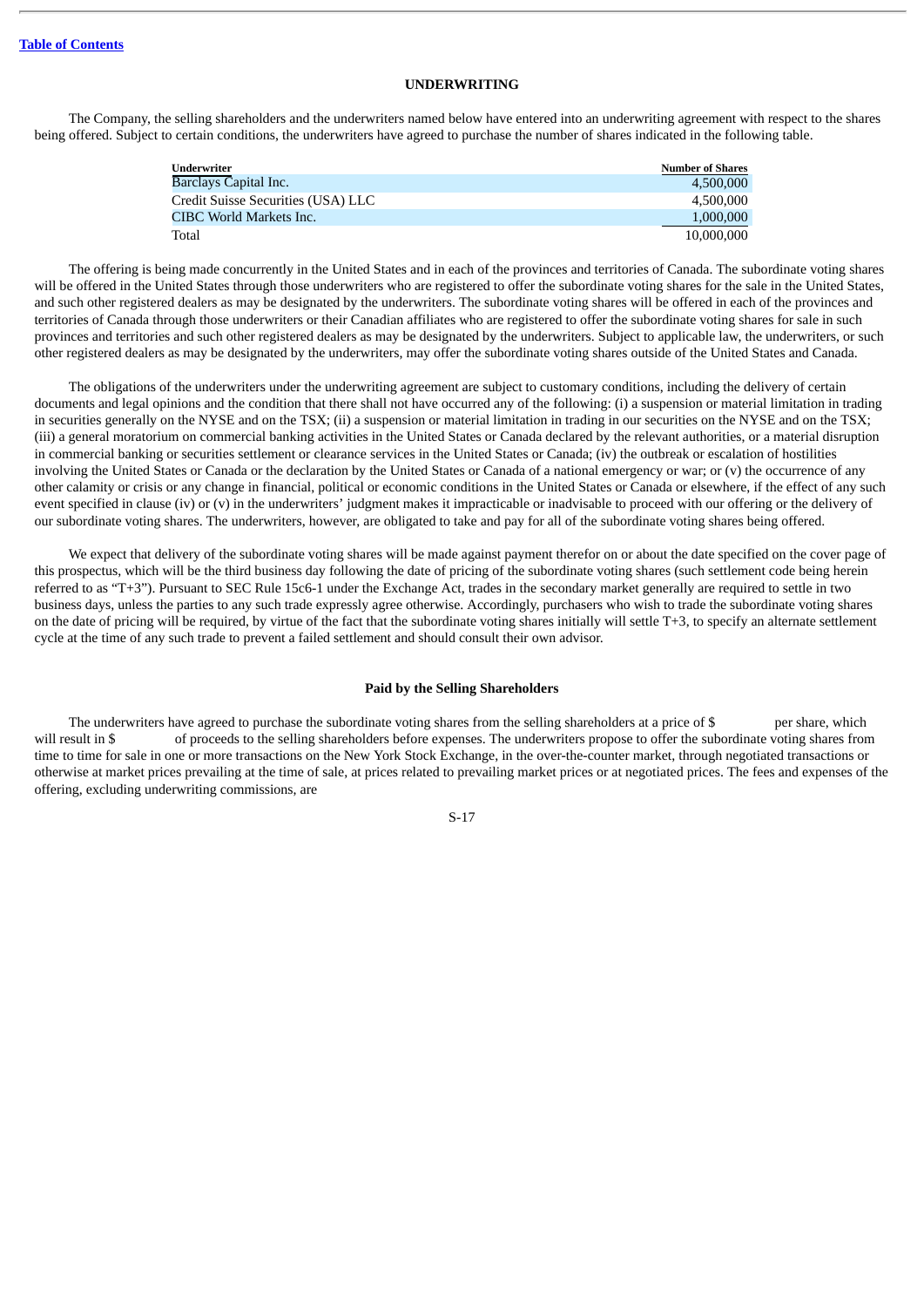## UNDERWRITING

The Company, the selling shareholders and the underwriters named below have entered into an underwriting agreement with respect to the shares being offered. Subject to certain conditions, the underwriters have agreed to purchase the number of shares indicated in the following table.

| Underwriter | Number of Shares |
|---|---|
| Barclays Capital Inc. | 4,500,000 |
| Credit Suisse Securities (USA) LLC | 4,500,000 |
| CIBC World Markets Inc. | 1,000,000 |
| Total | 10,000,000 |

The offering is being made concurrently in the United States and in each of the provinces and territories of Canada. The subordinate voting shares will be offered in the United States through those underwriters who are registered to offer the subordinate voting shares for the sale in the United States, and such other registered dealers as may be designated by the underwriters. The subordinate voting shares will be offered in each of the provinces and territories of Canada through those underwriters or their Canadian affiliates who are registered to offer the subordinate voting shares for sale in such provinces and territories and such other registered dealers as may be designated by the underwriters. Subject to applicable law, the underwriters, or such other registered dealers as may be designated by the underwriters, may offer the subordinate voting shares outside of the United States and Canada.

The obligations of the underwriters under the underwriting agreement are subject to customary conditions, including the delivery of certain documents and legal opinions and the condition that there shall not have occurred any of the following: (i) a suspension or material limitation in trading in securities generally on the NYSE and on the TSX; (ii) a suspension or material limitation in trading in our securities on the NYSE and on the TSX; (iii) a general moratorium on commercial banking activities in the United States or Canada declared by the relevant authorities, or a material disruption in commercial banking or securities settlement or clearance services in the United States or Canada; (iv) the outbreak or escalation of hostilities involving the United States or Canada or the declaration by the United States or Canada of a national emergency or war; or (v) the occurrence of any other calamity or crisis or any change in financial, political or economic conditions in the United States or Canada or elsewhere, if the effect of any such event specified in clause (iv) or (v) in the underwriters' judgment makes it impracticable or inadvisable to proceed with our offering or the delivery of our subordinate voting shares. The underwriters, however, are obligated to take and pay for all of the subordinate voting shares being offered.

We expect that delivery of the subordinate voting shares will be made against payment therefor on or about the date specified on the cover page of this prospectus, which will be the third business day following the date of pricing of the subordinate voting shares (such settlement code being herein referred to as "T+3"). Pursuant to SEC Rule 15c6-1 under the Exchange Act, trades in the secondary market generally are required to settle in two business days, unless the parties to any such trade expressly agree otherwise. Accordingly, purchasers who wish to trade the subordinate voting shares on the date of pricing will be required, by virtue of the fact that the subordinate voting shares initially will settle T+3, to specify an alternate settlement cycle at the time of any such trade to prevent a failed settlement and should consult their own advisor.

### Paid by the Selling Shareholders

The underwriters have agreed to purchase the subordinate voting shares from the selling shareholders at a price of $ per share, which will result in $ of proceeds to the selling shareholders before expenses. The underwriters propose to offer the subordinate voting shares from time to time for sale in one or more transactions on the New York Stock Exchange, in the over-the-counter market, through negotiated transactions or otherwise at market prices prevailing at the time of sale, at prices related to prevailing market prices or at negotiated prices. The fees and expenses of the offering, excluding underwriting commissions, are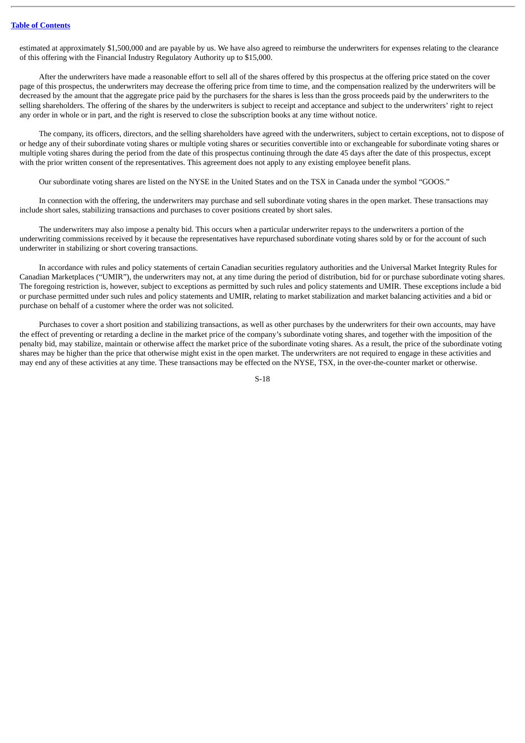estimated at approximately $1,500,000 and are payable by us. We have also agreed to reimburse the underwriters for expenses relating to the clearance of this offering with the Financial Industry Regulatory Authority up to $15,000.

After the underwriters have made a reasonable effort to sell all of the shares offered by this prospectus at the offering price stated on the cover page of this prospectus, the underwriters may decrease the offering price from time to time, and the compensation realized by the underwriters will be decreased by the amount that the aggregate price paid by the purchasers for the shares is less than the gross proceeds paid by the underwriters to the selling shareholders. The offering of the shares by the underwriters is subject to receipt and acceptance and subject to the underwriters' right to reject any order in whole or in part, and the right is reserved to close the subscription books at any time without notice.

The company, its officers, directors, and the selling shareholders have agreed with the underwriters, subject to certain exceptions, not to dispose of or hedge any of their subordinate voting shares or multiple voting shares or securities convertible into or exchangeable for subordinate voting shares or multiple voting shares during the period from the date of this prospectus continuing through the date 45 days after the date of this prospectus, except with the prior written consent of the representatives. This agreement does not apply to any existing employee benefit plans.

Our subordinate voting shares are listed on the NYSE in the United States and on the TSX in Canada under the symbol "GOOS."

In connection with the offering, the underwriters may purchase and sell subordinate voting shares in the open market. These transactions may include short sales, stabilizing transactions and purchases to cover positions created by short sales.

The underwriters may also impose a penalty bid. This occurs when a particular underwriter repays to the underwriters a portion of the underwriting commissions received by it because the representatives have repurchased subordinate voting shares sold by or for the account of such underwriter in stabilizing or short covering transactions.

In accordance with rules and policy statements of certain Canadian securities regulatory authorities and the Universal Market Integrity Rules for Canadian Marketplaces ("UMIR"), the underwriters may not, at any time during the period of distribution, bid for or purchase subordinate voting shares. The foregoing restriction is, however, subject to exceptions as permitted by such rules and policy statements and UMIR. These exceptions include a bid or purchase permitted under such rules and policy statements and UMIR, relating to market stabilization and market balancing activities and a bid or purchase on behalf of a customer where the order was not solicited.

Purchases to cover a short position and stabilizing transactions, as well as other purchases by the underwriters for their own accounts, may have the effect of preventing or retarding a decline in the market price of the company's subordinate voting shares, and together with the imposition of the penalty bid, may stabilize, maintain or otherwise affect the market price of the subordinate voting shares. As a result, the price of the subordinate voting shares may be higher than the price that otherwise might exist in the open market. The underwriters are not required to engage in these activities and may end any of these activities at any time. These transactions may be effected on the NYSE, TSX, in the over-the-counter market or otherwise.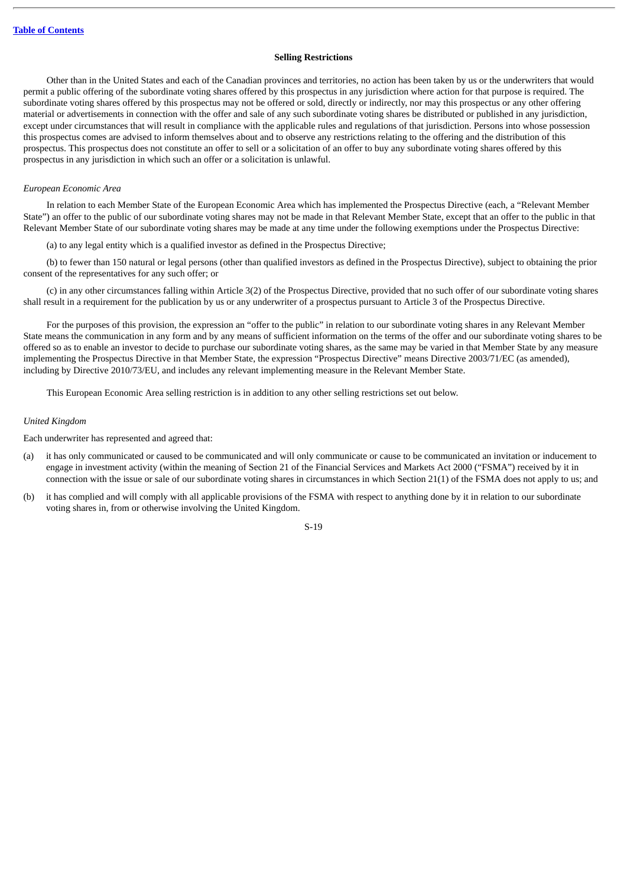## Selling Restrictions

Other than in the United States and each of the Canadian provinces and territories, no action has been taken by us or the underwriters that would permit a public offering of the subordinate voting shares offered by this prospectus in any jurisdiction where action for that purpose is required. The subordinate voting shares offered by this prospectus may not be offered or sold, directly or indirectly, nor may this prospectus or any other offering material or advertisements in connection with the offer and sale of any such subordinate voting shares be distributed or published in any jurisdiction, except under circumstances that will result in compliance with the applicable rules and regulations of that jurisdiction. Persons into whose possession this prospectus comes are advised to inform themselves about and to observe any restrictions relating to the offering and the distribution of this prospectus. This prospectus does not constitute an offer to sell or a solicitation of an offer to buy any subordinate voting shares offered by this prospectus in any jurisdiction in which such an offer or a solicitation is unlawful.

*European Economic Area*

In relation to each Member State of the European Economic Area which has implemented the Prospectus Directive (each, a "Relevant Member State") an offer to the public of our subordinate voting shares may not be made in that Relevant Member State, except that an offer to the public in that Relevant Member State of our subordinate voting shares may be made at any time under the following exemptions under the Prospectus Directive:

(a) to any legal entity which is a qualified investor as defined in the Prospectus Directive;

(b) to fewer than 150 natural or legal persons (other than qualified investors as defined in the Prospectus Directive), subject to obtaining the prior consent of the representatives for any such offer; or

(c) in any other circumstances falling within Article 3(2) of the Prospectus Directive, provided that no such offer of our subordinate voting shares shall result in a requirement for the publication by us or any underwriter of a prospectus pursuant to Article 3 of the Prospectus Directive.

For the purposes of this provision, the expression an "offer to the public" in relation to our subordinate voting shares in any Relevant Member State means the communication in any form and by any means of sufficient information on the terms of the offer and our subordinate voting shares to be offered so as to enable an investor to decide to purchase our subordinate voting shares, as the same may be varied in that Member State by any measure implementing the Prospectus Directive in that Member State, the expression "Prospectus Directive" means Directive 2003/71/EC (as amended), including by Directive 2010/73/EU, and includes any relevant implementing measure in the Relevant Member State.

This European Economic Area selling restriction is in addition to any other selling restrictions set out below.

*United Kingdom*

Each underwriter has represented and agreed that:

(a) it has only communicated or caused to be communicated and will only communicate or cause to be communicated an invitation or inducement to engage in investment activity (within the meaning of Section 21 of the Financial Services and Markets Act 2000 ("FSMA") received by it in connection with the issue or sale of our subordinate voting shares in circumstances in which Section 21(1) of the FSMA does not apply to us; and

(b) it has complied and will comply with all applicable provisions of the FSMA with respect to anything done by it in relation to our subordinate voting shares in, from or otherwise involving the United Kingdom.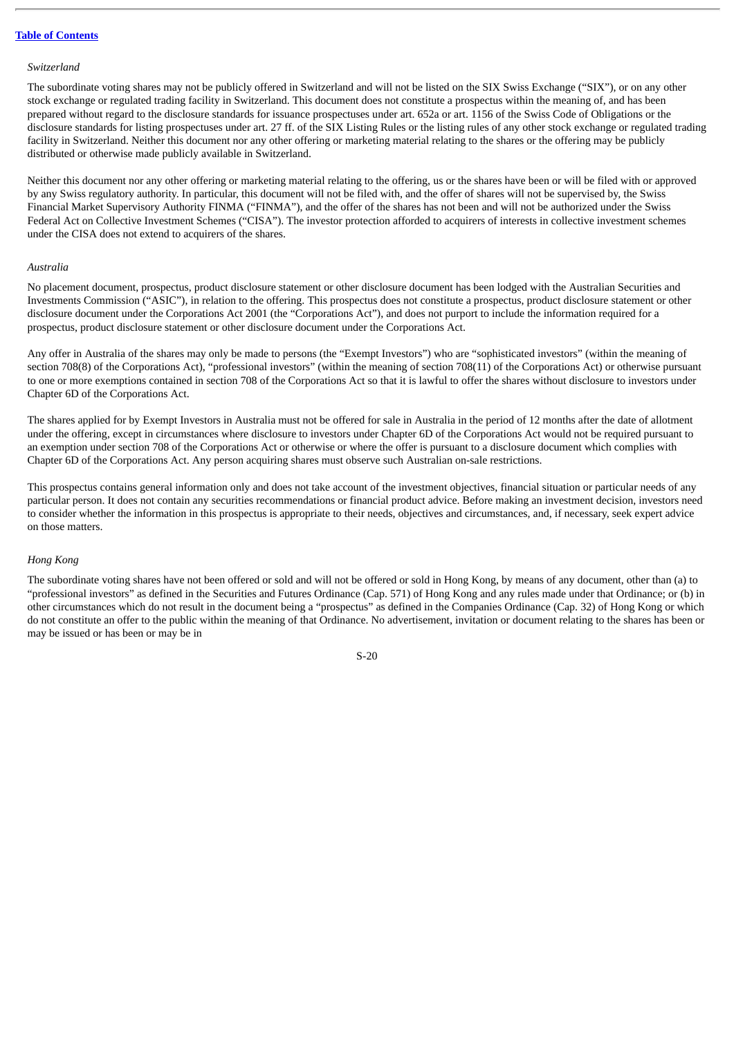*Switzerland*

The subordinate voting shares may not be publicly offered in Switzerland and will not be listed on the SIX Swiss Exchange (“SIX”), or on any other stock exchange or regulated trading facility in Switzerland. This document does not constitute a prospectus within the meaning of, and has been prepared without regard to the disclosure standards for issuance prospectuses under art. 652a or art. 1156 of the Swiss Code of Obligations or the disclosure standards for listing prospectuses under art. 27 ff. of the SIX Listing Rules or the listing rules of any other stock exchange or regulated trading facility in Switzerland. Neither this document nor any other offering or marketing material relating to the shares or the offering may be publicly distributed or otherwise made publicly available in Switzerland.

Neither this document nor any other offering or marketing material relating to the offering, us or the shares have been or will be filed with or approved by any Swiss regulatory authority. In particular, this document will not be filed with, and the offer of shares will not be supervised by, the Swiss Financial Market Supervisory Authority FINMA (“FINMA”), and the offer of the shares has not been and will not be authorized under the Swiss Federal Act on Collective Investment Schemes (“CISA”). The investor protection afforded to acquirers of interests in collective investment schemes under the CISA does not extend to acquirers of the shares.

*Australia*

No placement document, prospectus, product disclosure statement or other disclosure document has been lodged with the Australian Securities and Investments Commission (“ASIC”), in relation to the offering. This prospectus does not constitute a prospectus, product disclosure statement or other disclosure document under the Corporations Act 2001 (the “Corporations Act”), and does not purport to include the information required for a prospectus, product disclosure statement or other disclosure document under the Corporations Act.

Any offer in Australia of the shares may only be made to persons (the “Exempt Investors”) who are “sophisticated investors” (within the meaning of section 708(8) of the Corporations Act), “professional investors” (within the meaning of section 708(11) of the Corporations Act) or otherwise pursuant to one or more exemptions contained in section 708 of the Corporations Act so that it is lawful to offer the shares without disclosure to investors under Chapter 6D of the Corporations Act.

The shares applied for by Exempt Investors in Australia must not be offered for sale in Australia in the period of 12 months after the date of allotment under the offering, except in circumstances where disclosure to investors under Chapter 6D of the Corporations Act would not be required pursuant to an exemption under section 708 of the Corporations Act or otherwise or where the offer is pursuant to a disclosure document which complies with Chapter 6D of the Corporations Act. Any person acquiring shares must observe such Australian on-sale restrictions.

This prospectus contains general information only and does not take account of the investment objectives, financial situation or particular needs of any particular person. It does not contain any securities recommendations or financial product advice. Before making an investment decision, investors need to consider whether the information in this prospectus is appropriate to their needs, objectives and circumstances, and, if necessary, seek expert advice on those matters.

*Hong Kong*

The subordinate voting shares have not been offered or sold and will not be offered or sold in Hong Kong, by means of any document, other than (a) to “professional investors” as defined in the Securities and Futures Ordinance (Cap. 571) of Hong Kong and any rules made under that Ordinance; or (b) in other circumstances which do not result in the document being a “prospectus” as defined in the Companies Ordinance (Cap. 32) of Hong Kong or which do not constitute an offer to the public within the meaning of that Ordinance. No advertisement, invitation or document relating to the shares has been or may be issued or has been or may be in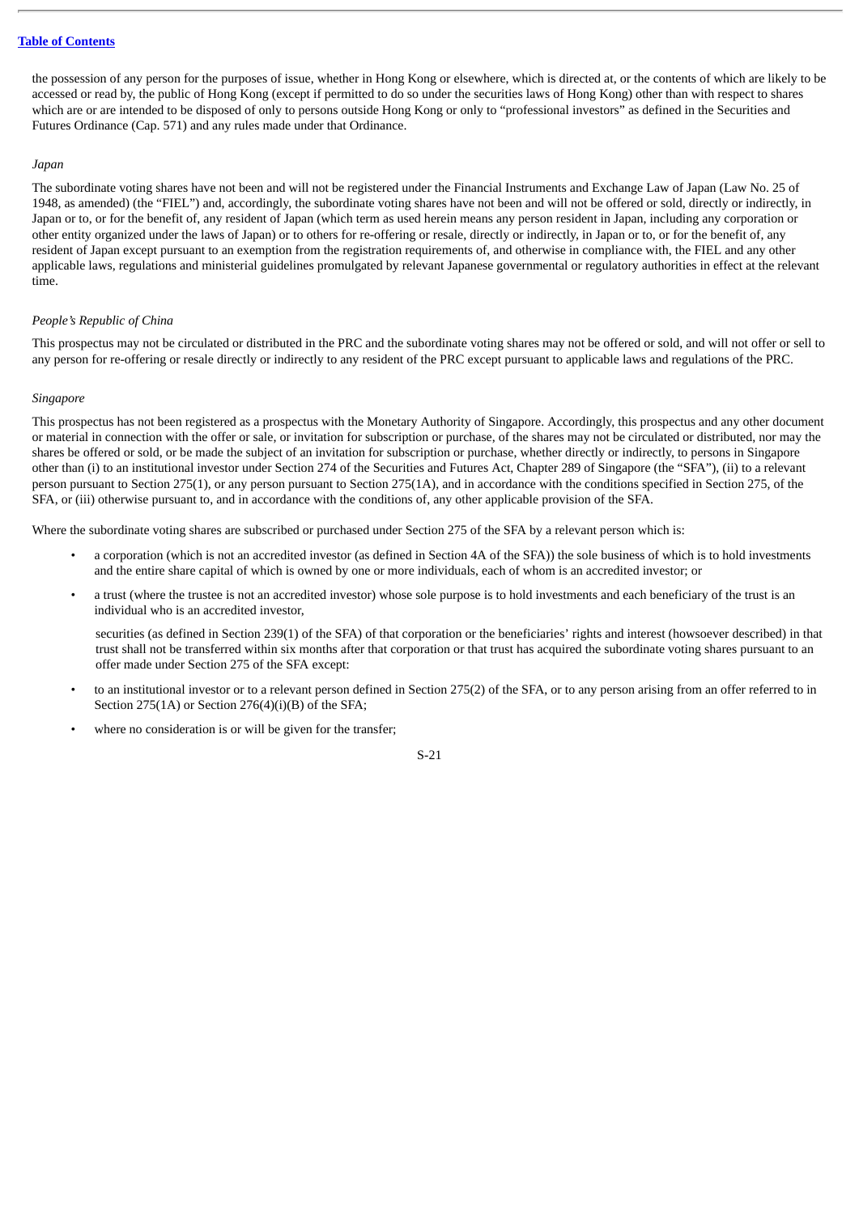the possession of any person for the purposes of issue, whether in Hong Kong or elsewhere, which is directed at, or the contents of which are likely to be accessed or read by, the public of Hong Kong (except if permitted to do so under the securities laws of Hong Kong) other than with respect to shares which are or are intended to be disposed of only to persons outside Hong Kong or only to "professional investors" as defined in the Securities and Futures Ordinance (Cap. 571) and any rules made under that Ordinance.

*Japan*

The subordinate voting shares have not been and will not be registered under the Financial Instruments and Exchange Law of Japan (Law No. 25 of 1948, as amended) (the "FIEL") and, accordingly, the subordinate voting shares have not been and will not be offered or sold, directly or indirectly, in Japan or to, or for the benefit of, any resident of Japan (which term as used herein means any person resident in Japan, including any corporation or other entity organized under the laws of Japan) or to others for re-offering or resale, directly or indirectly, in Japan or to, or for the benefit of, any resident of Japan except pursuant to an exemption from the registration requirements of, and otherwise in compliance with, the FIEL and any other applicable laws, regulations and ministerial guidelines promulgated by relevant Japanese governmental or regulatory authorities in effect at the relevant time.

*People's Republic of China*

This prospectus may not be circulated or distributed in the PRC and the subordinate voting shares may not be offered or sold, and will not offer or sell to any person for re-offering or resale directly or indirectly to any resident of the PRC except pursuant to applicable laws and regulations of the PRC.

*Singapore*

This prospectus has not been registered as a prospectus with the Monetary Authority of Singapore. Accordingly, this prospectus and any other document or material in connection with the offer or sale, or invitation for subscription or purchase, of the shares may not be circulated or distributed, nor may the shares be offered or sold, or be made the subject of an invitation for subscription or purchase, whether directly or indirectly, to persons in Singapore other than (i) to an institutional investor under Section 274 of the Securities and Futures Act, Chapter 289 of Singapore (the "SFA"), (ii) to a relevant person pursuant to Section 275(1), or any person pursuant to Section 275(1A), and in accordance with the conditions specified in Section 275, of the SFA, or (iii) otherwise pursuant to, and in accordance with the conditions of, any other applicable provision of the SFA.

Where the subordinate voting shares are subscribed or purchased under Section 275 of the SFA by a relevant person which is:

- a corporation (which is not an accredited investor (as defined in Section 4A of the SFA)) the sole business of which is to hold investments and the entire share capital of which is owned by one or more individuals, each of whom is an accredited investor; or
- a trust (where the trustee is not an accredited investor) whose sole purpose is to hold investments and each beneficiary of the trust is an individual who is an accredited investor,

  securities (as defined in Section 239(1) of the SFA) of that corporation or the beneficiaries' rights and interest (howsoever described) in that trust shall not be transferred within six months after that corporation or that trust has acquired the subordinate voting shares pursuant to an offer made under Section 275 of the SFA except:

- to an institutional investor or to a relevant person defined in Section 275(2) of the SFA, or to any person arising from an offer referred to in Section 275(1A) or Section 276(4)(i)(B) of the SFA;
- where no consideration is or will be given for the transfer;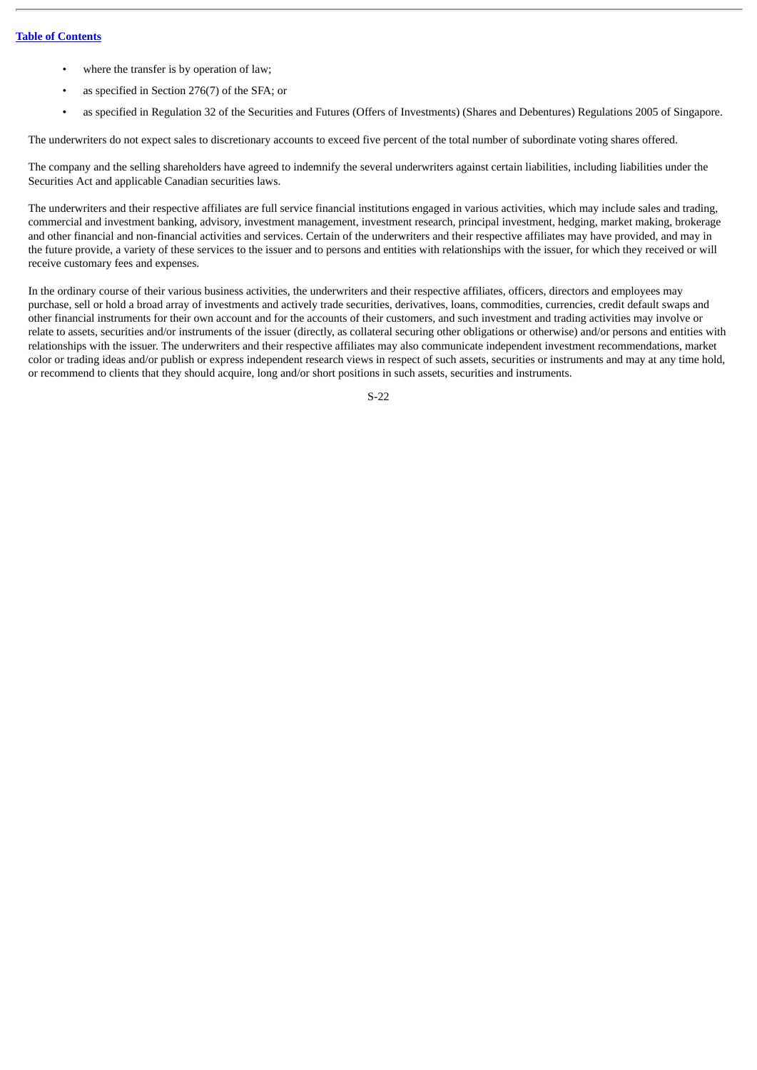- where the transfer is by operation of law;
- as specified in Section 276(7) of the SFA; or
- as specified in Regulation 32 of the Securities and Futures (Offers of Investments) (Shares and Debentures) Regulations 2005 of Singapore.

The underwriters do not expect sales to discretionary accounts to exceed five percent of the total number of subordinate voting shares offered.

The company and the selling shareholders have agreed to indemnify the several underwriters against certain liabilities, including liabilities under the Securities Act and applicable Canadian securities laws.

The underwriters and their respective affiliates are full service financial institutions engaged in various activities, which may include sales and trading, commercial and investment banking, advisory, investment management, investment research, principal investment, hedging, market making, brokerage and other financial and non-financial activities and services. Certain of the underwriters and their respective affiliates may have provided, and may in the future provide, a variety of these services to the issuer and to persons and entities with relationships with the issuer, for which they received or will receive customary fees and expenses.

In the ordinary course of their various business activities, the underwriters and their respective affiliates, officers, directors and employees may purchase, sell or hold a broad array of investments and actively trade securities, derivatives, loans, commodities, currencies, credit default swaps and other financial instruments for their own account and for the accounts of their customers, and such investment and trading activities may involve or relate to assets, securities and/or instruments of the issuer (directly, as collateral securing other obligations or otherwise) and/or persons and entities with relationships with the issuer. The underwriters and their respective affiliates may also communicate independent investment recommendations, market color or trading ideas and/or publish or express independent research views in respect of such assets, securities or instruments and may at any time hold, or recommend to clients that they should acquire, long and/or short positions in such assets, securities and instruments.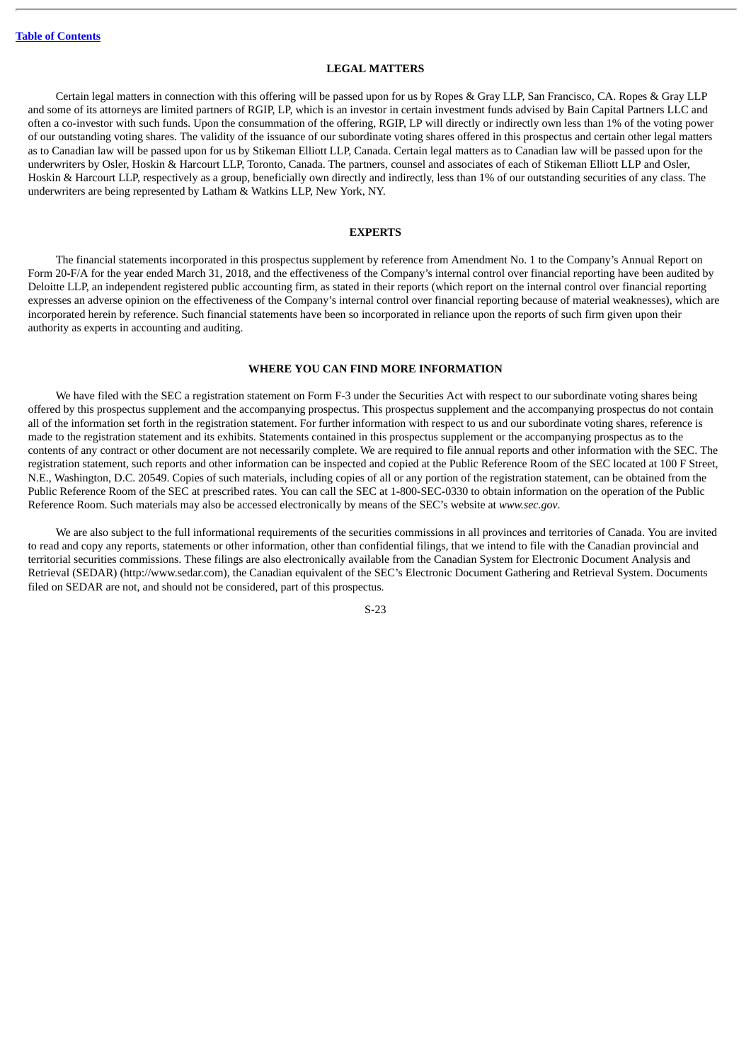## LEGAL MATTERS

Certain legal matters in connection with this offering will be passed upon for us by Ropes & Gray LLP, San Francisco, CA. Ropes & Gray LLP and some of its attorneys are limited partners of RGIP, LP, which is an investor in certain investment funds advised by Bain Capital Partners LLC and often a co-investor with such funds. Upon the consummation of the offering, RGIP, LP will directly or indirectly own less than 1% of the voting power of our outstanding voting shares. The validity of the issuance of our subordinate voting shares offered in this prospectus and certain other legal matters as to Canadian law will be passed upon for us by Stikeman Elliott LLP, Canada. Certain legal matters as to Canadian law will be passed upon for the underwriters by Osler, Hoskin & Harcourt LLP, Toronto, Canada. The partners, counsel and associates of each of Stikeman Elliott LLP and Osler, Hoskin & Harcourt LLP, respectively as a group, beneficially own directly and indirectly, less than 1% of our outstanding securities of any class. The underwriters are being represented by Latham & Watkins LLP, New York, NY.

## EXPERTS

The financial statements incorporated in this prospectus supplement by reference from Amendment No. 1 to the Company's Annual Report on Form 20-F/A for the year ended March 31, 2018, and the effectiveness of the Company's internal control over financial reporting have been audited by Deloitte LLP, an independent registered public accounting firm, as stated in their reports (which report on the internal control over financial reporting expresses an adverse opinion on the effectiveness of the Company's internal control over financial reporting because of material weaknesses), which are incorporated herein by reference. Such financial statements have been so incorporated in reliance upon the reports of such firm given upon their authority as experts in accounting and auditing.

## WHERE YOU CAN FIND MORE INFORMATION

We have filed with the SEC a registration statement on Form F-3 under the Securities Act with respect to our subordinate voting shares being offered by this prospectus supplement and the accompanying prospectus. This prospectus supplement and the accompanying prospectus do not contain all of the information set forth in the registration statement. For further information with respect to us and our subordinate voting shares, reference is made to the registration statement and its exhibits. Statements contained in this prospectus supplement or the accompanying prospectus as to the contents of any contract or other document are not necessarily complete. We are required to file annual reports and other information with the SEC. The registration statement, such reports and other information can be inspected and copied at the Public Reference Room of the SEC located at 100 F Street, N.E., Washington, D.C. 20549. Copies of such materials, including copies of all or any portion of the registration statement, can be obtained from the Public Reference Room of the SEC at prescribed rates. You can call the SEC at 1-800-SEC-0330 to obtain information on the operation of the Public Reference Room. Such materials may also be accessed electronically by means of the SEC's website at *www.sec.gov*.

We are also subject to the full informational requirements of the securities commissions in all provinces and territories of Canada. You are invited to read and copy any reports, statements or other information, other than confidential filings, that we intend to file with the Canadian provincial and territorial securities commissions. These filings are also electronically available from the Canadian System for Electronic Document Analysis and Retrieval (SEDAR) (http://www.sedar.com), the Canadian equivalent of the SEC's Electronic Document Gathering and Retrieval System. Documents filed on SEDAR are not, and should not be considered, part of this prospectus.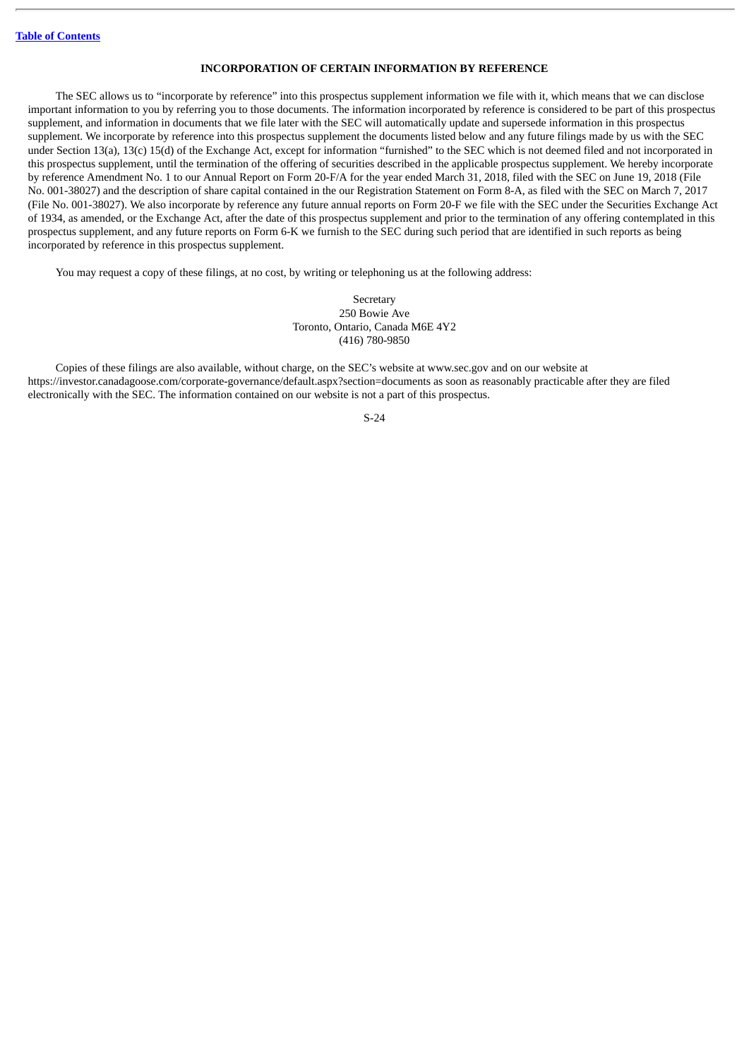## INCORPORATION OF CERTAIN INFORMATION BY REFERENCE

The SEC allows us to "incorporate by reference" into this prospectus supplement information we file with it, which means that we can disclose important information to you by referring you to those documents. The information incorporated by reference is considered to be part of this prospectus supplement, and information in documents that we file later with the SEC will automatically update and supersede information in this prospectus supplement. We incorporate by reference into this prospectus supplement the documents listed below and any future filings made by us with the SEC under Section 13(a), 13(c) 15(d) of the Exchange Act, except for information "furnished" to the SEC which is not deemed filed and not incorporated in this prospectus supplement, until the termination of the offering of securities described in the applicable prospectus supplement. We hereby incorporate by reference Amendment No. 1 to our Annual Report on Form 20-F/A for the year ended March 31, 2018, filed with the SEC on June 19, 2018 (File No. 001-38027) and the description of share capital contained in the our Registration Statement on Form 8-A, as filed with the SEC on March 7, 2017 (File No. 001-38027). We also incorporate by reference any future annual reports on Form 20-F we file with the SEC under the Securities Exchange Act of 1934, as amended, or the Exchange Act, after the date of this prospectus supplement and prior to the termination of any offering contemplated in this prospectus supplement, and any future reports on Form 6-K we furnish to the SEC during such period that are identified in such reports as being incorporated by reference in this prospectus supplement.

You may request a copy of these filings, at no cost, by writing or telephoning us at the following address:

Secretary
250 Bowie Ave
Toronto, Ontario, Canada M6E 4Y2
(416) 780-9850

Copies of these filings are also available, without charge, on the SEC's website at www.sec.gov and on our website at https://investor.canadagoose.com/corporate-governance/default.aspx?section=documents as soon as reasonably practicable after they are filed electronically with the SEC. The information contained on our website is not a part of this prospectus.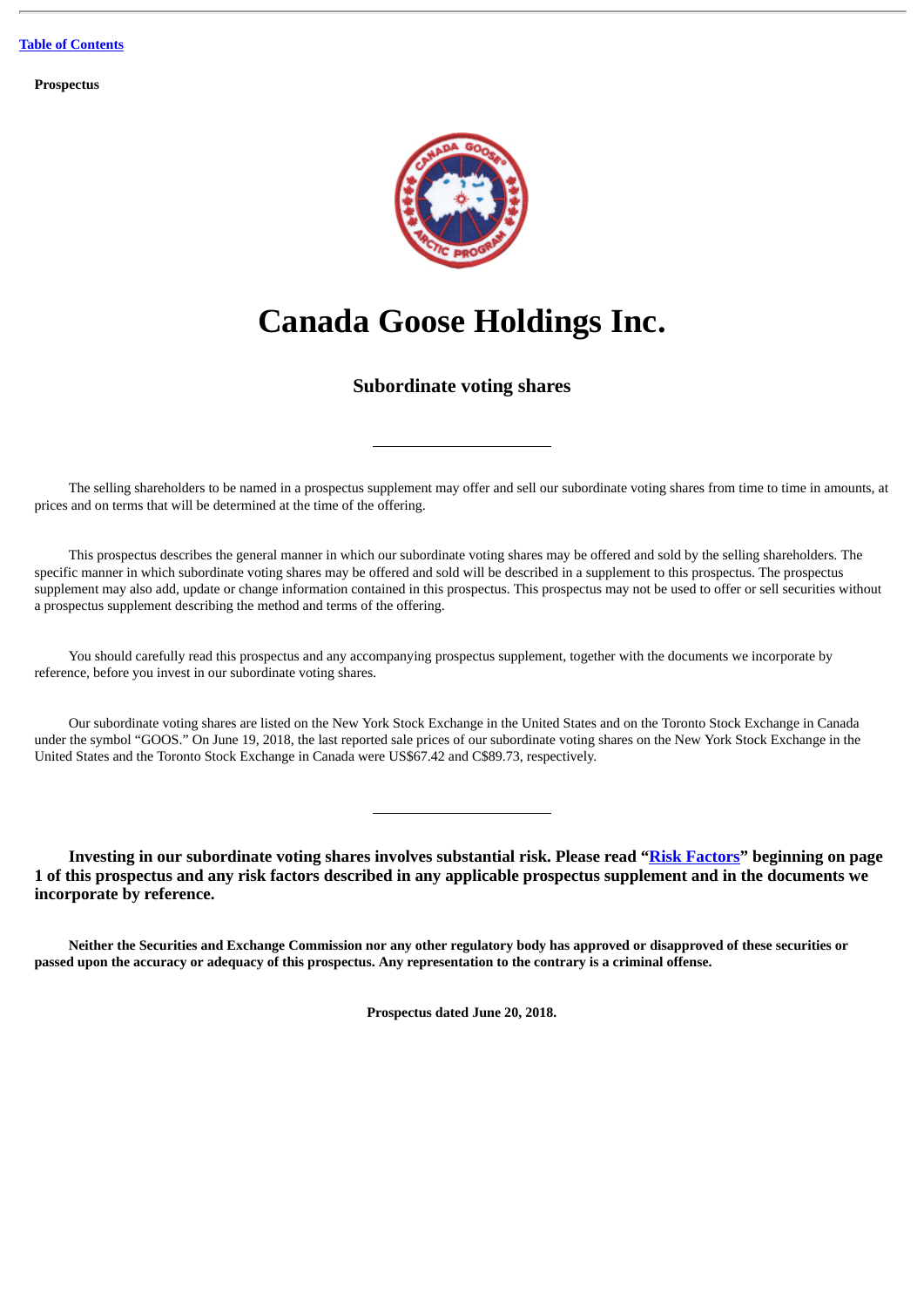[Table of Contents](#)

**Prospectus**

# Canada Goose Holdings Inc.

### Subordinate voting shares

---

The selling shareholders to be named in a prospectus supplement may offer and sell our subordinate voting shares from time to time in amounts, at prices and on terms that will be determined at the time of the offering.

This prospectus describes the general manner in which our subordinate voting shares may be offered and sold by the selling shareholders. The specific manner in which subordinate voting shares may be offered and sold will be described in a supplement to this prospectus. The prospectus supplement may also add, update or change information contained in this prospectus. This prospectus may not be used to offer or sell securities without a prospectus supplement describing the method and terms of the offering.

You should carefully read this prospectus and any accompanying prospectus supplement, together with the documents we incorporate by reference, before you invest in our subordinate voting shares.

Our subordinate voting shares are listed on the New York Stock Exchange in the United States and on the Toronto Stock Exchange in Canada under the symbol "GOOS." On June 19, 2018, the last reported sale prices of our subordinate voting shares on the New York Stock Exchange in the United States and the Toronto Stock Exchange in Canada were US$67.42 and C$89.73, respectively.

---

**Investing in our subordinate voting shares involves substantial risk. Please read "[Risk Factors](#)" beginning on page 1 of this prospectus and any risk factors described in any applicable prospectus supplement and in the documents we incorporate by reference.**

**Neither the Securities and Exchange Commission nor any other regulatory body has approved or disapproved of these securities or passed upon the accuracy or adequacy of this prospectus. Any representation to the contrary is a criminal offense.**

**Prospectus dated June 20, 2018.**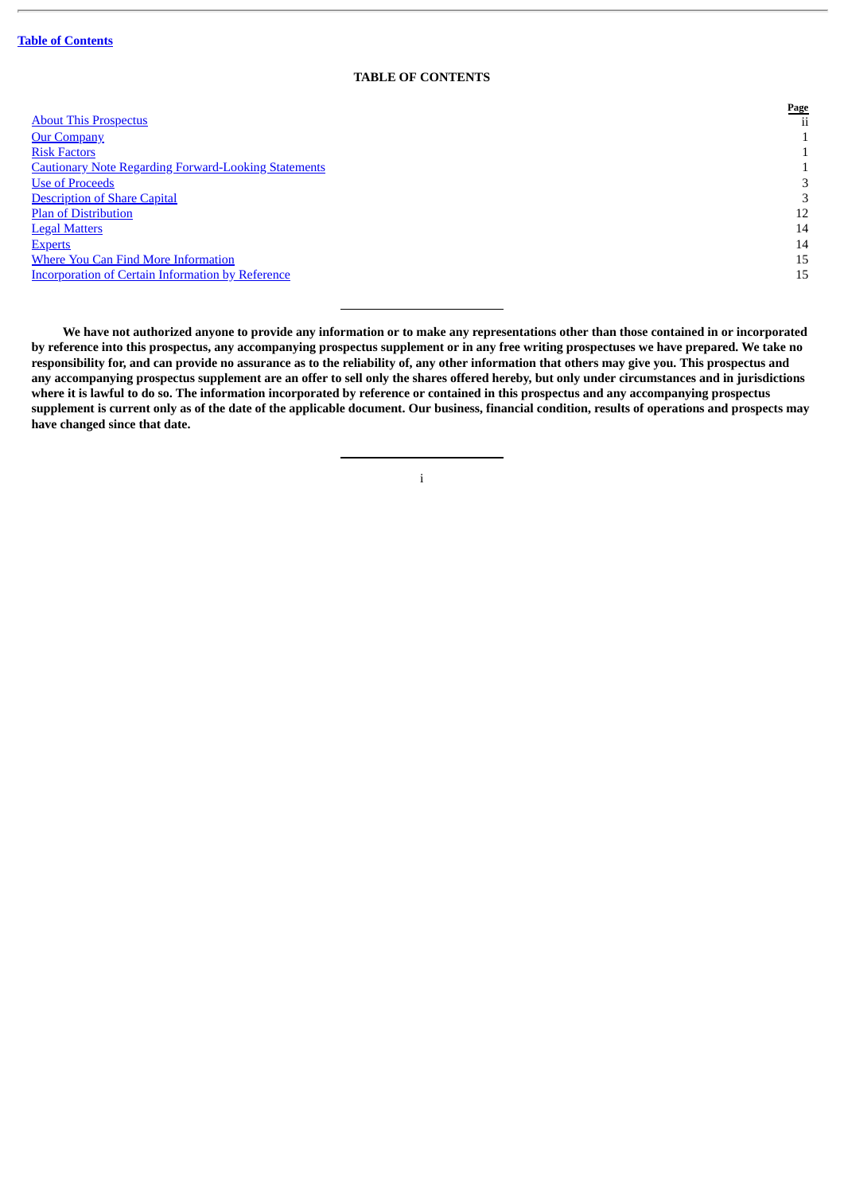Table of Contents

# TABLE OF CONTENTS

| | Page |
|---|---|
| About This Prospectus | ii |
| Our Company | 1 |
| Risk Factors | 1 |
| Cautionary Note Regarding Forward-Looking Statements | 1 |
| Use of Proceeds | 3 |
| Description of Share Capital | 3 |
| Plan of Distribution | 12 |
| Legal Matters | 14 |
| Experts | 14 |
| Where You Can Find More Information | 15 |
| Incorporation of Certain Information by Reference | 15 |

**We have not authorized anyone to provide any information or to make any representations other than those contained in or incorporated by reference into this prospectus, any accompanying prospectus supplement or in any free writing prospectuses we have prepared. We take no responsibility for, and can provide no assurance as to the reliability of, any other information that others may give you. This prospectus and any accompanying prospectus supplement are an offer to sell only the shares offered hereby, but only under circumstances and in jurisdictions where it is lawful to do so. The information incorporated by reference or contained in this prospectus and any accompanying prospectus supplement is current only as of the date of the applicable document. Our business, financial condition, results of operations and prospects may have changed since that date.**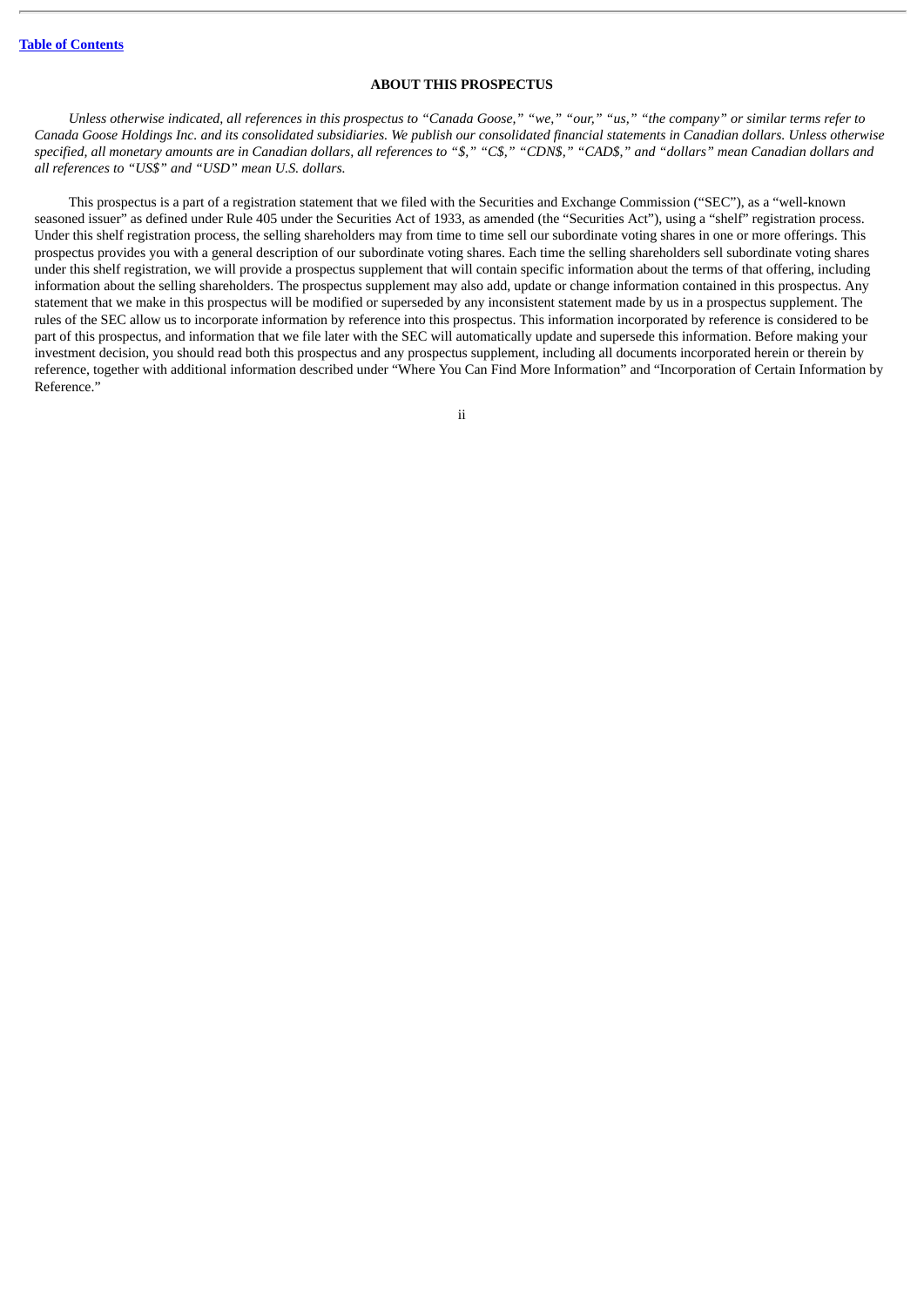## ABOUT THIS PROSPECTUS

*Unless otherwise indicated, all references in this prospectus to "Canada Goose," "we," "our," "us," "the company" or similar terms refer to Canada Goose Holdings Inc. and its consolidated subsidiaries. We publish our consolidated financial statements in Canadian dollars. Unless otherwise specified, all monetary amounts are in Canadian dollars, all references to "$," "C$," "CDN$," "CAD$," and "dollars" mean Canadian dollars and all references to "US$" and "USD" mean U.S. dollars.*

This prospectus is a part of a registration statement that we filed with the Securities and Exchange Commission ("SEC"), as a "well-known seasoned issuer" as defined under Rule 405 under the Securities Act of 1933, as amended (the "Securities Act"), using a "shelf" registration process. Under this shelf registration process, the selling shareholders may from time to time sell our subordinate voting shares in one or more offerings. This prospectus provides you with a general description of our subordinate voting shares. Each time the selling shareholders sell subordinate voting shares under this shelf registration, we will provide a prospectus supplement that will contain specific information about the terms of that offering, including information about the selling shareholders. The prospectus supplement may also add, update or change information contained in this prospectus. Any statement that we make in this prospectus will be modified or superseded by any inconsistent statement made by us in a prospectus supplement. The rules of the SEC allow us to incorporate information by reference into this prospectus. This information incorporated by reference is considered to be part of this prospectus, and information that we file later with the SEC will automatically update and supersede this information. Before making your investment decision, you should read both this prospectus and any prospectus supplement, including all documents incorporated herein or therein by reference, together with additional information described under "Where You Can Find More Information" and "Incorporation of Certain Information by Reference."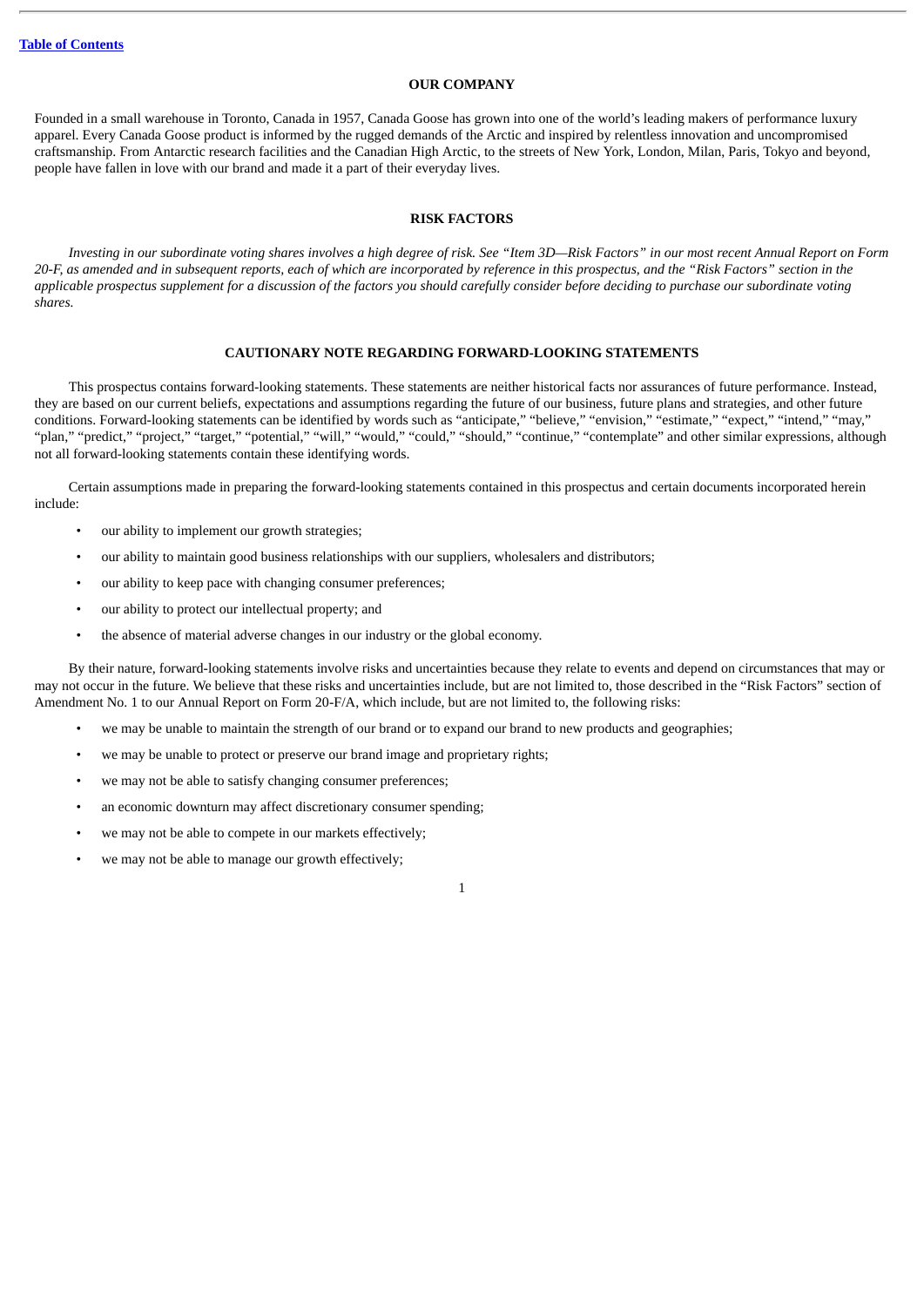## OUR COMPANY

Founded in a small warehouse in Toronto, Canada in 1957, Canada Goose has grown into one of the world's leading makers of performance luxury apparel. Every Canada Goose product is informed by the rugged demands of the Arctic and inspired by relentless innovation and uncompromised craftsmanship. From Antarctic research facilities and the Canadian High Arctic, to the streets of New York, London, Milan, Paris, Tokyo and beyond, people have fallen in love with our brand and made it a part of their everyday lives.

## RISK FACTORS

*Investing in our subordinate voting shares involves a high degree of risk. See "Item 3D—Risk Factors" in our most recent Annual Report on Form 20-F, as amended and in subsequent reports, each of which are incorporated by reference in this prospectus, and the "Risk Factors" section in the applicable prospectus supplement for a discussion of the factors you should carefully consider before deciding to purchase our subordinate voting shares.*

## CAUTIONARY NOTE REGARDING FORWARD-LOOKING STATEMENTS

This prospectus contains forward-looking statements. These statements are neither historical facts nor assurances of future performance. Instead, they are based on our current beliefs, expectations and assumptions regarding the future of our business, future plans and strategies, and other future conditions. Forward-looking statements can be identified by words such as "anticipate," "believe," "envision," "estimate," "expect," "intend," "may," "plan," "predict," "project," "target," "potential," "will," "would," "could," "should," "continue," "contemplate" and other similar expressions, although not all forward-looking statements contain these identifying words.

Certain assumptions made in preparing the forward-looking statements contained in this prospectus and certain documents incorporated herein include:

- our ability to implement our growth strategies;
- our ability to maintain good business relationships with our suppliers, wholesalers and distributors;
- our ability to keep pace with changing consumer preferences;
- our ability to protect our intellectual property; and
- the absence of material adverse changes in our industry or the global economy.

By their nature, forward-looking statements involve risks and uncertainties because they relate to events and depend on circumstances that may or may not occur in the future. We believe that these risks and uncertainties include, but are not limited to, those described in the "Risk Factors" section of Amendment No. 1 to our Annual Report on Form 20-F/A, which include, but are not limited to, the following risks:

- we may be unable to maintain the strength of our brand or to expand our brand to new products and geographies;
- we may be unable to protect or preserve our brand image and proprietary rights;
- we may not be able to satisfy changing consumer preferences;
- an economic downturn may affect discretionary consumer spending;
- we may not be able to compete in our markets effectively;
- we may not be able to manage our growth effectively;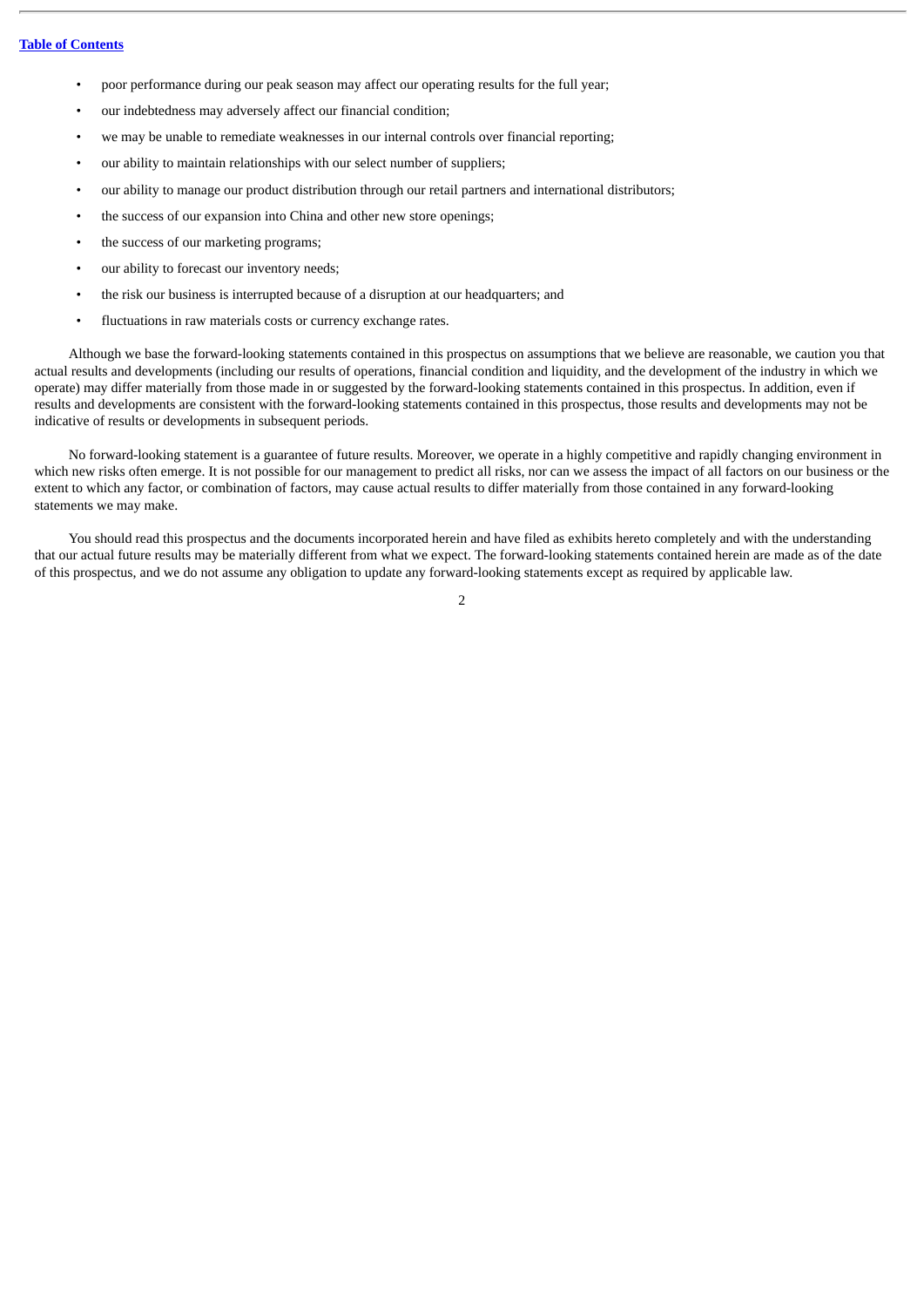- poor performance during our peak season may affect our operating results for the full year;
- our indebtedness may adversely affect our financial condition;
- we may be unable to remediate weaknesses in our internal controls over financial reporting;
- our ability to maintain relationships with our select number of suppliers;
- our ability to manage our product distribution through our retail partners and international distributors;
- the success of our expansion into China and other new store openings;
- the success of our marketing programs;
- our ability to forecast our inventory needs;
- the risk our business is interrupted because of a disruption at our headquarters; and
- fluctuations in raw materials costs or currency exchange rates.

Although we base the forward-looking statements contained in this prospectus on assumptions that we believe are reasonable, we caution you that actual results and developments (including our results of operations, financial condition and liquidity, and the development of the industry in which we operate) may differ materially from those made in or suggested by the forward-looking statements contained in this prospectus. In addition, even if results and developments are consistent with the forward-looking statements contained in this prospectus, those results and developments may not be indicative of results or developments in subsequent periods.

No forward-looking statement is a guarantee of future results. Moreover, we operate in a highly competitive and rapidly changing environment in which new risks often emerge. It is not possible for our management to predict all risks, nor can we assess the impact of all factors on our business or the extent to which any factor, or combination of factors, may cause actual results to differ materially from those contained in any forward-looking statements we may make.

You should read this prospectus and the documents incorporated herein and have filed as exhibits hereto completely and with the understanding that our actual future results may be materially different from what we expect. The forward-looking statements contained herein are made as of the date of this prospectus, and we do not assume any obligation to update any forward-looking statements except as required by applicable law.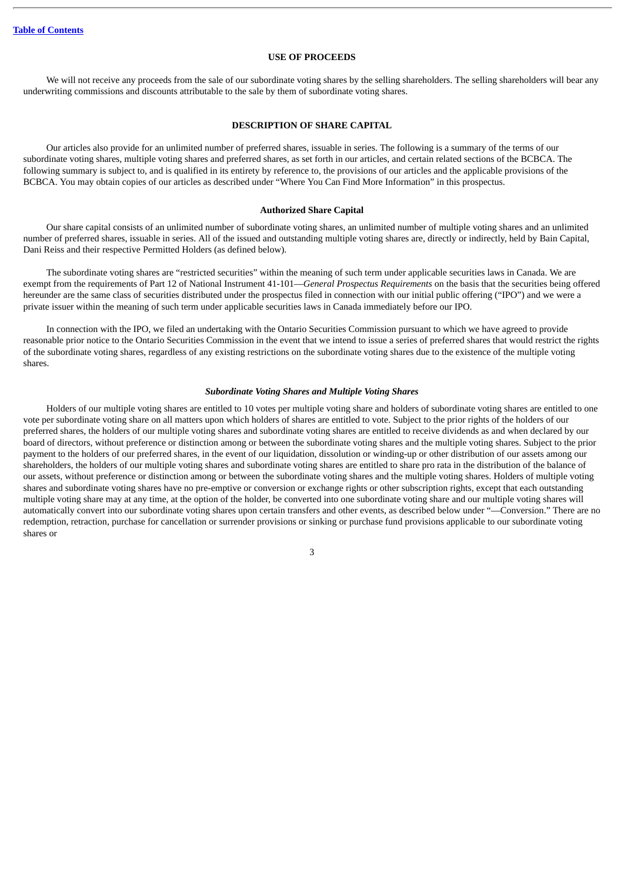## USE OF PROCEEDS

We will not receive any proceeds from the sale of our subordinate voting shares by the selling shareholders. The selling shareholders will bear any underwriting commissions and discounts attributable to the sale by them of subordinate voting shares.

## DESCRIPTION OF SHARE CAPITAL

Our articles also provide for an unlimited number of preferred shares, issuable in series. The following is a summary of the terms of our subordinate voting shares, multiple voting shares and preferred shares, as set forth in our articles, and certain related sections of the BCBCA. The following summary is subject to, and is qualified in its entirety by reference to, the provisions of our articles and the applicable provisions of the BCBCA. You may obtain copies of our articles as described under "Where You Can Find More Information" in this prospectus.

### Authorized Share Capital

Our share capital consists of an unlimited number of subordinate voting shares, an unlimited number of multiple voting shares and an unlimited number of preferred shares, issuable in series. All of the issued and outstanding multiple voting shares are, directly or indirectly, held by Bain Capital, Dani Reiss and their respective Permitted Holders (as defined below).

The subordinate voting shares are "restricted securities" within the meaning of such term under applicable securities laws in Canada. We are exempt from the requirements of Part 12 of National Instrument 41-101—*General Prospectus Requirements* on the basis that the securities being offered hereunder are the same class of securities distributed under the prospectus filed in connection with our initial public offering ("IPO") and we were a private issuer within the meaning of such term under applicable securities laws in Canada immediately before our IPO.

In connection with the IPO, we filed an undertaking with the Ontario Securities Commission pursuant to which we have agreed to provide reasonable prior notice to the Ontario Securities Commission in the event that we intend to issue a series of preferred shares that would restrict the rights of the subordinate voting shares, regardless of any existing restrictions on the subordinate voting shares due to the existence of the multiple voting shares.

#### *Subordinate Voting Shares and Multiple Voting Shares*

Holders of our multiple voting shares are entitled to 10 votes per multiple voting share and holders of subordinate voting shares are entitled to one vote per subordinate voting share on all matters upon which holders of shares are entitled to vote. Subject to the prior rights of the holders of our preferred shares, the holders of our multiple voting shares and subordinate voting shares are entitled to receive dividends as and when declared by our board of directors, without preference or distinction among or between the subordinate voting shares and the multiple voting shares. Subject to the prior payment to the holders of our preferred shares, in the event of our liquidation, dissolution or winding-up or other distribution of our assets among our shareholders, the holders of our multiple voting shares and subordinate voting shares are entitled to share pro rata in the distribution of the balance of our assets, without preference or distinction among or between the subordinate voting shares and the multiple voting shares. Holders of multiple voting shares and subordinate voting shares have no pre-emptive or conversion or exchange rights or other subscription rights, except that each outstanding multiple voting share may at any time, at the option of the holder, be converted into one subordinate voting share and our multiple voting shares will automatically convert into our subordinate voting shares upon certain transfers and other events, as described below under "—Conversion." There are no redemption, retraction, purchase for cancellation or surrender provisions or sinking or purchase fund provisions applicable to our subordinate voting shares or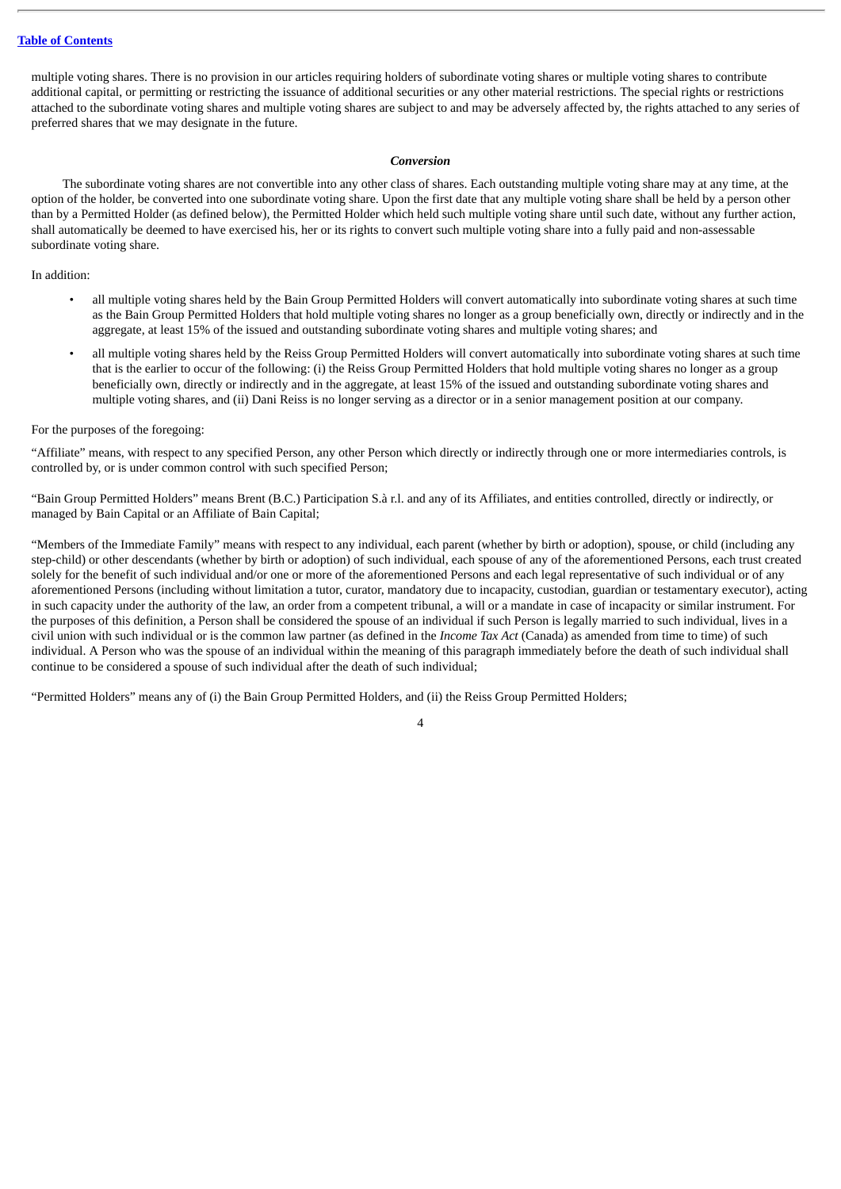multiple voting shares. There is no provision in our articles requiring holders of subordinate voting shares or multiple voting shares to contribute additional capital, or permitting or restricting the issuance of additional securities or any other material restrictions. The special rights or restrictions attached to the subordinate voting shares and multiple voting shares are subject to and may be adversely affected by, the rights attached to any series of preferred shares that we may designate in the future.

### *Conversion*

The subordinate voting shares are not convertible into any other class of shares. Each outstanding multiple voting share may at any time, at the option of the holder, be converted into one subordinate voting share. Upon the first date that any multiple voting share shall be held by a person other than by a Permitted Holder (as defined below), the Permitted Holder which held such multiple voting share until such date, without any further action, shall automatically be deemed to have exercised his, her or its rights to convert such multiple voting share into a fully paid and non-assessable subordinate voting share.

In addition:

- all multiple voting shares held by the Bain Group Permitted Holders will convert automatically into subordinate voting shares at such time as the Bain Group Permitted Holders that hold multiple voting shares no longer as a group beneficially own, directly or indirectly and in the aggregate, at least 15% of the issued and outstanding subordinate voting shares and multiple voting shares; and
- all multiple voting shares held by the Reiss Group Permitted Holders will convert automatically into subordinate voting shares at such time that is the earlier to occur of the following: (i) the Reiss Group Permitted Holders that hold multiple voting shares no longer as a group beneficially own, directly or indirectly and in the aggregate, at least 15% of the issued and outstanding subordinate voting shares and multiple voting shares, and (ii) Dani Reiss is no longer serving as a director or in a senior management position at our company.

For the purposes of the foregoing:

"Affiliate" means, with respect to any specified Person, any other Person which directly or indirectly through one or more intermediaries controls, is controlled by, or is under common control with such specified Person;

"Bain Group Permitted Holders" means Brent (B.C.) Participation S.à r.l. and any of its Affiliates, and entities controlled, directly or indirectly, or managed by Bain Capital or an Affiliate of Bain Capital;

"Members of the Immediate Family" means with respect to any individual, each parent (whether by birth or adoption), spouse, or child (including any step-child) or other descendants (whether by birth or adoption) of such individual, each spouse of any of the aforementioned Persons, each trust created solely for the benefit of such individual and/or one or more of the aforementioned Persons and each legal representative of such individual or of any aforementioned Persons (including without limitation a tutor, curator, mandatory due to incapacity, custodian, guardian or testamentary executor), acting in such capacity under the authority of the law, an order from a competent tribunal, a will or a mandate in case of incapacity or similar instrument. For the purposes of this definition, a Person shall be considered the spouse of an individual if such Person is legally married to such individual, lives in a civil union with such individual or is the common law partner (as defined in the *Income Tax Act* (Canada) as amended from time to time) of such individual. A Person who was the spouse of an individual within the meaning of this paragraph immediately before the death of such individual shall continue to be considered a spouse of such individual after the death of such individual;

"Permitted Holders" means any of (i) the Bain Group Permitted Holders, and (ii) the Reiss Group Permitted Holders;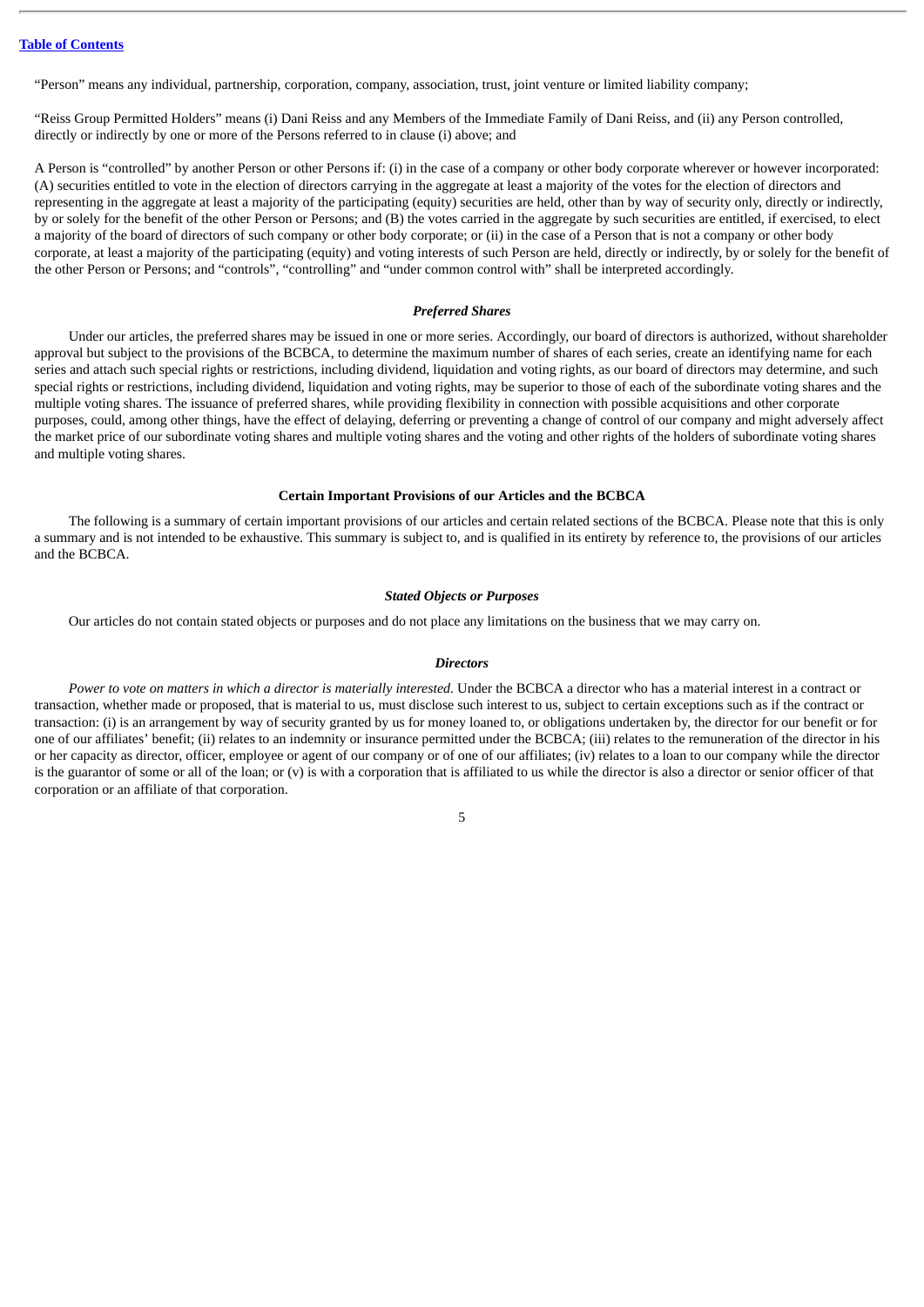"Person" means any individual, partnership, corporation, company, association, trust, joint venture or limited liability company;

"Reiss Group Permitted Holders" means (i) Dani Reiss and any Members of the Immediate Family of Dani Reiss, and (ii) any Person controlled, directly or indirectly by one or more of the Persons referred to in clause (i) above; and

A Person is "controlled" by another Person or other Persons if: (i) in the case of a company or other body corporate wherever or however incorporated: (A) securities entitled to vote in the election of directors carrying in the aggregate at least a majority of the votes for the election of directors and representing in the aggregate at least a majority of the participating (equity) securities are held, other than by way of security only, directly or indirectly, by or solely for the benefit of the other Person or Persons; and (B) the votes carried in the aggregate by such securities are entitled, if exercised, to elect a majority of the board of directors of such company or other body corporate; or (ii) in the case of a Person that is not a company or other body corporate, at least a majority of the participating (equity) and voting interests of such Person are held, directly or indirectly, by or solely for the benefit of the other Person or Persons; and "controls", "controlling" and "under common control with" shall be interpreted accordingly.

### *Preferred Shares*

Under our articles, the preferred shares may be issued in one or more series. Accordingly, our board of directors is authorized, without shareholder approval but subject to the provisions of the BCBCA, to determine the maximum number of shares of each series, create an identifying name for each series and attach such special rights or restrictions, including dividend, liquidation and voting rights, as our board of directors may determine, and such special rights or restrictions, including dividend, liquidation and voting rights, may be superior to those of each of the subordinate voting shares and the multiple voting shares. The issuance of preferred shares, while providing flexibility in connection with possible acquisitions and other corporate purposes, could, among other things, have the effect of delaying, deferring or preventing a change of control of our company and might adversely affect the market price of our subordinate voting shares and multiple voting shares and the voting and other rights of the holders of subordinate voting shares and multiple voting shares.

## Certain Important Provisions of our Articles and the BCBCA

The following is a summary of certain important provisions of our articles and certain related sections of the BCBCA. Please note that this is only a summary and is not intended to be exhaustive. This summary is subject to, and is qualified in its entirety by reference to, the provisions of our articles and the BCBCA.

### *Stated Objects or Purposes*

Our articles do not contain stated objects or purposes and do not place any limitations on the business that we may carry on.

### *Directors*

*Power to vote on matters in which a director is materially interested*. Under the BCBCA a director who has a material interest in a contract or transaction, whether made or proposed, that is material to us, must disclose such interest to us, subject to certain exceptions such as if the contract or transaction: (i) is an arrangement by way of security granted by us for money loaned to, or obligations undertaken by, the director for our benefit or for one of our affiliates' benefit; (ii) relates to an indemnity or insurance permitted under the BCBCA; (iii) relates to the remuneration of the director in his or her capacity as director, officer, employee or agent of our company or of one of our affiliates; (iv) relates to a loan to our company while the director is the guarantor of some or all of the loan; or (v) is with a corporation that is affiliated to us while the director is also a director or senior officer of that corporation or an affiliate of that corporation.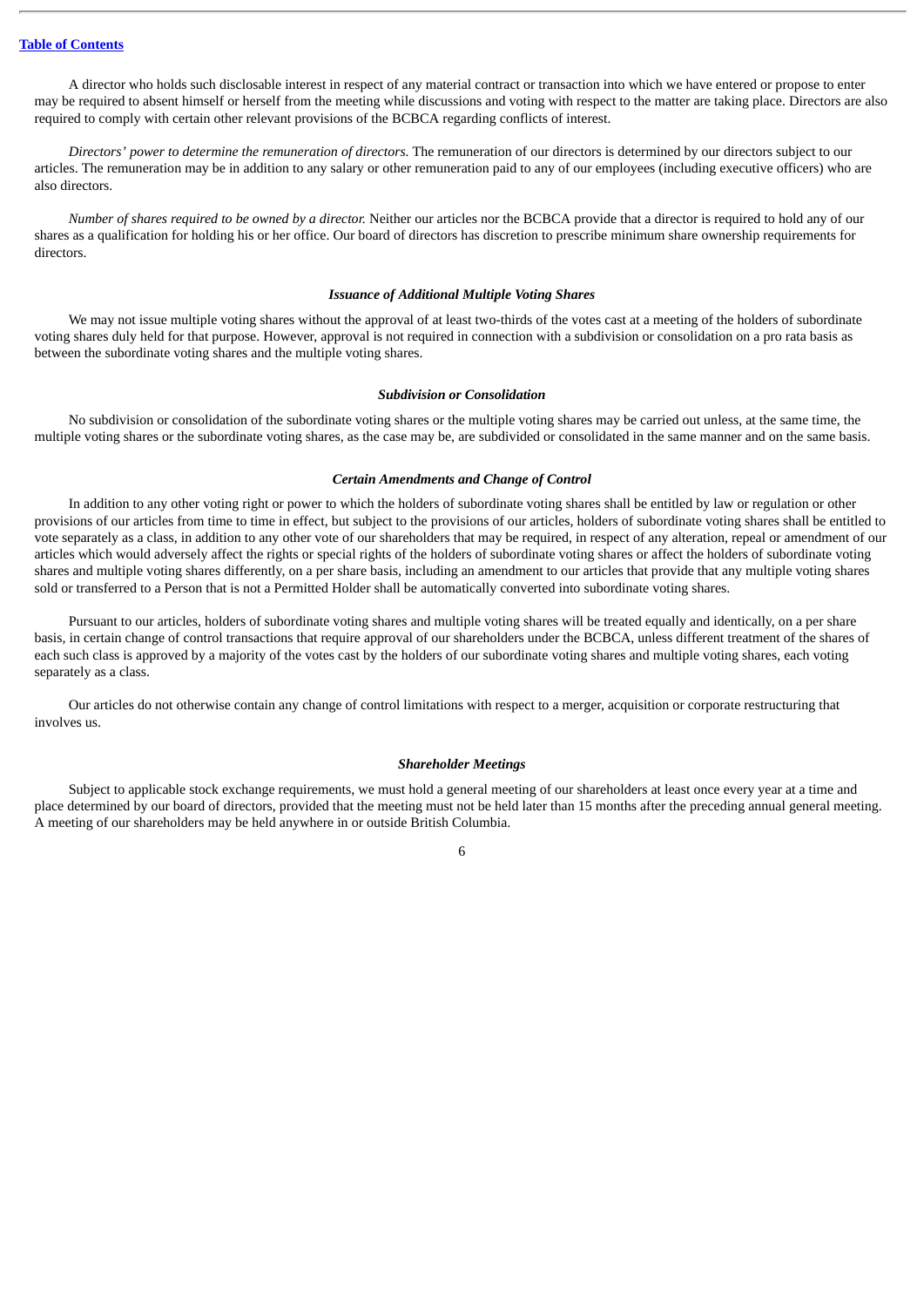A director who holds such disclosable interest in respect of any material contract or transaction into which we have entered or propose to enter may be required to absent himself or herself from the meeting while discussions and voting with respect to the matter are taking place. Directors are also required to comply with certain other relevant provisions of the BCBCA regarding conflicts of interest.

*Directors' power to determine the remuneration of directors.* The remuneration of our directors is determined by our directors subject to our articles. The remuneration may be in addition to any salary or other remuneration paid to any of our employees (including executive officers) who are also directors.

*Number of shares required to be owned by a director.* Neither our articles nor the BCBCA provide that a director is required to hold any of our shares as a qualification for holding his or her office. Our board of directors has discretion to prescribe minimum share ownership requirements for directors.

### *Issuance of Additional Multiple Voting Shares*

We may not issue multiple voting shares without the approval of at least two-thirds of the votes cast at a meeting of the holders of subordinate voting shares duly held for that purpose. However, approval is not required in connection with a subdivision or consolidation on a pro rata basis as between the subordinate voting shares and the multiple voting shares.

### *Subdivision or Consolidation*

No subdivision or consolidation of the subordinate voting shares or the multiple voting shares may be carried out unless, at the same time, the multiple voting shares or the subordinate voting shares, as the case may be, are subdivided or consolidated in the same manner and on the same basis.

### *Certain Amendments and Change of Control*

In addition to any other voting right or power to which the holders of subordinate voting shares shall be entitled by law or regulation or other provisions of our articles from time to time in effect, but subject to the provisions of our articles, holders of subordinate voting shares shall be entitled to vote separately as a class, in addition to any other vote of our shareholders that may be required, in respect of any alteration, repeal or amendment of our articles which would adversely affect the rights or special rights of the holders of subordinate voting shares or affect the holders of subordinate voting shares and multiple voting shares differently, on a per share basis, including an amendment to our articles that provide that any multiple voting shares sold or transferred to a Person that is not a Permitted Holder shall be automatically converted into subordinate voting shares.

Pursuant to our articles, holders of subordinate voting shares and multiple voting shares will be treated equally and identically, on a per share basis, in certain change of control transactions that require approval of our shareholders under the BCBCA, unless different treatment of the shares of each such class is approved by a majority of the votes cast by the holders of our subordinate voting shares and multiple voting shares, each voting separately as a class.

Our articles do not otherwise contain any change of control limitations with respect to a merger, acquisition or corporate restructuring that involves us.

### *Shareholder Meetings*

Subject to applicable stock exchange requirements, we must hold a general meeting of our shareholders at least once every year at a time and place determined by our board of directors, provided that the meeting must not be held later than 15 months after the preceding annual general meeting. A meeting of our shareholders may be held anywhere in or outside British Columbia.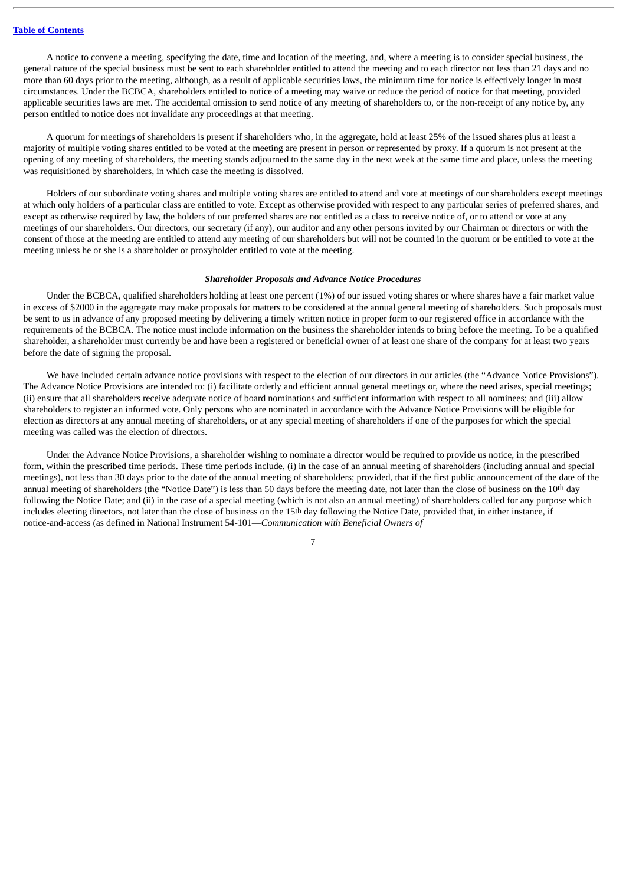A notice to convene a meeting, specifying the date, time and location of the meeting, and, where a meeting is to consider special business, the general nature of the special business must be sent to each shareholder entitled to attend the meeting and to each director not less than 21 days and no more than 60 days prior to the meeting, although, as a result of applicable securities laws, the minimum time for notice is effectively longer in most circumstances. Under the BCBCA, shareholders entitled to notice of a meeting may waive or reduce the period of notice for that meeting, provided applicable securities laws are met. The accidental omission to send notice of any meeting of shareholders to, or the non-receipt of any notice by, any person entitled to notice does not invalidate any proceedings at that meeting.

A quorum for meetings of shareholders is present if shareholders who, in the aggregate, hold at least 25% of the issued shares plus at least a majority of multiple voting shares entitled to be voted at the meeting are present in person or represented by proxy. If a quorum is not present at the opening of any meeting of shareholders, the meeting stands adjourned to the same day in the next week at the same time and place, unless the meeting was requisitioned by shareholders, in which case the meeting is dissolved.

Holders of our subordinate voting shares and multiple voting shares are entitled to attend and vote at meetings of our shareholders except meetings at which only holders of a particular class are entitled to vote. Except as otherwise provided with respect to any particular series of preferred shares, and except as otherwise required by law, the holders of our preferred shares are not entitled as a class to receive notice of, or to attend or vote at any meetings of our shareholders. Our directors, our secretary (if any), our auditor and any other persons invited by our Chairman or directors or with the consent of those at the meeting are entitled to attend any meeting of our shareholders but will not be counted in the quorum or be entitled to vote at the meeting unless he or she is a shareholder or proxyholder entitled to vote at the meeting.

***Shareholder Proposals and Advance Notice Procedures***

Under the BCBCA, qualified shareholders holding at least one percent (1%) of our issued voting shares or where shares have a fair market value in excess of $2000 in the aggregate may make proposals for matters to be considered at the annual general meeting of shareholders. Such proposals must be sent to us in advance of any proposed meeting by delivering a timely written notice in proper form to our registered office in accordance with the requirements of the BCBCA. The notice must include information on the business the shareholder intends to bring before the meeting. To be a qualified shareholder, a shareholder must currently be and have been a registered or beneficial owner of at least one share of the company for at least two years before the date of signing the proposal.

We have included certain advance notice provisions with respect to the election of our directors in our articles (the "Advance Notice Provisions"). The Advance Notice Provisions are intended to: (i) facilitate orderly and efficient annual general meetings or, where the need arises, special meetings; (ii) ensure that all shareholders receive adequate notice of board nominations and sufficient information with respect to all nominees; and (iii) allow shareholders to register an informed vote. Only persons who are nominated in accordance with the Advance Notice Provisions will be eligible for election as directors at any annual meeting of shareholders, or at any special meeting of shareholders if one of the purposes for which the special meeting was called was the election of directors.

Under the Advance Notice Provisions, a shareholder wishing to nominate a director would be required to provide us notice, in the prescribed form, within the prescribed time periods. These time periods include, (i) in the case of an annual meeting of shareholders (including annual and special meetings), not less than 30 days prior to the date of the annual meeting of shareholders; provided, that if the first public announcement of the date of the annual meeting of shareholders (the "Notice Date") is less than 50 days before the meeting date, not later than the close of business on the 10th day following the Notice Date; and (ii) in the case of a special meeting (which is not also an annual meeting) of shareholders called for any purpose which includes electing directors, not later than the close of business on the 15th day following the Notice Date, provided that, in either instance, if notice-and-access (as defined in National Instrument 54-101—*Communication with Beneficial Owners of*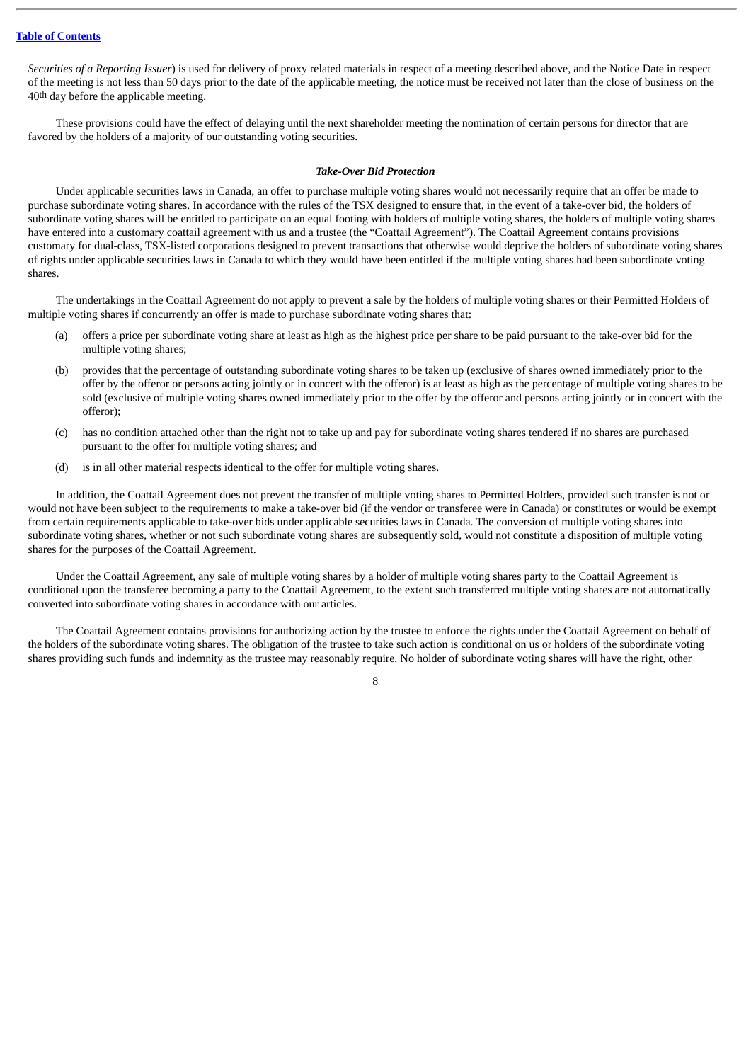*Securities of a Reporting Issuer*) is used for delivery of proxy related materials in respect of a meeting described above, and the Notice Date in respect of the meeting is not less than 50 days prior to the date of the applicable meeting, the notice must be received not later than the close of business on the 40th day before the applicable meeting.

These provisions could have the effect of delaying until the next shareholder meeting the nomination of certain persons for director that are favored by the holders of a majority of our outstanding voting securities.

### *Take-Over Bid Protection*

Under applicable securities laws in Canada, an offer to purchase multiple voting shares would not necessarily require that an offer be made to purchase subordinate voting shares. In accordance with the rules of the TSX designed to ensure that, in the event of a take-over bid, the holders of subordinate voting shares will be entitled to participate on an equal footing with holders of multiple voting shares, the holders of multiple voting shares have entered into a customary coattail agreement with us and a trustee (the "Coattail Agreement"). The Coattail Agreement contains provisions customary for dual-class, TSX-listed corporations designed to prevent transactions that otherwise would deprive the holders of subordinate voting shares of rights under applicable securities laws in Canada to which they would have been entitled if the multiple voting shares had been subordinate voting shares.

The undertakings in the Coattail Agreement do not apply to prevent a sale by the holders of multiple voting shares or their Permitted Holders of multiple voting shares if concurrently an offer is made to purchase subordinate voting shares that:

(a) offers a price per subordinate voting share at least as high as the highest price per share to be paid pursuant to the take-over bid for the multiple voting shares;

(b) provides that the percentage of outstanding subordinate voting shares to be taken up (exclusive of shares owned immediately prior to the offer by the offeror or persons acting jointly or in concert with the offeror) is at least as high as the percentage of multiple voting shares to be sold (exclusive of multiple voting shares owned immediately prior to the offer by the offeror and persons acting jointly or in concert with the offeror);

(c) has no condition attached other than the right not to take up and pay for subordinate voting shares tendered if no shares are purchased pursuant to the offer for multiple voting shares; and

(d) is in all other material respects identical to the offer for multiple voting shares.

In addition, the Coattail Agreement does not prevent the transfer of multiple voting shares to Permitted Holders, provided such transfer is not or would not have been subject to the requirements to make a take-over bid (if the vendor or transferee were in Canada) or constitutes or would be exempt from certain requirements applicable to take-over bids under applicable securities laws in Canada. The conversion of multiple voting shares into subordinate voting shares, whether or not such subordinate voting shares are subsequently sold, would not constitute a disposition of multiple voting shares for the purposes of the Coattail Agreement.

Under the Coattail Agreement, any sale of multiple voting shares by a holder of multiple voting shares party to the Coattail Agreement is conditional upon the transferee becoming a party to the Coattail Agreement, to the extent such transferred multiple voting shares are not automatically converted into subordinate voting shares in accordance with our articles.

The Coattail Agreement contains provisions for authorizing action by the trustee to enforce the rights under the Coattail Agreement on behalf of the holders of the subordinate voting shares. The obligation of the trustee to take such action is conditional on us or holders of the subordinate voting shares providing such funds and indemnity as the trustee may reasonably require. No holder of subordinate voting shares will have the right, other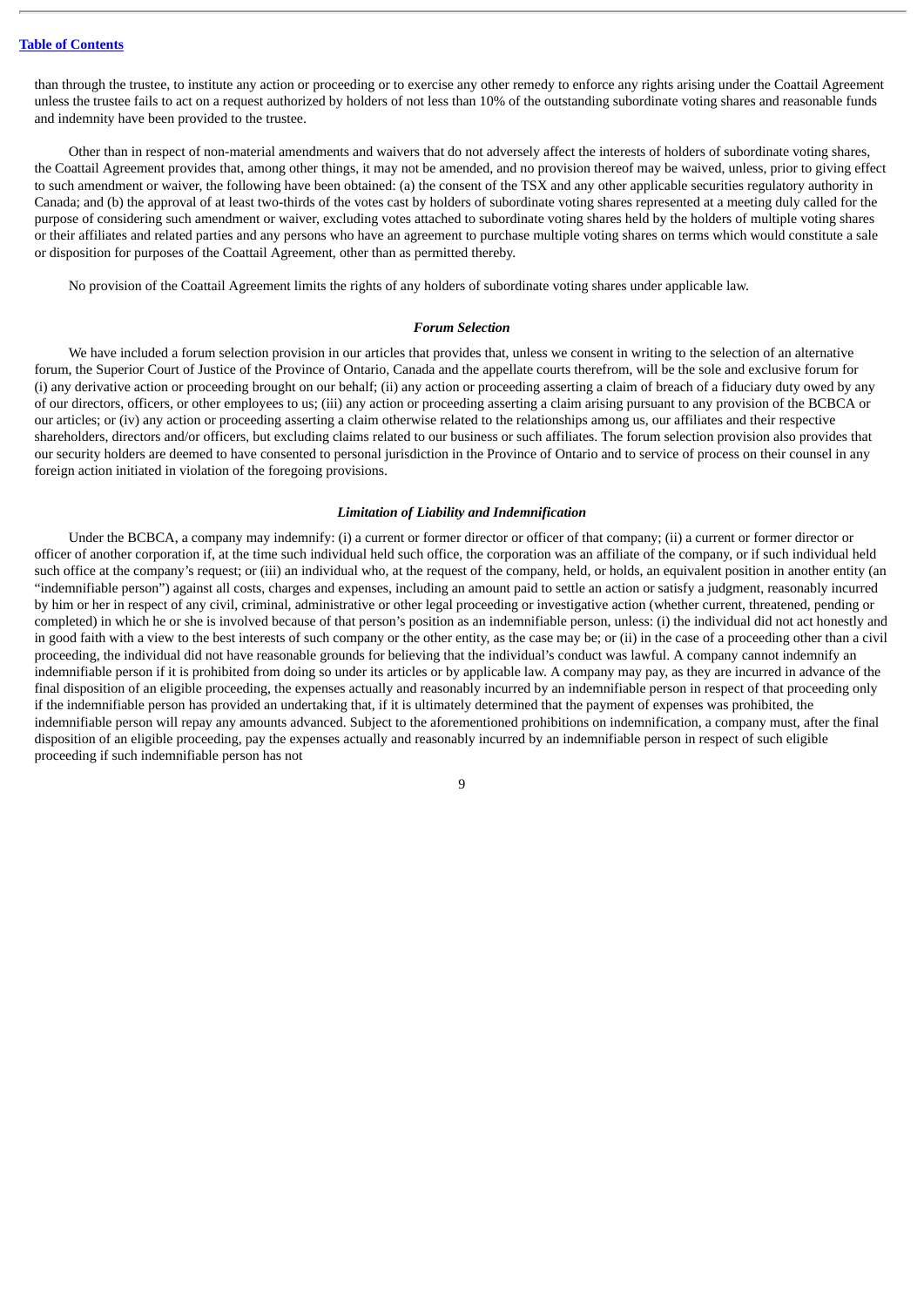than through the trustee, to institute any action or proceeding or to exercise any other remedy to enforce any rights arising under the Coattail Agreement unless the trustee fails to act on a request authorized by holders of not less than 10% of the outstanding subordinate voting shares and reasonable funds and indemnity have been provided to the trustee.

Other than in respect of non-material amendments and waivers that do not adversely affect the interests of holders of subordinate voting shares, the Coattail Agreement provides that, among other things, it may not be amended, and no provision thereof may be waived, unless, prior to giving effect to such amendment or waiver, the following have been obtained: (a) the consent of the TSX and any other applicable securities regulatory authority in Canada; and (b) the approval of at least two-thirds of the votes cast by holders of subordinate voting shares represented at a meeting duly called for the purpose of considering such amendment or waiver, excluding votes attached to subordinate voting shares held by the holders of multiple voting shares or their affiliates and related parties and any persons who have an agreement to purchase multiple voting shares on terms which would constitute a sale or disposition for purposes of the Coattail Agreement, other than as permitted thereby.

No provision of the Coattail Agreement limits the rights of any holders of subordinate voting shares under applicable law.

### *Forum Selection*

We have included a forum selection provision in our articles that provides that, unless we consent in writing to the selection of an alternative forum, the Superior Court of Justice of the Province of Ontario, Canada and the appellate courts therefrom, will be the sole and exclusive forum for (i) any derivative action or proceeding brought on our behalf; (ii) any action or proceeding asserting a claim of breach of a fiduciary duty owed by any of our directors, officers, or other employees to us; (iii) any action or proceeding asserting a claim arising pursuant to any provision of the BCBCA or our articles; or (iv) any action or proceeding asserting a claim otherwise related to the relationships among us, our affiliates and their respective shareholders, directors and/or officers, but excluding claims related to our business or such affiliates. The forum selection provision also provides that our security holders are deemed to have consented to personal jurisdiction in the Province of Ontario and to service of process on their counsel in any foreign action initiated in violation of the foregoing provisions.

### *Limitation of Liability and Indemnification*

Under the BCBCA, a company may indemnify: (i) a current or former director or officer of that company; (ii) a current or former director or officer of another corporation if, at the time such individual held such office, the corporation was an affiliate of the company, or if such individual held such office at the company's request; or (iii) an individual who, at the request of the company, held, or holds, an equivalent position in another entity (an "indemnifiable person") against all costs, charges and expenses, including an amount paid to settle an action or satisfy a judgment, reasonably incurred by him or her in respect of any civil, criminal, administrative or other legal proceeding or investigative action (whether current, threatened, pending or completed) in which he or she is involved because of that person's position as an indemnifiable person, unless: (i) the individual did not act honestly and in good faith with a view to the best interests of such company or the other entity, as the case may be; or (ii) in the case of a proceeding other than a civil proceeding, the individual did not have reasonable grounds for believing that the individual's conduct was lawful. A company cannot indemnify an indemnifiable person if it is prohibited from doing so under its articles or by applicable law. A company may pay, as they are incurred in advance of the final disposition of an eligible proceeding, the expenses actually and reasonably incurred by an indemnifiable person in respect of that proceeding only if the indemnifiable person has provided an undertaking that, if it is ultimately determined that the payment of expenses was prohibited, the indemnifiable person will repay any amounts advanced. Subject to the aforementioned prohibitions on indemnification, a company must, after the final disposition of an eligible proceeding, pay the expenses actually and reasonably incurred by an indemnifiable person in respect of such eligible proceeding if such indemnifiable person has not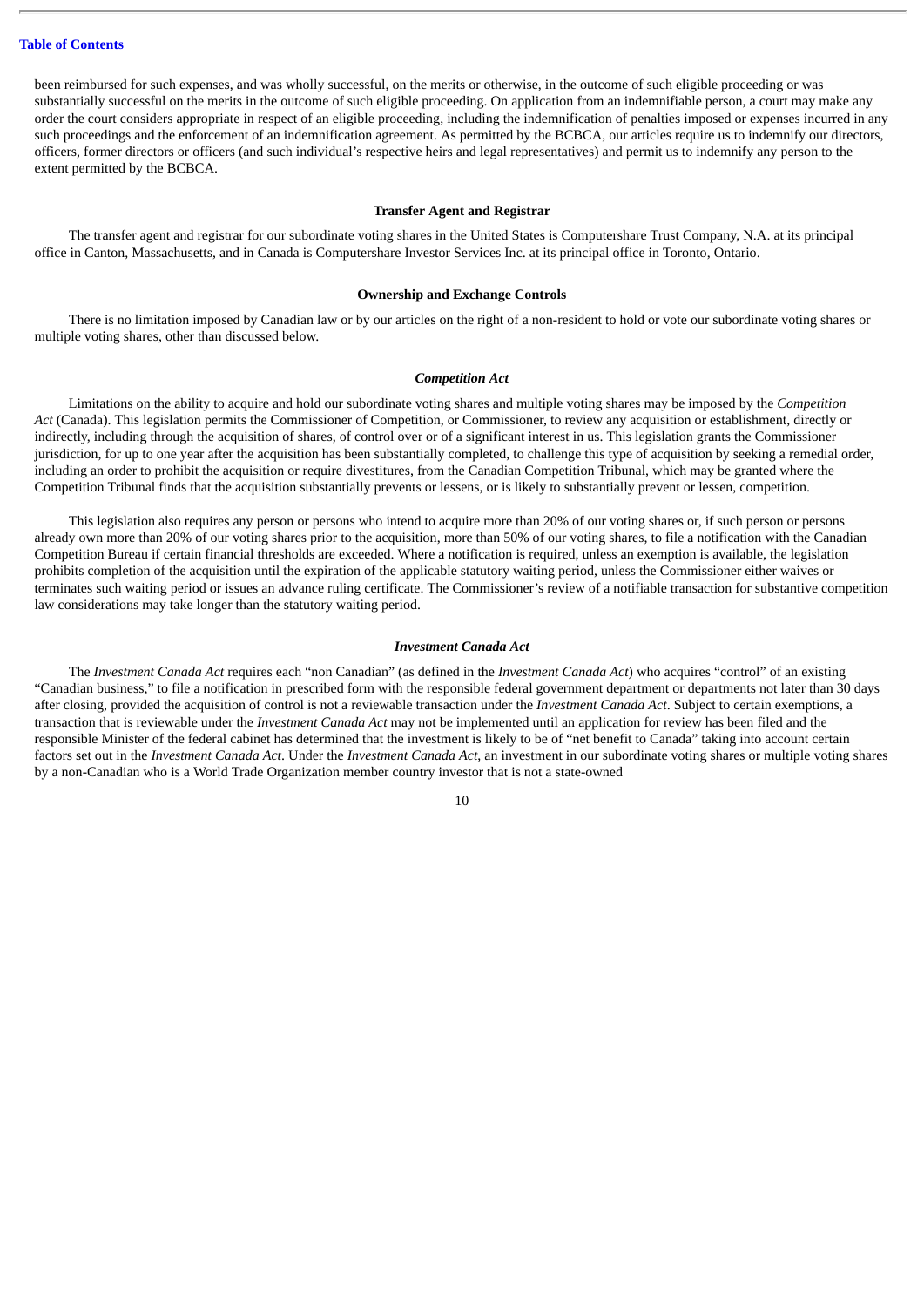been reimbursed for such expenses, and was wholly successful, on the merits or otherwise, in the outcome of such eligible proceeding or was substantially successful on the merits in the outcome of such eligible proceeding. On application from an indemnifiable person, a court may make any order the court considers appropriate in respect of an eligible proceeding, including the indemnification of penalties imposed or expenses incurred in any such proceedings and the enforcement of an indemnification agreement. As permitted by the BCBCA, our articles require us to indemnify our directors, officers, former directors or officers (and such individual's respective heirs and legal representatives) and permit us to indemnify any person to the extent permitted by the BCBCA.

### Transfer Agent and Registrar

The transfer agent and registrar for our subordinate voting shares in the United States is Computershare Trust Company, N.A. at its principal office in Canton, Massachusetts, and in Canada is Computershare Investor Services Inc. at its principal office in Toronto, Ontario.

### Ownership and Exchange Controls

There is no limitation imposed by Canadian law or by our articles on the right of a non-resident to hold or vote our subordinate voting shares or multiple voting shares, other than discussed below.

#### *Competition Act*

Limitations on the ability to acquire and hold our subordinate voting shares and multiple voting shares may be imposed by the *Competition Act* (Canada). This legislation permits the Commissioner of Competition, or Commissioner, to review any acquisition or establishment, directly or indirectly, including through the acquisition of shares, of control over or of a significant interest in us. This legislation grants the Commissioner jurisdiction, for up to one year after the acquisition has been substantially completed, to challenge this type of acquisition by seeking a remedial order, including an order to prohibit the acquisition or require divestitures, from the Canadian Competition Tribunal, which may be granted where the Competition Tribunal finds that the acquisition substantially prevents or lessens, or is likely to substantially prevent or lessen, competition.

This legislation also requires any person or persons who intend to acquire more than 20% of our voting shares or, if such person or persons already own more than 20% of our voting shares prior to the acquisition, more than 50% of our voting shares, to file a notification with the Canadian Competition Bureau if certain financial thresholds are exceeded. Where a notification is required, unless an exemption is available, the legislation prohibits completion of the acquisition until the expiration of the applicable statutory waiting period, unless the Commissioner either waives or terminates such waiting period or issues an advance ruling certificate. The Commissioner's review of a notifiable transaction for substantive competition law considerations may take longer than the statutory waiting period.

#### *Investment Canada Act*

The *Investment Canada Act* requires each "non Canadian" (as defined in the *Investment Canada Act*) who acquires "control" of an existing "Canadian business," to file a notification in prescribed form with the responsible federal government department or departments not later than 30 days after closing, provided the acquisition of control is not a reviewable transaction under the *Investment Canada Act*. Subject to certain exemptions, a transaction that is reviewable under the *Investment Canada Act* may not be implemented until an application for review has been filed and the responsible Minister of the federal cabinet has determined that the investment is likely to be of "net benefit to Canada" taking into account certain factors set out in the *Investment Canada Act*. Under the *Investment Canada Act*, an investment in our subordinate voting shares or multiple voting shares by a non-Canadian who is a World Trade Organization member country investor that is not a state-owned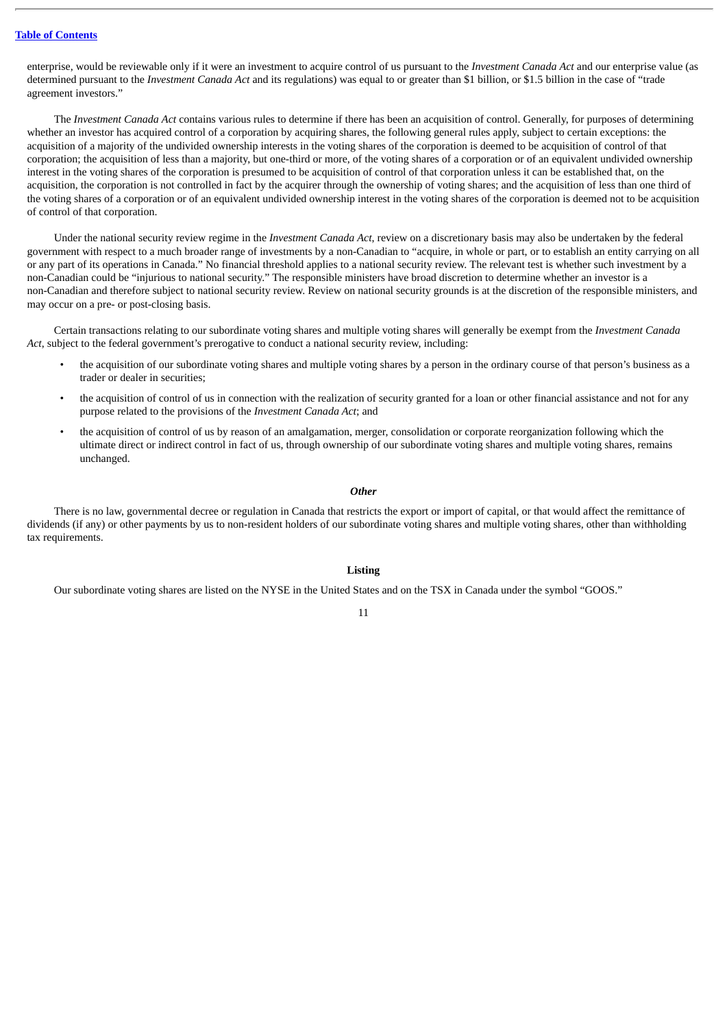enterprise, would be reviewable only if it were an investment to acquire control of us pursuant to the *Investment Canada Act* and our enterprise value (as determined pursuant to the *Investment Canada Act* and its regulations) was equal to or greater than $1 billion, or $1.5 billion in the case of "trade agreement investors."

The *Investment Canada Act* contains various rules to determine if there has been an acquisition of control. Generally, for purposes of determining whether an investor has acquired control of a corporation by acquiring shares, the following general rules apply, subject to certain exceptions: the acquisition of a majority of the undivided ownership interests in the voting shares of the corporation is deemed to be acquisition of control of that corporation; the acquisition of less than a majority, but one-third or more, of the voting shares of a corporation or of an equivalent undivided ownership interest in the voting shares of the corporation is presumed to be acquisition of control of that corporation unless it can be established that, on the acquisition, the corporation is not controlled in fact by the acquirer through the ownership of voting shares; and the acquisition of less than one third of the voting shares of a corporation or of an equivalent undivided ownership interest in the voting shares of the corporation is deemed not to be acquisition of control of that corporation.

Under the national security review regime in the *Investment Canada Act*, review on a discretionary basis may also be undertaken by the federal government with respect to a much broader range of investments by a non-Canadian to "acquire, in whole or part, or to establish an entity carrying on all or any part of its operations in Canada." No financial threshold applies to a national security review. The relevant test is whether such investment by a non-Canadian could be "injurious to national security." The responsible ministers have broad discretion to determine whether an investor is a non-Canadian and therefore subject to national security review. Review on national security grounds is at the discretion of the responsible ministers, and may occur on a pre- or post-closing basis.

Certain transactions relating to our subordinate voting shares and multiple voting shares will generally be exempt from the *Investment Canada Act*, subject to the federal government's prerogative to conduct a national security review, including:

- the acquisition of our subordinate voting shares and multiple voting shares by a person in the ordinary course of that person's business as a trader or dealer in securities;
- the acquisition of control of us in connection with the realization of security granted for a loan or other financial assistance and not for any purpose related to the provisions of the *Investment Canada Act*; and
- the acquisition of control of us by reason of an amalgamation, merger, consolidation or corporate reorganization following which the ultimate direct or indirect control in fact of us, through ownership of our subordinate voting shares and multiple voting shares, remains unchanged.

### *Other*

There is no law, governmental decree or regulation in Canada that restricts the export or import of capital, or that would affect the remittance of dividends (if any) or other payments by us to non-resident holders of our subordinate voting shares and multiple voting shares, other than withholding tax requirements.

## Listing

Our subordinate voting shares are listed on the NYSE in the United States and on the TSX in Canada under the symbol "GOOS."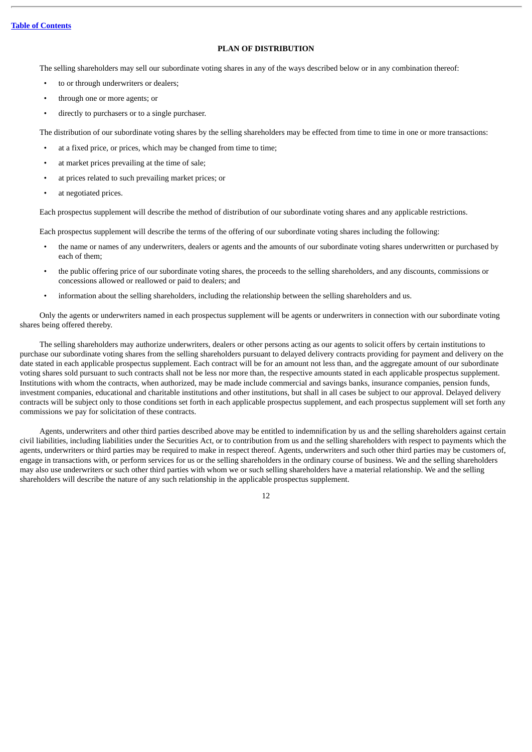## PLAN OF DISTRIBUTION

The selling shareholders may sell our subordinate voting shares in any of the ways described below or in any combination thereof:

- to or through underwriters or dealers;
- through one or more agents; or
- directly to purchasers or to a single purchaser.

The distribution of our subordinate voting shares by the selling shareholders may be effected from time to time in one or more transactions:

- at a fixed price, or prices, which may be changed from time to time;
- at market prices prevailing at the time of sale;
- at prices related to such prevailing market prices; or
- at negotiated prices.

Each prospectus supplement will describe the method of distribution of our subordinate voting shares and any applicable restrictions.

Each prospectus supplement will describe the terms of the offering of our subordinate voting shares including the following:

- the name or names of any underwriters, dealers or agents and the amounts of our subordinate voting shares underwritten or purchased by each of them;
- the public offering price of our subordinate voting shares, the proceeds to the selling shareholders, and any discounts, commissions or concessions allowed or reallowed or paid to dealers; and
- information about the selling shareholders, including the relationship between the selling shareholders and us.

Only the agents or underwriters named in each prospectus supplement will be agents or underwriters in connection with our subordinate voting shares being offered thereby.

The selling shareholders may authorize underwriters, dealers or other persons acting as our agents to solicit offers by certain institutions to purchase our subordinate voting shares from the selling shareholders pursuant to delayed delivery contracts providing for payment and delivery on the date stated in each applicable prospectus supplement. Each contract will be for an amount not less than, and the aggregate amount of our subordinate voting shares sold pursuant to such contracts shall not be less nor more than, the respective amounts stated in each applicable prospectus supplement. Institutions with whom the contracts, when authorized, may be made include commercial and savings banks, insurance companies, pension funds, investment companies, educational and charitable institutions and other institutions, but shall in all cases be subject to our approval. Delayed delivery contracts will be subject only to those conditions set forth in each applicable prospectus supplement, and each prospectus supplement will set forth any commissions we pay for solicitation of these contracts.

Agents, underwriters and other third parties described above may be entitled to indemnification by us and the selling shareholders against certain civil liabilities, including liabilities under the Securities Act, or to contribution from us and the selling shareholders with respect to payments which the agents, underwriters or third parties may be required to make in respect thereof. Agents, underwriters and such other third parties may be customers of, engage in transactions with, or perform services for us or the selling shareholders in the ordinary course of business. We and the selling shareholders may also use underwriters or such other third parties with whom we or such selling shareholders have a material relationship. We and the selling shareholders will describe the nature of any such relationship in the applicable prospectus supplement.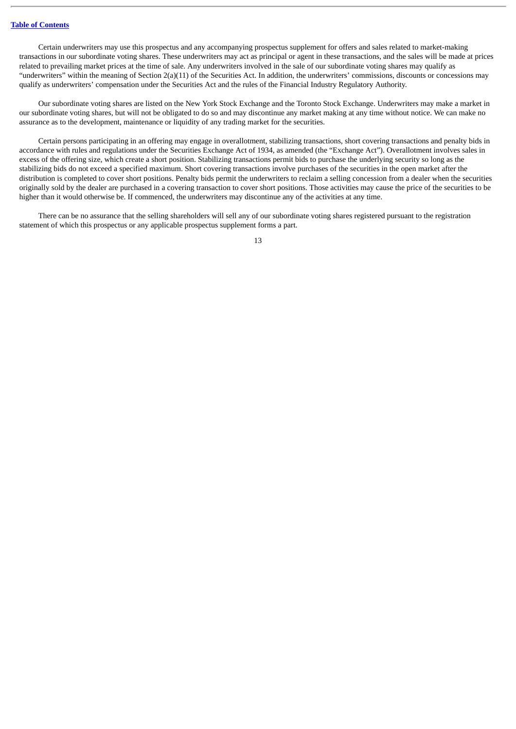Certain underwriters may use this prospectus and any accompanying prospectus supplement for offers and sales related to market-making transactions in our subordinate voting shares. These underwriters may act as principal or agent in these transactions, and the sales will be made at prices related to prevailing market prices at the time of sale. Any underwriters involved in the sale of our subordinate voting shares may qualify as "underwriters" within the meaning of Section 2(a)(11) of the Securities Act. In addition, the underwriters' commissions, discounts or concessions may qualify as underwriters' compensation under the Securities Act and the rules of the Financial Industry Regulatory Authority.

Our subordinate voting shares are listed on the New York Stock Exchange and the Toronto Stock Exchange. Underwriters may make a market in our subordinate voting shares, but will not be obligated to do so and may discontinue any market making at any time without notice. We can make no assurance as to the development, maintenance or liquidity of any trading market for the securities.

Certain persons participating in an offering may engage in overallotment, stabilizing transactions, short covering transactions and penalty bids in accordance with rules and regulations under the Securities Exchange Act of 1934, as amended (the "Exchange Act"). Overallotment involves sales in excess of the offering size, which create a short position. Stabilizing transactions permit bids to purchase the underlying security so long as the stabilizing bids do not exceed a specified maximum. Short covering transactions involve purchases of the securities in the open market after the distribution is completed to cover short positions. Penalty bids permit the underwriters to reclaim a selling concession from a dealer when the securities originally sold by the dealer are purchased in a covering transaction to cover short positions. Those activities may cause the price of the securities to be higher than it would otherwise be. If commenced, the underwriters may discontinue any of the activities at any time.

There can be no assurance that the selling shareholders will sell any of our subordinate voting shares registered pursuant to the registration statement of which this prospectus or any applicable prospectus supplement forms a part.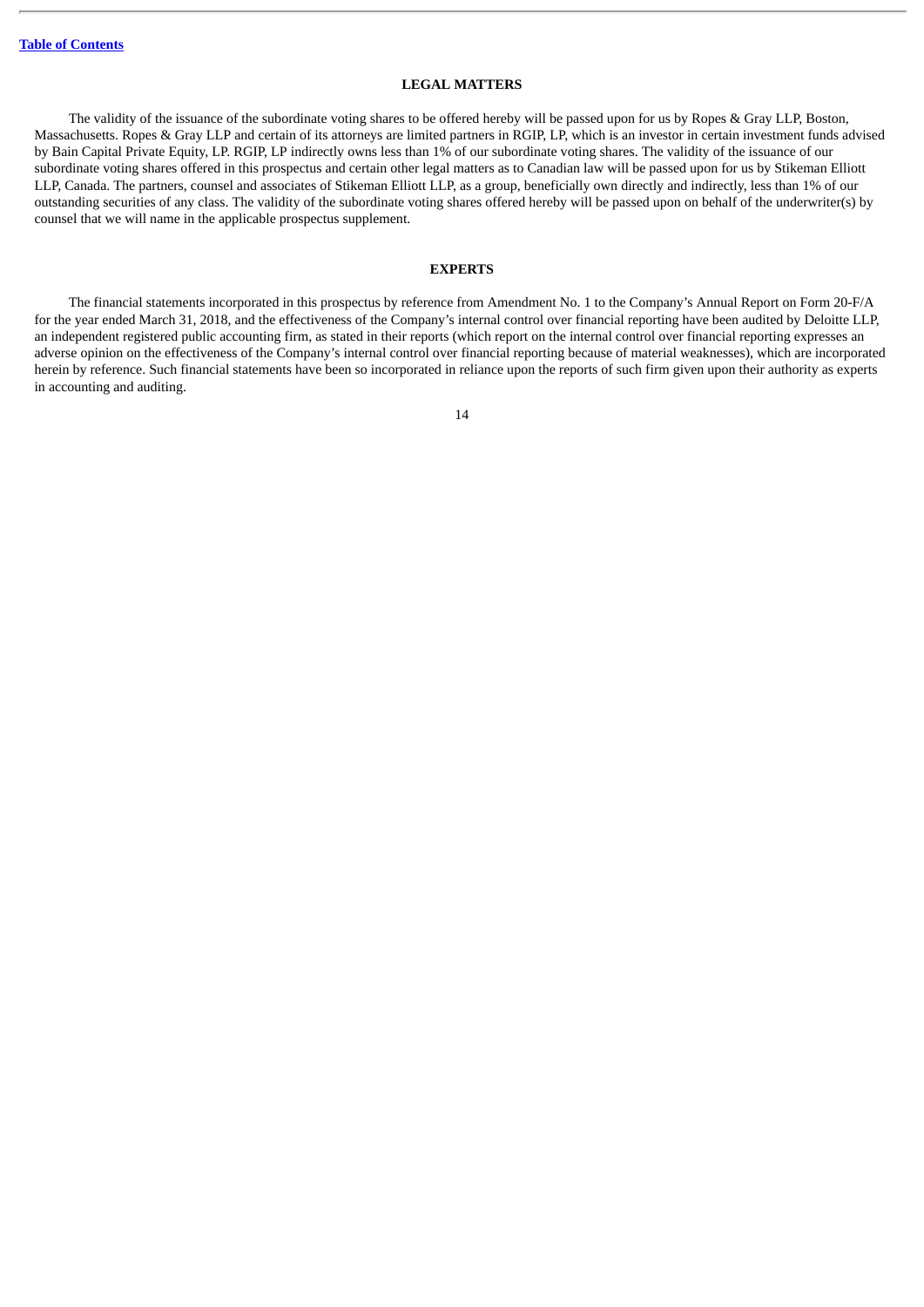## LEGAL MATTERS

The validity of the issuance of the subordinate voting shares to be offered hereby will be passed upon for us by Ropes & Gray LLP, Boston, Massachusetts. Ropes & Gray LLP and certain of its attorneys are limited partners in RGIP, LP, which is an investor in certain investment funds advised by Bain Capital Private Equity, LP. RGIP, LP indirectly owns less than 1% of our subordinate voting shares. The validity of the issuance of our subordinate voting shares offered in this prospectus and certain other legal matters as to Canadian law will be passed upon for us by Stikeman Elliott LLP, Canada. The partners, counsel and associates of Stikeman Elliott LLP, as a group, beneficially own directly and indirectly, less than 1% of our outstanding securities of any class. The validity of the subordinate voting shares offered hereby will be passed upon on behalf of the underwriter(s) by counsel that we will name in the applicable prospectus supplement.

## EXPERTS

The financial statements incorporated in this prospectus by reference from Amendment No. 1 to the Company's Annual Report on Form 20-F/A for the year ended March 31, 2018, and the effectiveness of the Company's internal control over financial reporting have been audited by Deloitte LLP, an independent registered public accounting firm, as stated in their reports (which report on the internal control over financial reporting expresses an adverse opinion on the effectiveness of the Company's internal control over financial reporting because of material weaknesses), which are incorporated herein by reference. Such financial statements have been so incorporated in reliance upon the reports of such firm given upon their authority as experts in accounting and auditing.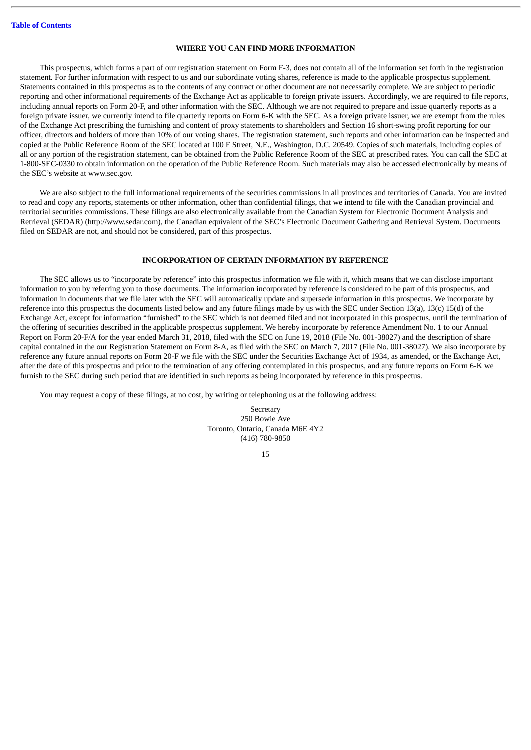[Table of Contents](#)

## WHERE YOU CAN FIND MORE INFORMATION

This prospectus, which forms a part of our registration statement on Form F-3, does not contain all of the information set forth in the registration statement. For further information with respect to us and our subordinate voting shares, reference is made to the applicable prospectus supplement. Statements contained in this prospectus as to the contents of any contract or other document are not necessarily complete. We are subject to periodic reporting and other informational requirements of the Exchange Act as applicable to foreign private issuers. Accordingly, we are required to file reports, including annual reports on Form 20-F, and other information with the SEC. Although we are not required to prepare and issue quarterly reports as a foreign private issuer, we currently intend to file quarterly reports on Form 6-K with the SEC. As a foreign private issuer, we are exempt from the rules of the Exchange Act prescribing the furnishing and content of proxy statements to shareholders and Section 16 short-swing profit reporting for our officer, directors and holders of more than 10% of our voting shares. The registration statement, such reports and other information can be inspected and copied at the Public Reference Room of the SEC located at 100 F Street, N.E., Washington, D.C. 20549. Copies of such materials, including copies of all or any portion of the registration statement, can be obtained from the Public Reference Room of the SEC at prescribed rates. You can call the SEC at 1-800-SEC-0330 to obtain information on the operation of the Public Reference Room. Such materials may also be accessed electronically by means of the SEC's website at www.sec.gov.

We are also subject to the full informational requirements of the securities commissions in all provinces and territories of Canada. You are invited to read and copy any reports, statements or other information, other than confidential filings, that we intend to file with the Canadian provincial and territorial securities commissions. These filings are also electronically available from the Canadian System for Electronic Document Analysis and Retrieval (SEDAR) (http://www.sedar.com), the Canadian equivalent of the SEC's Electronic Document Gathering and Retrieval System. Documents filed on SEDAR are not, and should not be considered, part of this prospectus.

## INCORPORATION OF CERTAIN INFORMATION BY REFERENCE

The SEC allows us to "incorporate by reference" into this prospectus information we file with it, which means that we can disclose important information to you by referring you to those documents. The information incorporated by reference is considered to be part of this prospectus, and information in documents that we file later with the SEC will automatically update and supersede information in this prospectus. We incorporate by reference into this prospectus the documents listed below and any future filings made by us with the SEC under Section 13(a), 13(c) 15(d) of the Exchange Act, except for information "furnished" to the SEC which is not deemed filed and not incorporated in this prospectus, until the termination of the offering of securities described in the applicable prospectus supplement. We hereby incorporate by reference Amendment No. 1 to our Annual Report on Form 20-F/A for the year ended March 31, 2018, filed with the SEC on June 19, 2018 (File No. 001-38027) and the description of share capital contained in the our Registration Statement on Form 8-A, as filed with the SEC on March 7, 2017 (File No. 001-38027). We also incorporate by reference any future annual reports on Form 20-F we file with the SEC under the Securities Exchange Act of 1934, as amended, or the Exchange Act, after the date of this prospectus and prior to the termination of any offering contemplated in this prospectus, and any future reports on Form 6-K we furnish to the SEC during such period that are identified in such reports as being incorporated by reference in this prospectus.

You may request a copy of these filings, at no cost, by writing or telephoning us at the following address:

Secretary
250 Bowie Ave
Toronto, Ontario, Canada M6E 4Y2
(416) 780-9850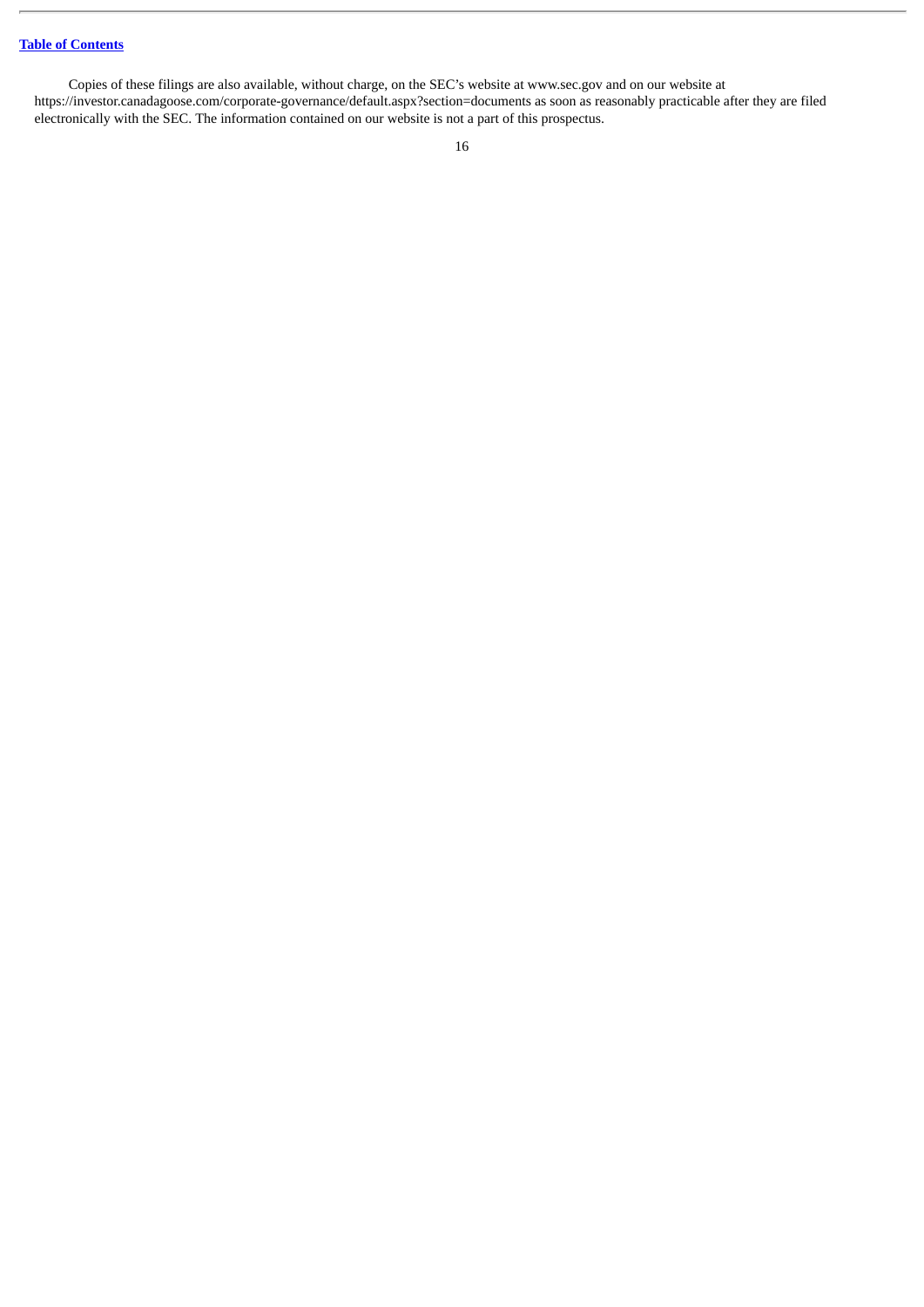Copies of these filings are also available, without charge, on the SEC's website at www.sec.gov and on our website at https://investor.canadagoose.com/corporate-governance/default.aspx?section=documents as soon as reasonably practicable after they are filed electronically with the SEC. The information contained on our website is not a part of this prospectus.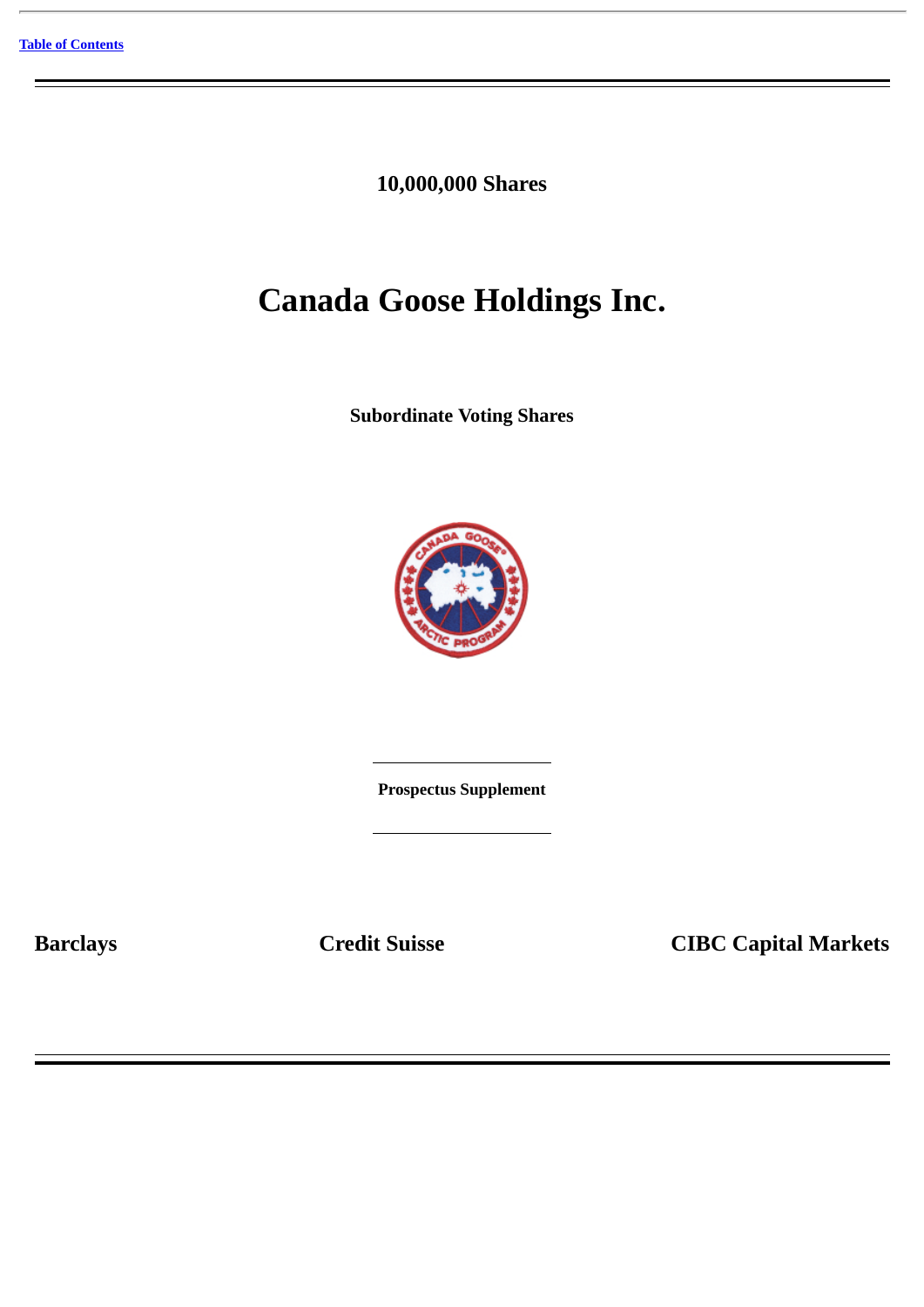[Table of Contents](#)

**10,000,000 Shares**

# Canada Goose Holdings Inc.

**Subordinate Voting Shares**

**Prospectus Supplement**

**Barclays** **Credit Suisse** **CIBC Capital Markets**